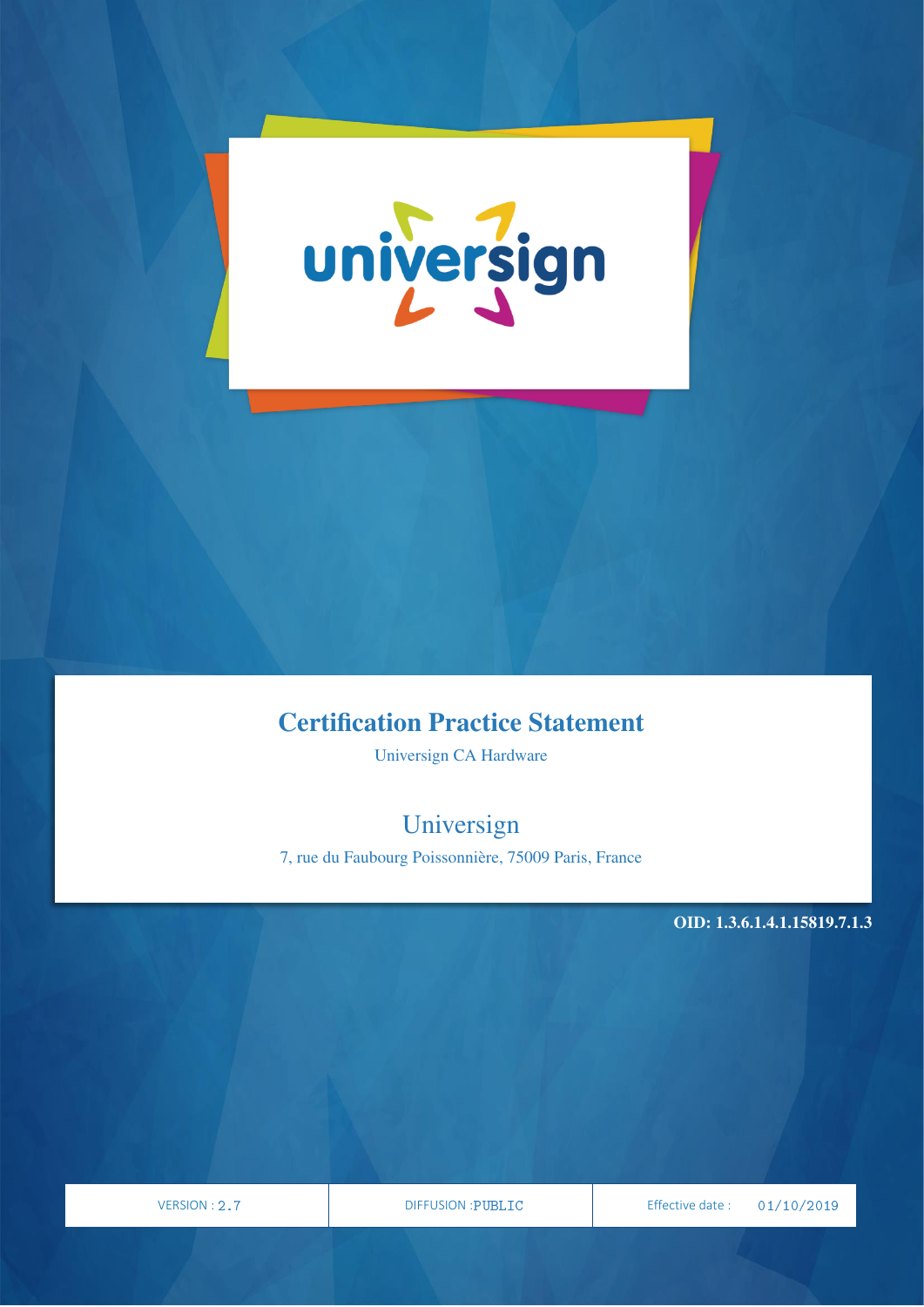universign

# Certification Practice Statement

Universign CA Hardware

## Universign

7, rue du Faubourg Poissonnière, 75009 Paris, France

**OID: 1.3.6.1.4.1.15819.7.1.3**

| VERSION : 2.7 | DIFFUSION :PUBLIC | Effective date : 01/10/2019 |
| --- | --- | --- |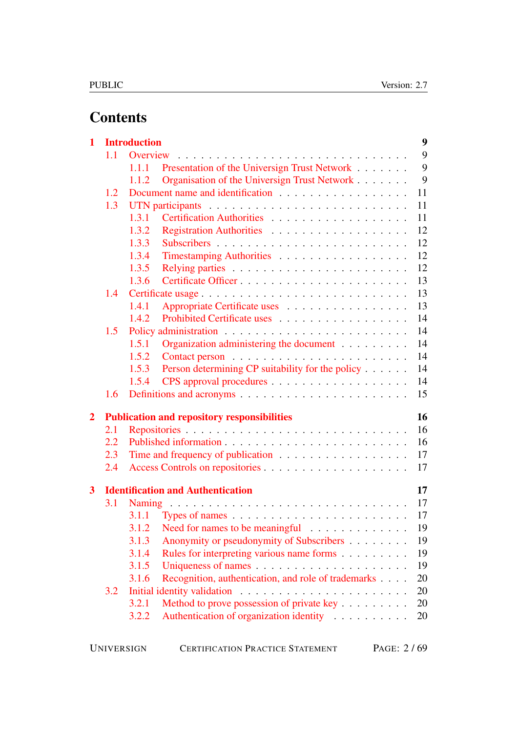# Contents

- **1 Introduction** — **9**
  - 1.1 Overview — 9
    - 1.1.1 Presentation of the Universign Trust Network — 9
    - 1.1.2 Organisation of the Universign Trust Network — 9
  - 1.2 Document name and identification — 11
  - 1.3 UTN participants — 11
    - 1.3.1 Certification Authorities — 11
    - 1.3.2 Registration Authorities — 12
    - 1.3.3 Subscribers — 12
    - 1.3.4 Timestamping Authorities — 12
    - 1.3.5 Relying parties — 12
    - 1.3.6 Certificate Officer — 13
  - 1.4 Certificate usage — 13
    - 1.4.1 Appropriate Certificate uses — 13
    - 1.4.2 Prohibited Certificate uses — 14
  - 1.5 Policy administration — 14
    - 1.5.1 Organization administering the document — 14
    - 1.5.2 Contact person — 14
    - 1.5.3 Person determining CP suitability for the policy — 14
    - 1.5.4 CPS approval procedures — 14
  - 1.6 Definitions and acronyms — 15
- **2 Publication and repository responsibilities** — **16**
  - 2.1 Repositories — 16
  - 2.2 Published information — 16
  - 2.3 Time and frequency of publication — 17
  - 2.4 Access Controls on repositories — 17
- **3 Identification and Authentication** — **17**
  - 3.1 Naming — 17
    - 3.1.1 Types of names — 17
    - 3.1.2 Need for names to be meaningful — 19
    - 3.1.3 Anonymity or pseudonymity of Subscribers — 19
    - 3.1.4 Rules for interpreting various name forms — 19
    - 3.1.5 Uniqueness of names — 19
    - 3.1.6 Recognition, authentication, and role of trademarks — 20
  - 3.2 Initial identity validation — 20
    - 3.2.1 Method to prove possession of private key — 20
    - 3.2.2 Authentication of organization identity — 20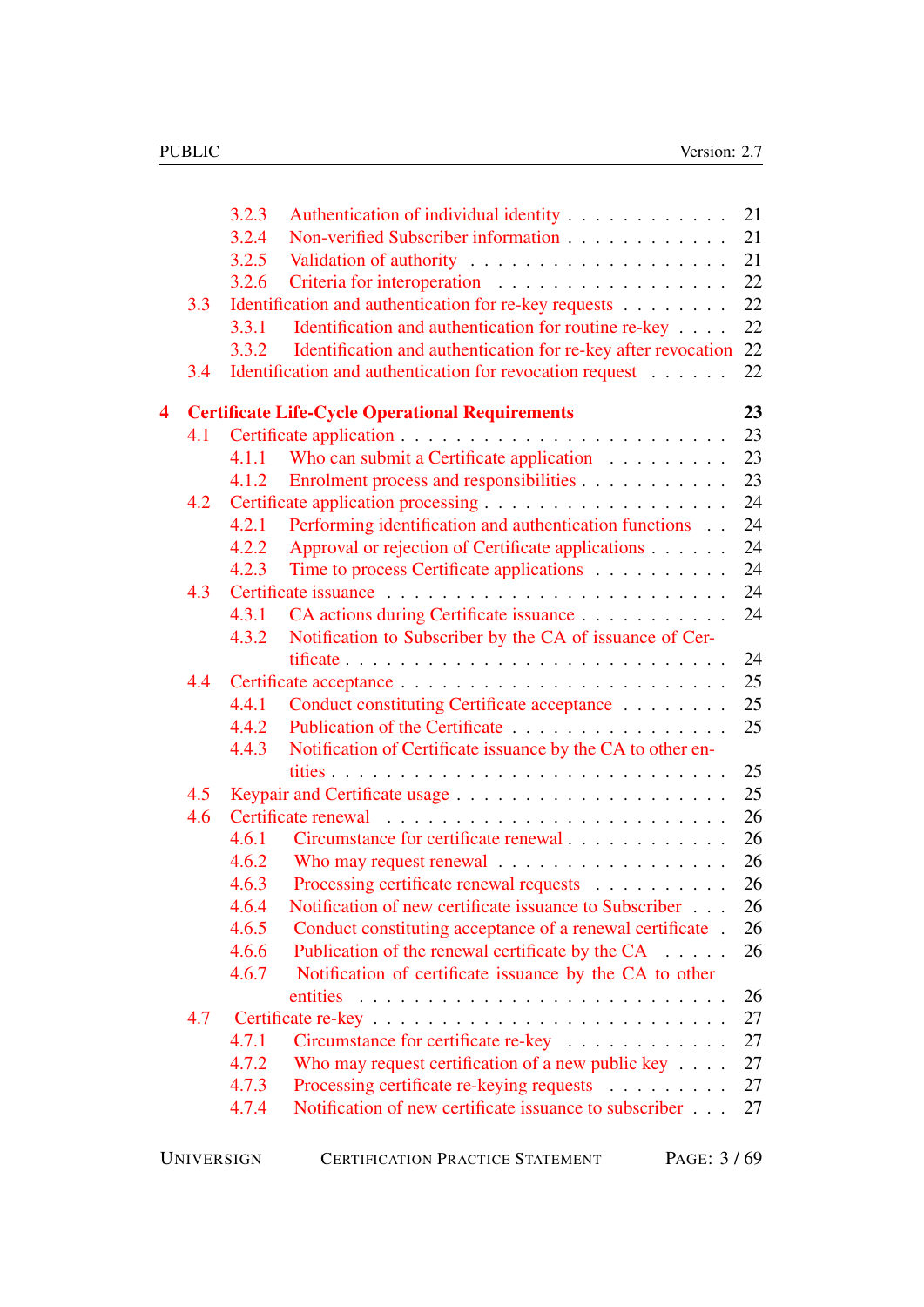- 3.2.3 Authentication of individual identity . . . . . . . . . . . . 21
- 3.2.4 Non-verified Subscriber information . . . . . . . . . . . . 21
- 3.2.5 Validation of authority . . . . . . . . . . . . . . . . . . 21
- 3.2.6 Criteria for interoperation . . . . . . . . . . . . . . . . 22
- 3.3 Identification and authentication for re-key requests . . . . . . . . 22
  - 3.3.1 Identification and authentication for routine re-key . . . . 22
  - 3.3.2 Identification and authentication for re-key after revocation 22
- 3.4 Identification and authentication for revocation request . . . . . . 22

**4 Certificate Life-Cycle Operational Requirements 23**

- 4.1 Certificate application . . . . . . . . . . . . . . . . . . . . . . 23
  - 4.1.1 Who can submit a Certificate application . . . . . . . . . 23
  - 4.1.2 Enrolment process and responsibilities . . . . . . . . . . . 23
- 4.2 Certificate application processing . . . . . . . . . . . . . . . . . 24
  - 4.2.1 Performing identification and authentication functions . . 24
  - 4.2.2 Approval or rejection of Certificate applications . . . . . . 24
  - 4.2.3 Time to process Certificate applications . . . . . . . . . . 24
- 4.3 Certificate issuance . . . . . . . . . . . . . . . . . . . . . . . . 24
  - 4.3.1 CA actions during Certificate issuance . . . . . . . . . . . 24
  - 4.3.2 Notification to Subscriber by the CA of issuance of Certificate . . . . . . . . . . . . . . . . . . . . . . . . . . 24
- 4.4 Certificate acceptance . . . . . . . . . . . . . . . . . . . . . . . 25
  - 4.4.1 Conduct constituting Certificate acceptance . . . . . . . . 25
  - 4.4.2 Publication of the Certificate . . . . . . . . . . . . . . . . 25
  - 4.4.3 Notification of Certificate issuance by the CA to other entities . . . . . . . . . . . . . . . . . . . . . . . . . . . 25
- 4.5 Keypair and Certificate usage . . . . . . . . . . . . . . . . . . . 25
- 4.6 Certificate renewal . . . . . . . . . . . . . . . . . . . . . . . . 26
  - 4.6.1 Circumstance for certificate renewal . . . . . . . . . . . . 26
  - 4.6.2 Who may request renewal . . . . . . . . . . . . . . . . . 26
  - 4.6.3 Processing certificate renewal requests . . . . . . . . . . 26
  - 4.6.4 Notification of new certificate issuance to Subscriber . . . 26
  - 4.6.5 Conduct constituting acceptance of a renewal certificate . 26
  - 4.6.6 Publication of the renewal certificate by the CA . . . . . 26
  - 4.6.7 Notification of certificate issuance by the CA to other entities . . . . . . . . . . . . . . . . . . . . . . . . . . . 26
- 4.7 Certificate re-key . . . . . . . . . . . . . . . . . . . . . . . . . 27
  - 4.7.1 Circumstance for certificate re-key . . . . . . . . . . . . 27
  - 4.7.2 Who may request certification of a new public key . . . . 27
  - 4.7.3 Processing certificate re-keying requests . . . . . . . . . 27
  - 4.7.4 Notification of new certificate issuance to subscriber . . . 27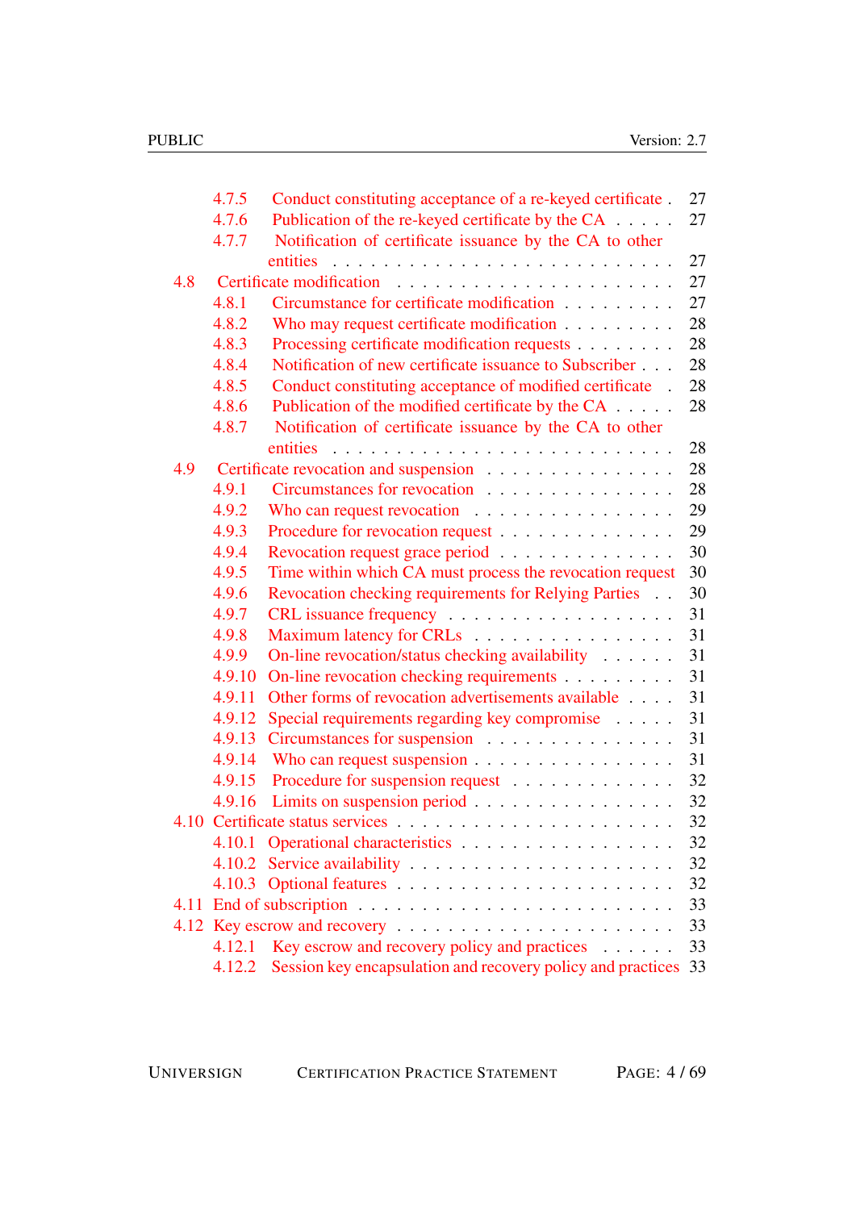- 4.7.5 Conduct constituting acceptance of a re-keyed certificate . . . 27
- 4.7.6 Publication of the re-keyed certificate by the CA . . . . . 27
- 4.7.7 Notification of certificate issuance by the CA to other entities . . . . . . . . . . . . . . . . . . . . . . . . . 27
- 4.8 Certificate modification . . . . . . . . . . . . . . . . . . . . 27
  - 4.8.1 Circumstance for certificate modification . . . . . . . . . 27
  - 4.8.2 Who may request certificate modification . . . . . . . . . 28
  - 4.8.3 Processing certificate modification requests . . . . . . . . 28
  - 4.8.4 Notification of new certificate issuance to Subscriber . . . 28
  - 4.8.5 Conduct constituting acceptance of modified certificate . 28
  - 4.8.6 Publication of the modified certificate by the CA . . . . . 28
  - 4.8.7 Notification of certificate issuance by the CA to other entities . . . . . . . . . . . . . . . . . . . . . . . . . 28
- 4.9 Certificate revocation and suspension . . . . . . . . . . . . . . 28
  - 4.9.1 Circumstances for revocation . . . . . . . . . . . . . . . 28
  - 4.9.2 Who can request revocation . . . . . . . . . . . . . . . 29
  - 4.9.3 Procedure for revocation request . . . . . . . . . . . . . 29
  - 4.9.4 Revocation request grace period . . . . . . . . . . . . . 30
  - 4.9.5 Time within which CA must process the revocation request 30
  - 4.9.6 Revocation checking requirements for Relying Parties . . 30
  - 4.9.7 CRL issuance frequency . . . . . . . . . . . . . . . . . 31
  - 4.9.8 Maximum latency for CRLs . . . . . . . . . . . . . . . . 31
  - 4.9.9 On-line revocation/status checking availability . . . . . . 31
  - 4.9.10 On-line revocation checking requirements . . . . . . . . . 31
  - 4.9.11 Other forms of revocation advertisements available . . . . 31
  - 4.9.12 Special requirements regarding key compromise . . . . . 31
  - 4.9.13 Circumstances for suspension . . . . . . . . . . . . . . . 31
  - 4.9.14 Who can request suspension . . . . . . . . . . . . . . . . 31
  - 4.9.15 Procedure for suspension request . . . . . . . . . . . . . 32
  - 4.9.16 Limits on suspension period . . . . . . . . . . . . . . . . 32
- 4.10 Certificate status services . . . . . . . . . . . . . . . . . . . . 32
  - 4.10.1 Operational characteristics . . . . . . . . . . . . . . . . 32
  - 4.10.2 Service availability . . . . . . . . . . . . . . . . . . . . 32
  - 4.10.3 Optional features . . . . . . . . . . . . . . . . . . . . . 32
- 4.11 End of subscription . . . . . . . . . . . . . . . . . . . . . . . 33
- 4.12 Key escrow and recovery . . . . . . . . . . . . . . . . . . . . . 33
  - 4.12.1 Key escrow and recovery policy and practices . . . . . . 33
  - 4.12.2 Session key encapsulation and recovery policy and practices 33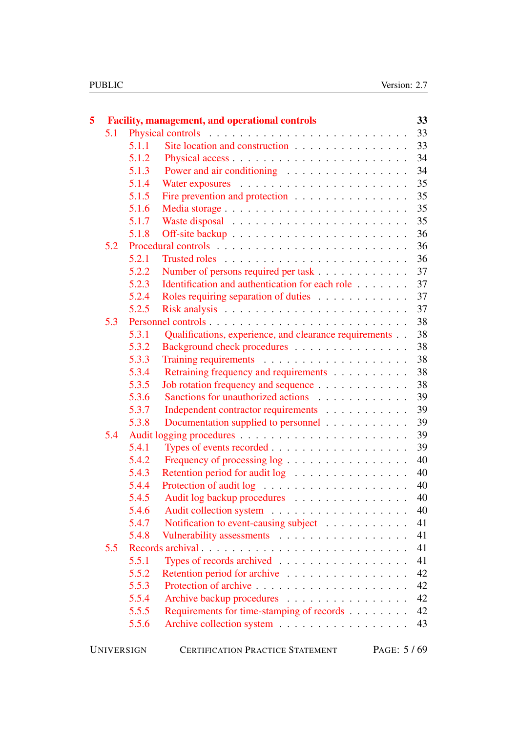**5 Facility, management, and operational controls** 33

- 5.1 Physical controls 33
  - 5.1.1 Site location and construction 33
  - 5.1.2 Physical access 34
  - 5.1.3 Power and air conditioning 34
  - 5.1.4 Water exposures 35
  - 5.1.5 Fire prevention and protection 35
  - 5.1.6 Media storage 35
  - 5.1.7 Waste disposal 35
  - 5.1.8 Off-site backup 36
- 5.2 Procedural controls 36
  - 5.2.1 Trusted roles 36
  - 5.2.2 Number of persons required per task 37
  - 5.2.3 Identification and authentication for each role 37
  - 5.2.4 Roles requiring separation of duties 37
  - 5.2.5 Risk analysis 37
- 5.3 Personnel controls 38
  - 5.3.1 Qualifications, experience, and clearance requirements 38
  - 5.3.2 Background check procedures 38
  - 5.3.3 Training requirements 38
  - 5.3.4 Retraining frequency and requirements 38
  - 5.3.5 Job rotation frequency and sequence 38
  - 5.3.6 Sanctions for unauthorized actions 39
  - 5.3.7 Independent contractor requirements 39
  - 5.3.8 Documentation supplied to personnel 39
- 5.4 Audit logging procedures 39
  - 5.4.1 Types of events recorded 39
  - 5.4.2 Frequency of processing log 40
  - 5.4.3 Retention period for audit log 40
  - 5.4.4 Protection of audit log 40
  - 5.4.5 Audit log backup procedures 40
  - 5.4.6 Audit collection system 40
  - 5.4.7 Notification to event-causing subject 41
  - 5.4.8 Vulnerability assessments 41
- 5.5 Records archival 41
  - 5.5.1 Types of records archived 41
  - 5.5.2 Retention period for archive 42
  - 5.5.3 Protection of archive 42
  - 5.5.4 Archive backup procedures 42
  - 5.5.5 Requirements for time-stamping of records 42
  - 5.5.6 Archive collection system 43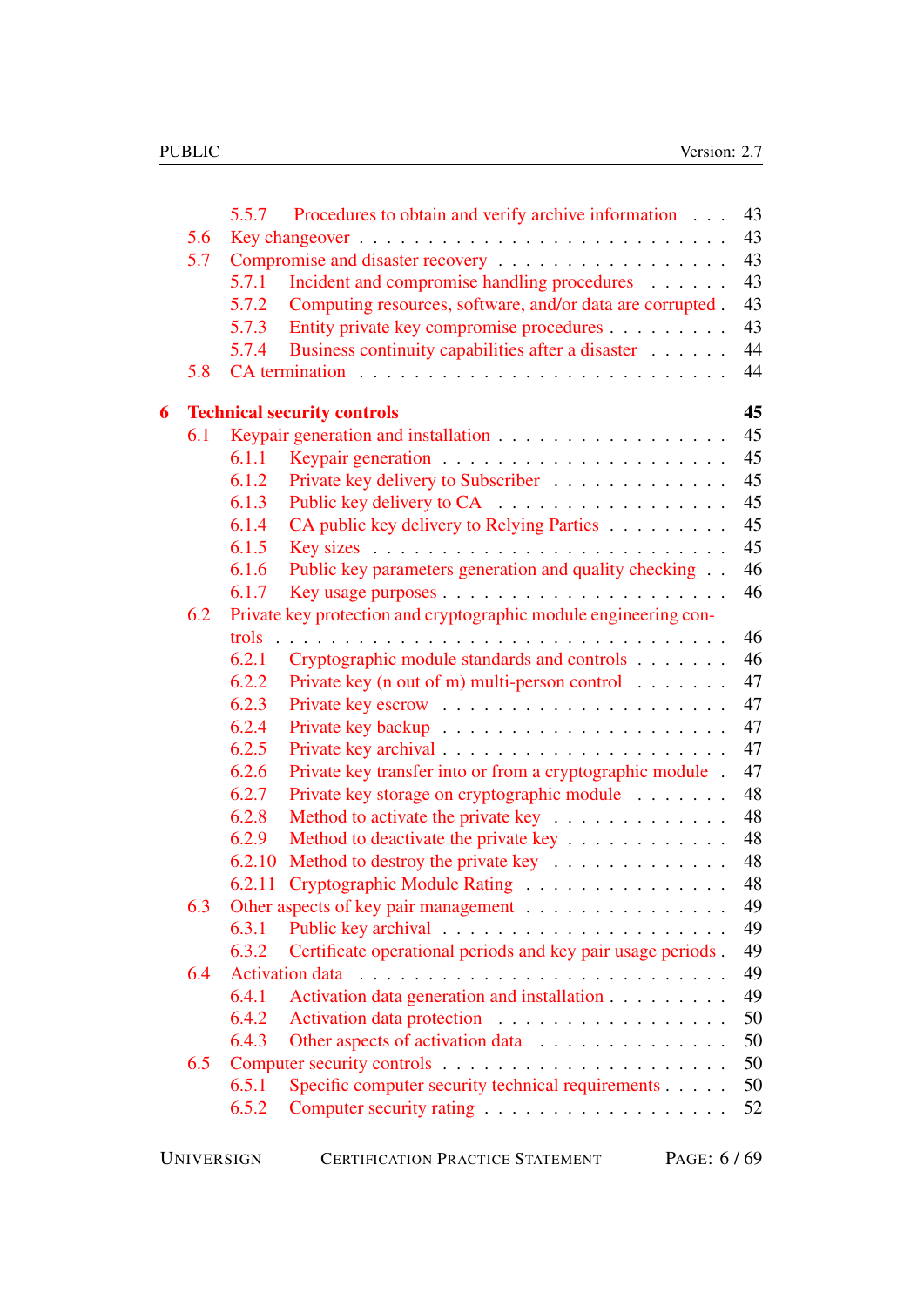- 5.5.7 Procedures to obtain and verify archive information . . . 43
- 5.6 Key changeover . . . 43
- 5.7 Compromise and disaster recovery . . . 43
  - 5.7.1 Incident and compromise handling procedures . . . 43
  - 5.7.2 Computing resources, software, and/or data are corrupted . 43
  - 5.7.3 Entity private key compromise procedures . . . 43
  - 5.7.4 Business continuity capabilities after a disaster . . . 44
- 5.8 CA termination . . . 44

**6 Technical security controls** **45**

- 6.1 Keypair generation and installation . . . 45
  - 6.1.1 Keypair generation . . . 45
  - 6.1.2 Private key delivery to Subscriber . . . 45
  - 6.1.3 Public key delivery to CA . . . 45
  - 6.1.4 CA public key delivery to Relying Parties . . . 45
  - 6.1.5 Key sizes . . . 45
  - 6.1.6 Public key parameters generation and quality checking . . 46
  - 6.1.7 Key usage purposes . . . 46
- 6.2 Private key protection and cryptographic module engineering controls . . . 46
  - 6.2.1 Cryptographic module standards and controls . . . 46
  - 6.2.2 Private key (n out of m) multi-person control . . . 47
  - 6.2.3 Private key escrow . . . 47
  - 6.2.4 Private key backup . . . 47
  - 6.2.5 Private key archival . . . 47
  - 6.2.6 Private key transfer into or from a cryptographic module . 47
  - 6.2.7 Private key storage on cryptographic module . . . 48
  - 6.2.8 Method to activate the private key . . . 48
  - 6.2.9 Method to deactivate the private key . . . 48
  - 6.2.10 Method to destroy the private key . . . 48
  - 6.2.11 Cryptographic Module Rating . . . 48
- 6.3 Other aspects of key pair management . . . 49
  - 6.3.1 Public key archival . . . 49
  - 6.3.2 Certificate operational periods and key pair usage periods . 49
- 6.4 Activation data . . . 49
  - 6.4.1 Activation data generation and installation . . . 49
  - 6.4.2 Activation data protection . . . 50
  - 6.4.3 Other aspects of activation data . . . 50
- 6.5 Computer security controls . . . 50
  - 6.5.1 Specific computer security technical requirements . . . 50
  - 6.5.2 Computer security rating . . . 52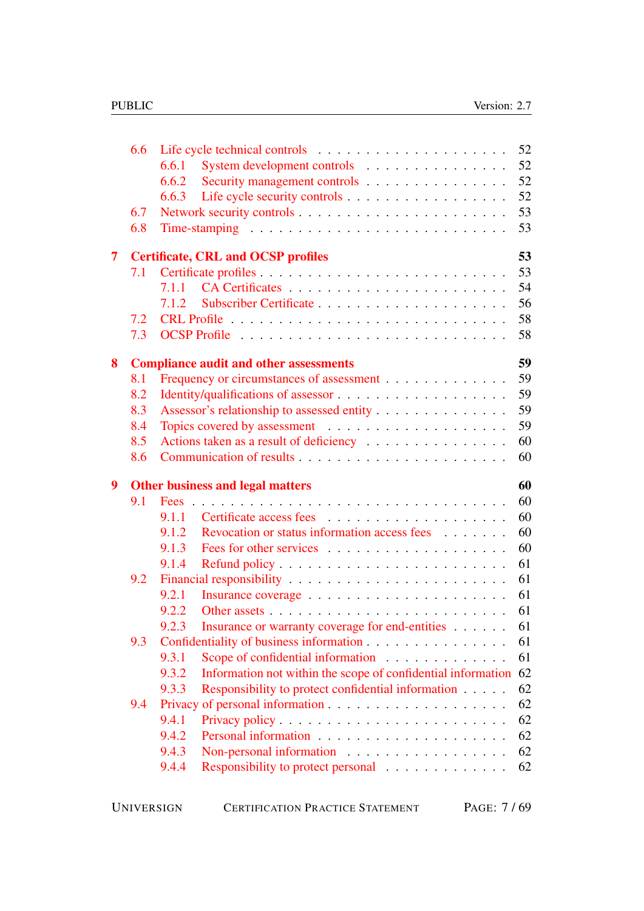- 6.6 Life cycle technical controls . . . . . 52
  - 6.6.1 System development controls . . . . . 52
  - 6.6.2 Security management controls . . . . . 52
  - 6.6.3 Life cycle security controls . . . . . 52
- 6.7 Network security controls . . . . . 53
- 6.8 Time-stamping . . . . . 53

**7 Certificate, CRL and OCSP profiles** **53**

- 7.1 Certificate profiles . . . . . 53
  - 7.1.1 CA Certificates . . . . . 54
  - 7.1.2 Subscriber Certificate . . . . . 56
- 7.2 CRL Profile . . . . . 58
- 7.3 OCSP Profile . . . . . 58

**8 Compliance audit and other assessments** **59**

- 8.1 Frequency or circumstances of assessment . . . . . 59
- 8.2 Identity/qualifications of assessor . . . . . 59
- 8.3 Assessor's relationship to assessed entity . . . . . 59
- 8.4 Topics covered by assessment . . . . . 59
- 8.5 Actions taken as a result of deficiency . . . . . 60
- 8.6 Communication of results . . . . . 60

**9 Other business and legal matters** **60**

- 9.1 Fees . . . . . 60
  - 9.1.1 Certificate access fees . . . . . 60
  - 9.1.2 Revocation or status information access fees . . . . . 60
  - 9.1.3 Fees for other services . . . . . 60
  - 9.1.4 Refund policy . . . . . 61
- 9.2 Financial responsibility . . . . . 61
  - 9.2.1 Insurance coverage . . . . . 61
  - 9.2.2 Other assets . . . . . 61
  - 9.2.3 Insurance or warranty coverage for end-entities . . . . . 61
- 9.3 Confidentiality of business information . . . . . 61
  - 9.3.1 Scope of confidential information . . . . . 61
  - 9.3.2 Information not within the scope of confidential information 62
  - 9.3.3 Responsibility to protect confidential information . . . . . 62
- 9.4 Privacy of personal information . . . . . 62
  - 9.4.1 Privacy policy . . . . . 62
  - 9.4.2 Personal information . . . . . 62
  - 9.4.3 Non-personal information . . . . . 62
  - 9.4.4 Responsibility to protect personal . . . . . 62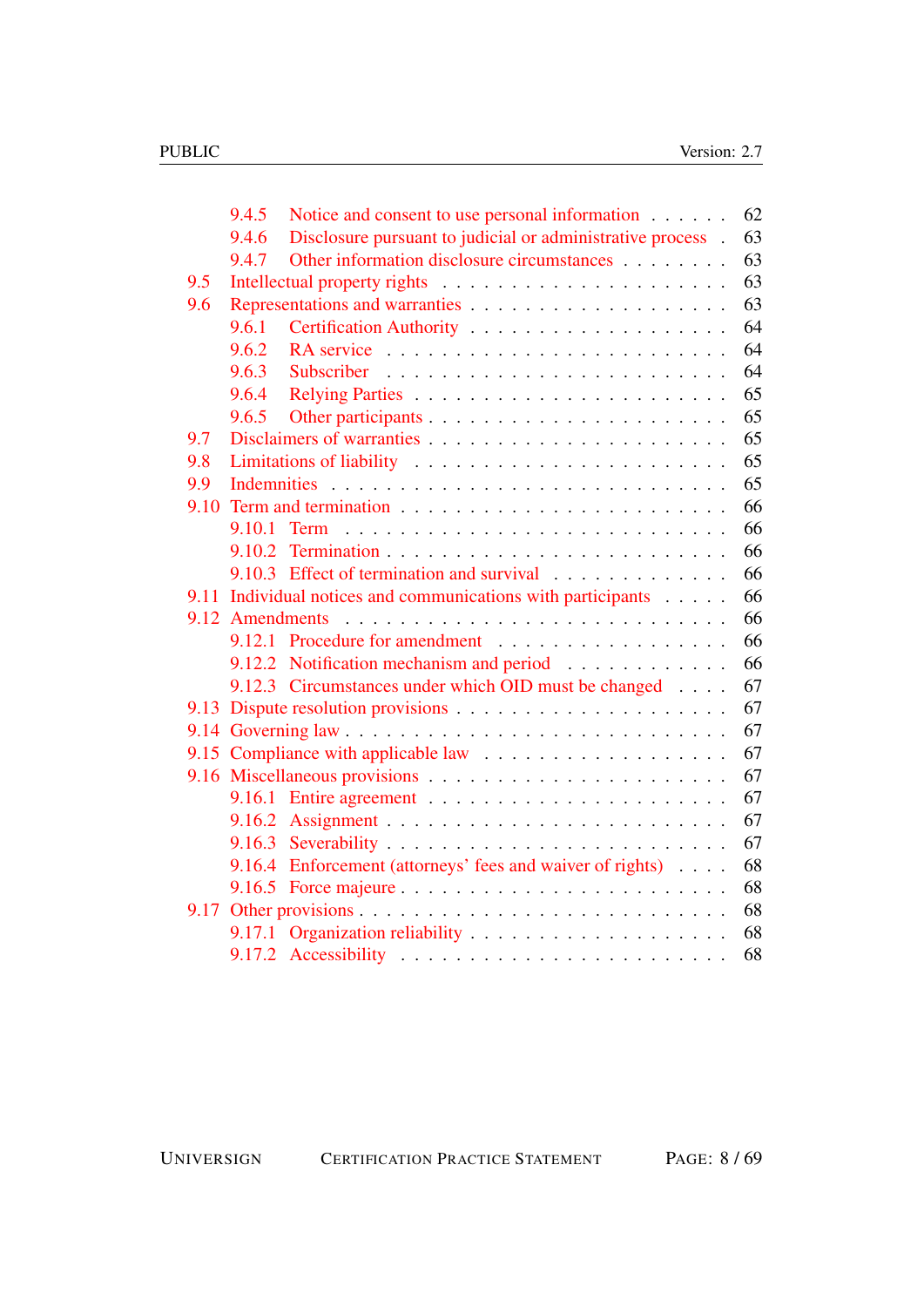- 9.4.5 Notice and consent to use personal information . . . . . . 62
- 9.4.6 Disclosure pursuant to judicial or administrative process . 63
- 9.4.7 Other information disclosure circumstances . . . . . . . . 63
- 9.5 Intellectual property rights . . . . . . . . . . . . . . . . . . . 63
- 9.6 Representations and warranties . . . . . . . . . . . . . . . . . 63
  - 9.6.1 Certification Authority . . . . . . . . . . . . . . . . . 64
  - 9.6.2 RA service . . . . . . . . . . . . . . . . . . . . . . . 64
  - 9.6.3 Subscriber . . . . . . . . . . . . . . . . . . . . . . . 64
  - 9.6.4 Relying Parties . . . . . . . . . . . . . . . . . . . . . 65
  - 9.6.5 Other participants . . . . . . . . . . . . . . . . . . . . 65
- 9.7 Disclaimers of warranties . . . . . . . . . . . . . . . . . . . . 65
- 9.8 Limitations of liability . . . . . . . . . . . . . . . . . . . . . 65
- 9.9 Indemnities . . . . . . . . . . . . . . . . . . . . . . . . . . 65
- 9.10 Term and termination . . . . . . . . . . . . . . . . . . . . . 66
  - 9.10.1 Term . . . . . . . . . . . . . . . . . . . . . . . . . . 66
  - 9.10.2 Termination . . . . . . . . . . . . . . . . . . . . . . . 66
  - 9.10.3 Effect of termination and survival . . . . . . . . . . . . 66
- 9.11 Individual notices and communications with participants . . . . . 66
- 9.12 Amendments . . . . . . . . . . . . . . . . . . . . . . . . . . 66
  - 9.12.1 Procedure for amendment . . . . . . . . . . . . . . . . 66
  - 9.12.2 Notification mechanism and period . . . . . . . . . . . . 66
  - 9.12.3 Circumstances under which OID must be changed . . . . 67
- 9.13 Dispute resolution provisions . . . . . . . . . . . . . . . . . . 67
- 9.14 Governing law . . . . . . . . . . . . . . . . . . . . . . . . . 67
- 9.15 Compliance with applicable law . . . . . . . . . . . . . . . . . 67
- 9.16 Miscellaneous provisions . . . . . . . . . . . . . . . . . . . . 67
  - 9.16.1 Entire agreement . . . . . . . . . . . . . . . . . . . . 67
  - 9.16.2 Assignment . . . . . . . . . . . . . . . . . . . . . . . 67
  - 9.16.3 Severability . . . . . . . . . . . . . . . . . . . . . . . 67
  - 9.16.4 Enforcement (attorneys' fees and waiver of rights) . . . . 68
  - 9.16.5 Force majeure . . . . . . . . . . . . . . . . . . . . . . 68
- 9.17 Other provisions . . . . . . . . . . . . . . . . . . . . . . . . 68
  - 9.17.1 Organization reliability . . . . . . . . . . . . . . . . . 68
  - 9.17.2 Accessibility . . . . . . . . . . . . . . . . . . . . . . 68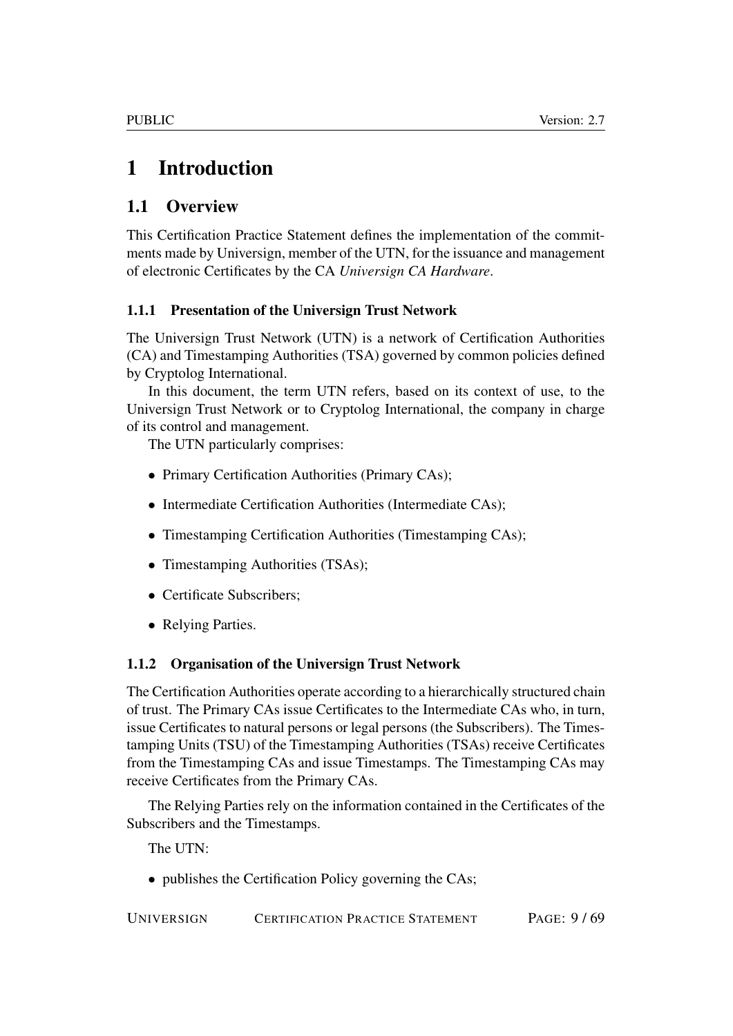# 1 Introduction

## 1.1 Overview

This Certification Practice Statement defines the implementation of the commitments made by Universign, member of the UTN, for the issuance and management of electronic Certificates by the CA *Universign CA Hardware*.

### 1.1.1 Presentation of the Universign Trust Network

The Universign Trust Network (UTN) is a network of Certification Authorities (CA) and Timestamping Authorities (TSA) governed by common policies defined by Cryptolog International.

In this document, the term UTN refers, based on its context of use, to the Universign Trust Network or to Cryptolog International, the company in charge of its control and management.

The UTN particularly comprises:

- Primary Certification Authorities (Primary CAs);
- Intermediate Certification Authorities (Intermediate CAs);
- Timestamping Certification Authorities (Timestamping CAs);
- Timestamping Authorities (TSAs);
- Certificate Subscribers;
- Relying Parties.

### 1.1.2 Organisation of the Universign Trust Network

The Certification Authorities operate according to a hierarchically structured chain of trust. The Primary CAs issue Certificates to the Intermediate CAs who, in turn, issue Certificates to natural persons or legal persons (the Subscribers). The Timestamping Units (TSU) of the Timestamping Authorities (TSAs) receive Certificates from the Timestamping CAs and issue Timestamps. The Timestamping CAs may receive Certificates from the Primary CAs.

The Relying Parties rely on the information contained in the Certificates of the Subscribers and the Timestamps.

The UTN:

- publishes the Certification Policy governing the CAs;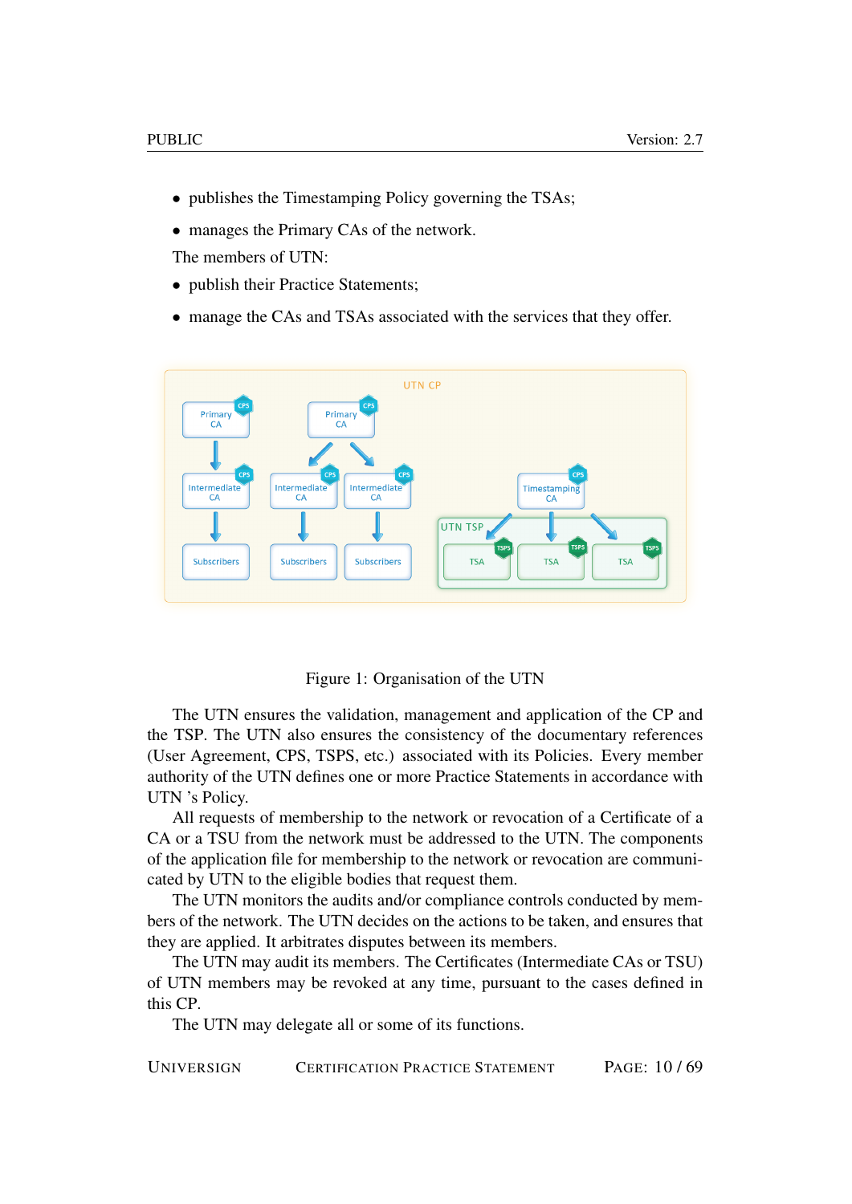- publishes the Timestamping Policy governing the TSAs;
- manages the Primary CAs of the network.

The members of UTN:

- publish their Practice Statements;
- manage the CAs and TSAs associated with the services that they offer.

Figure 1: Organisation of the UTN

The UTN ensures the validation, management and application of the CP and the TSP. The UTN also ensures the consistency of the documentary references (User Agreement, CPS, TSPS, etc.) associated with its Policies. Every member authority of the UTN defines one or more Practice Statements in accordance with UTN 's Policy.

All requests of membership to the network or revocation of a Certificate of a CA or a TSU from the network must be addressed to the UTN. The components of the application file for membership to the network or revocation are communicated by UTN to the eligible bodies that request them.

The UTN monitors the audits and/or compliance controls conducted by members of the network. The UTN decides on the actions to be taken, and ensures that they are applied. It arbitrates disputes between its members.

The UTN may audit its members. The Certificates (Intermediate CAs or TSU) of UTN members may be revoked at any time, pursuant to the cases defined in this CP.

The UTN may delegate all or some of its functions.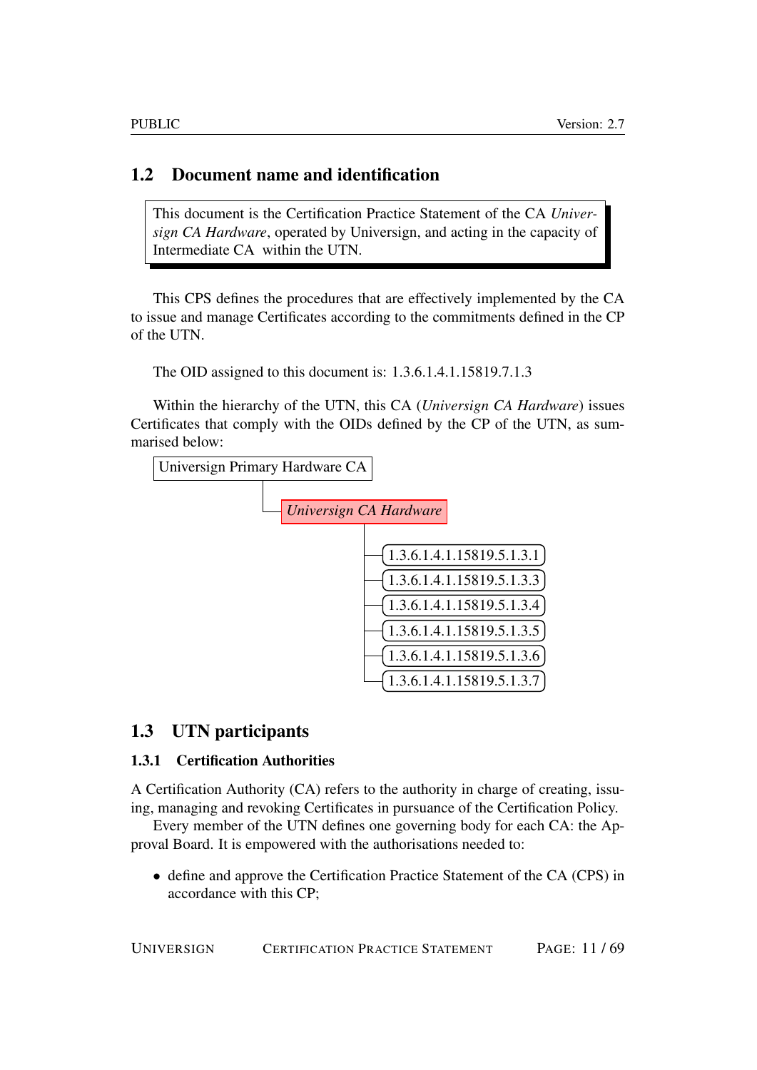## 1.2 Document name and identification

> This document is the Certification Practice Statement of the CA *Universign CA Hardware*, operated by Universign, and acting in the capacity of Intermediate CA within the UTN.

This CPS defines the procedures that are effectively implemented by the CA to issue and manage Certificates according to the commitments defined in the CP of the UTN.

The OID assigned to this document is: 1.3.6.1.4.1.15819.7.1.3

Within the hierarchy of the UTN, this CA (*Universign CA Hardware*) issues Certificates that comply with the OIDs defined by the CP of the UTN, as summarised below:

- Universign Primary Hardware CA
  - *Universign CA Hardware*
    - 1.3.6.1.4.1.15819.5.1.3.1
    - 1.3.6.1.4.1.15819.5.1.3.3
    - 1.3.6.1.4.1.15819.5.1.3.4
    - 1.3.6.1.4.1.15819.5.1.3.5
    - 1.3.6.1.4.1.15819.5.1.3.6
    - 1.3.6.1.4.1.15819.5.1.3.7

## 1.3 UTN participants

### 1.3.1 Certification Authorities

A Certification Authority (CA) refers to the authority in charge of creating, issuing, managing and revoking Certificates in pursuance of the Certification Policy.

Every member of the UTN defines one governing body for each CA: the Approval Board. It is empowered with the authorisations needed to:

- define and approve the Certification Practice Statement of the CA (CPS) in accordance with this CP;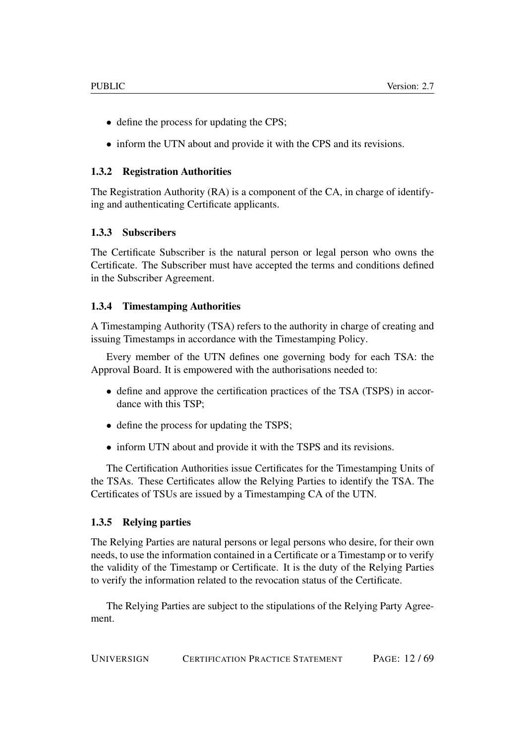- define the process for updating the CPS;
- inform the UTN about and provide it with the CPS and its revisions.

### 1.3.2 Registration Authorities

The Registration Authority (RA) is a component of the CA, in charge of identifying and authenticating Certificate applicants.

### 1.3.3 Subscribers

The Certificate Subscriber is the natural person or legal person who owns the Certificate. The Subscriber must have accepted the terms and conditions defined in the Subscriber Agreement.

### 1.3.4 Timestamping Authorities

A Timestamping Authority (TSA) refers to the authority in charge of creating and issuing Timestamps in accordance with the Timestamping Policy.

Every member of the UTN defines one governing body for each TSA: the Approval Board. It is empowered with the authorisations needed to:

- define and approve the certification practices of the TSA (TSPS) in accordance with this TSP;
- define the process for updating the TSPS;
- inform UTN about and provide it with the TSPS and its revisions.

The Certification Authorities issue Certificates for the Timestamping Units of the TSAs. These Certificates allow the Relying Parties to identify the TSA. The Certificates of TSUs are issued by a Timestamping CA of the UTN.

### 1.3.5 Relying parties

The Relying Parties are natural persons or legal persons who desire, for their own needs, to use the information contained in a Certificate or a Timestamp or to verify the validity of the Timestamp or Certificate. It is the duty of the Relying Parties to verify the information related to the revocation status of the Certificate.

The Relying Parties are subject to the stipulations of the Relying Party Agreement.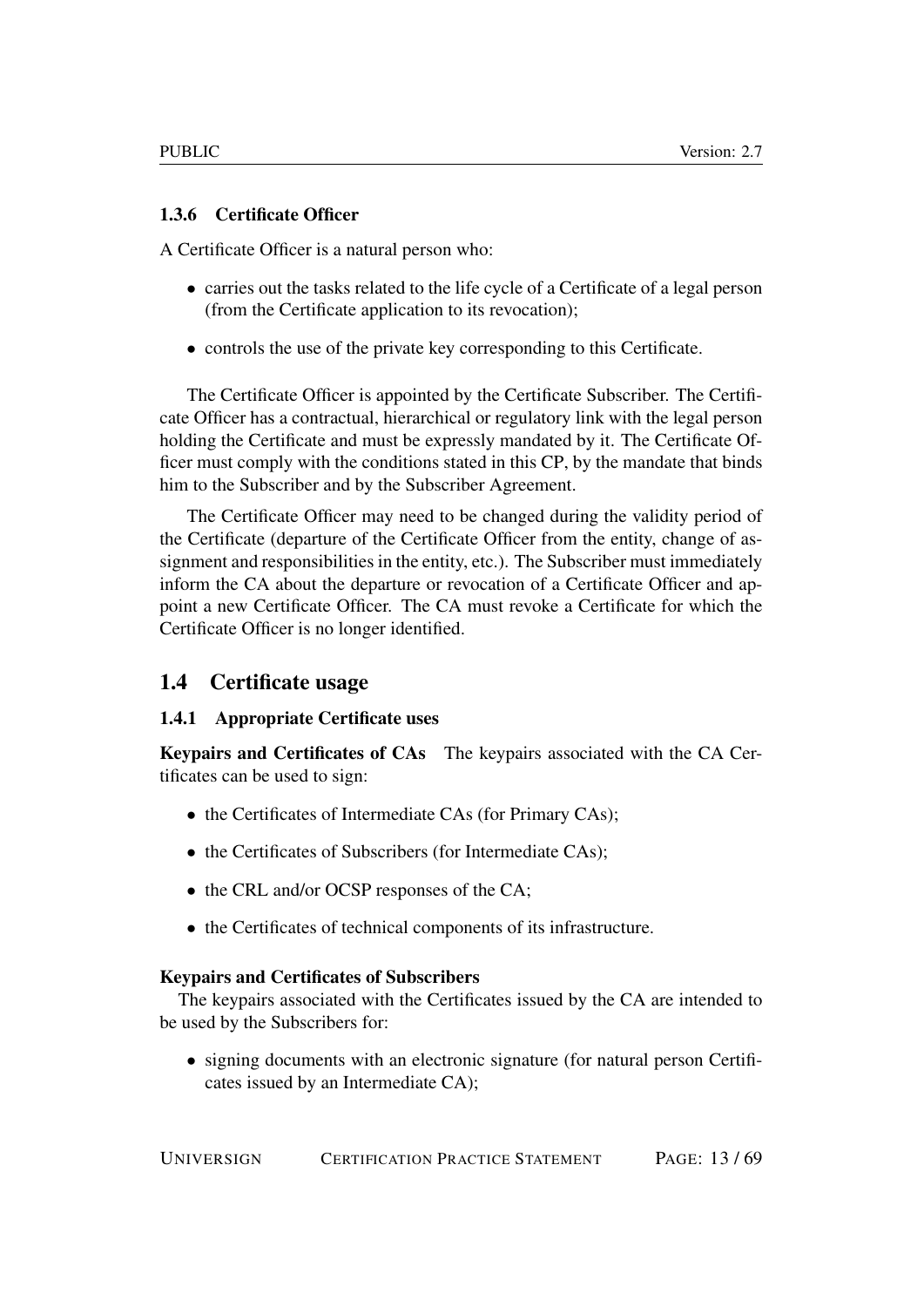### 1.3.6 Certificate Officer

A Certificate Officer is a natural person who:

- carries out the tasks related to the life cycle of a Certificate of a legal person (from the Certificate application to its revocation);
- controls the use of the private key corresponding to this Certificate.

The Certificate Officer is appointed by the Certificate Subscriber. The Certificate Officer has a contractual, hierarchical or regulatory link with the legal person holding the Certificate and must be expressly mandated by it. The Certificate Officer must comply with the conditions stated in this CP, by the mandate that binds him to the Subscriber and by the Subscriber Agreement.

The Certificate Officer may need to be changed during the validity period of the Certificate (departure of the Certificate Officer from the entity, change of assignment and responsibilities in the entity, etc.). The Subscriber must immediately inform the CA about the departure or revocation of a Certificate Officer and appoint a new Certificate Officer. The CA must revoke a Certificate for which the Certificate Officer is no longer identified.

## 1.4 Certificate usage

### 1.4.1 Appropriate Certificate uses

**Keypairs and Certificates of CAs** The keypairs associated with the CA Certificates can be used to sign:

- the Certificates of Intermediate CAs (for Primary CAs);
- the Certificates of Subscribers (for Intermediate CAs);
- the CRL and/or OCSP responses of the CA;
- the Certificates of technical components of its infrastructure.

**Keypairs and Certificates of Subscribers**
The keypairs associated with the Certificates issued by the CA are intended to be used by the Subscribers for:

- signing documents with an electronic signature (for natural person Certificates issued by an Intermediate CA);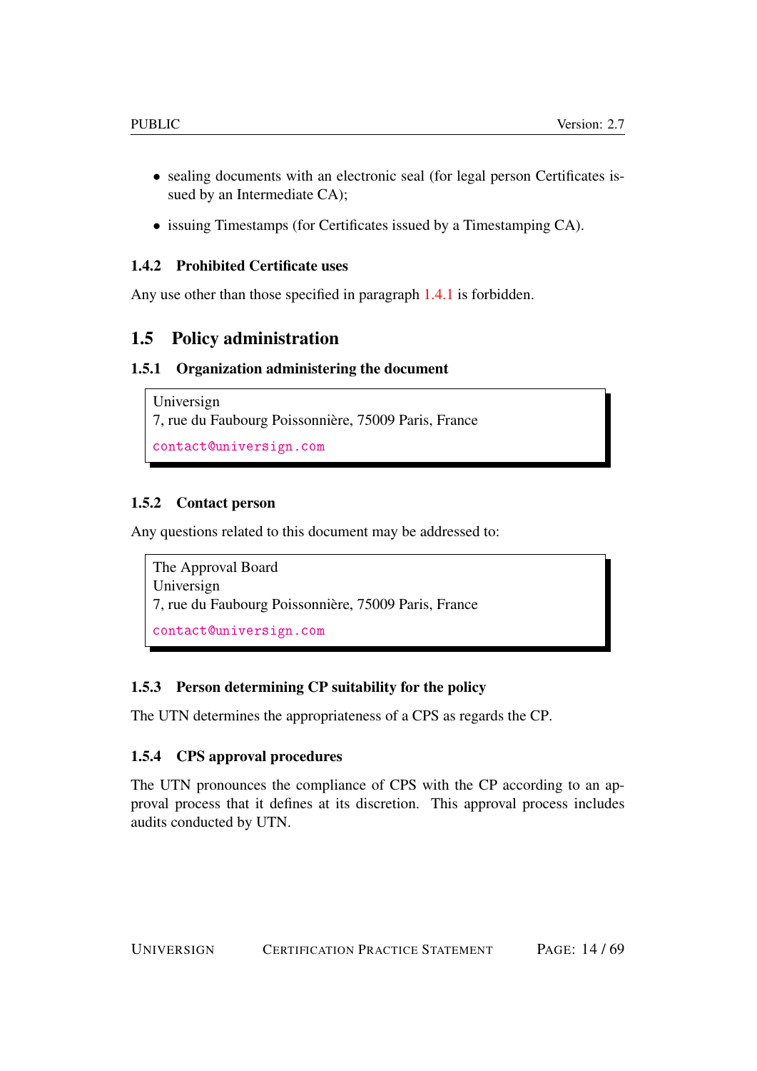- sealing documents with an electronic seal (for legal person Certificates issued by an Intermediate CA);
- issuing Timestamps (for Certificates issued by a Timestamping CA).

### 1.4.2 Prohibited Certificate uses

Any use other than those specified in paragraph 1.4.1 is forbidden.

## 1.5 Policy administration

### 1.5.1 Organization administering the document

> Universign
> 7, rue du Faubourg Poissonnière, 75009 Paris, France
> contact@universign.com

### 1.5.2 Contact person

Any questions related to this document may be addressed to:

> The Approval Board
> Universign
> 7, rue du Faubourg Poissonnière, 75009 Paris, France
> contact@universign.com

### 1.5.3 Person determining CP suitability for the policy

The UTN determines the appropriateness of a CPS as regards the CP.

### 1.5.4 CPS approval procedures

The UTN pronounces the compliance of CPS with the CP according to an approval process that it defines at its discretion. This approval process includes audits conducted by UTN.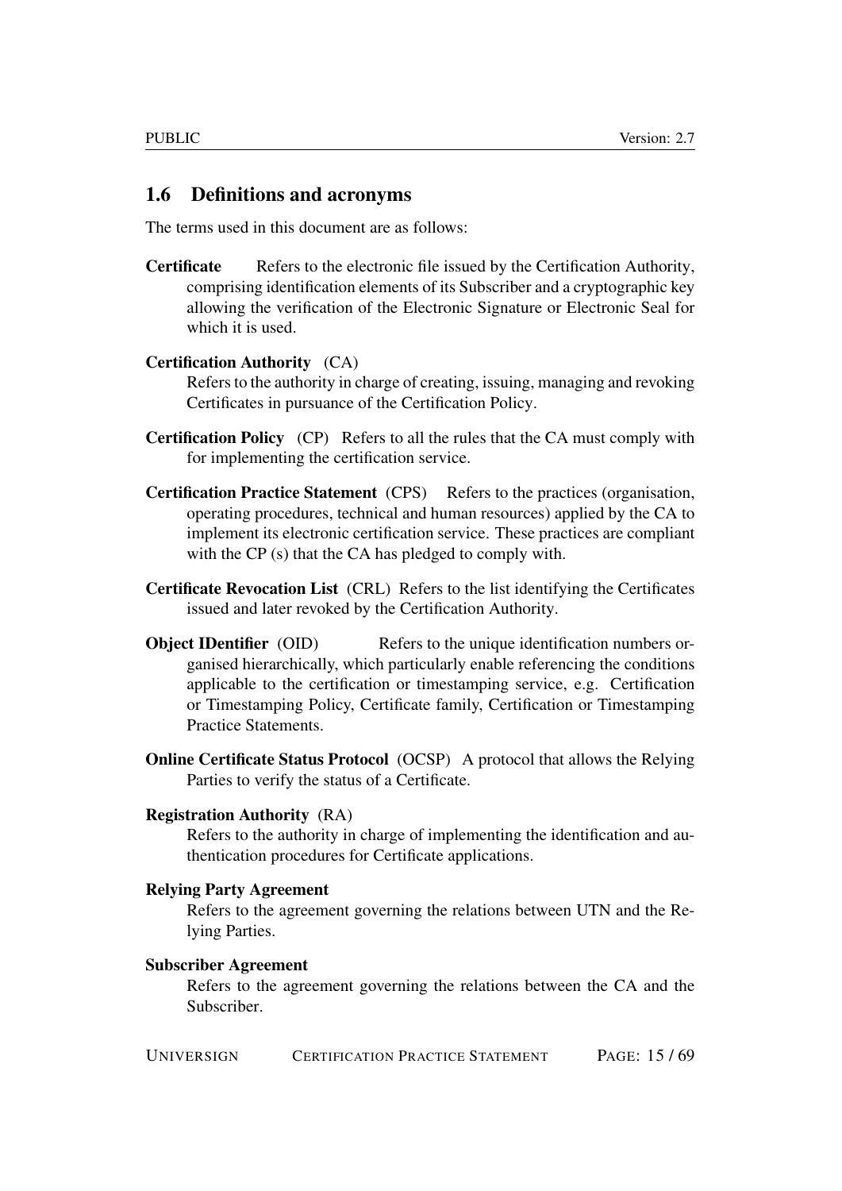## 1.6 Definitions and acronyms

The terms used in this document are as follows:

**Certificate** Refers to the electronic file issued by the Certification Authority, comprising identification elements of its Subscriber and a cryptographic key allowing the verification of the Electronic Signature or Electronic Seal for which it is used.

**Certification Authority** (CA)
Refers to the authority in charge of creating, issuing, managing and revoking Certificates in pursuance of the Certification Policy.

**Certification Policy** (CP) Refers to all the rules that the CA must comply with for implementing the certification service.

**Certification Practice Statement** (CPS) Refers to the practices (organisation, operating procedures, technical and human resources) applied by the CA to implement its electronic certification service. These practices are compliant with the CP (s) that the CA has pledged to comply with.

**Certificate Revocation List** (CRL) Refers to the list identifying the Certificates issued and later revoked by the Certification Authority.

**Object IDentifier** (OID) Refers to the unique identification numbers organised hierarchically, which particularly enable referencing the conditions applicable to the certification or timestamping service, e.g. Certification or Timestamping Policy, Certificate family, Certification or Timestamping Practice Statements.

**Online Certificate Status Protocol** (OCSP) A protocol that allows the Relying Parties to verify the status of a Certificate.

**Registration Authority** (RA)
Refers to the authority in charge of implementing the identification and authentication procedures for Certificate applications.

**Relying Party Agreement**
Refers to the agreement governing the relations between UTN and the Relying Parties.

**Subscriber Agreement**
Refers to the agreement governing the relations between the CA and the Subscriber.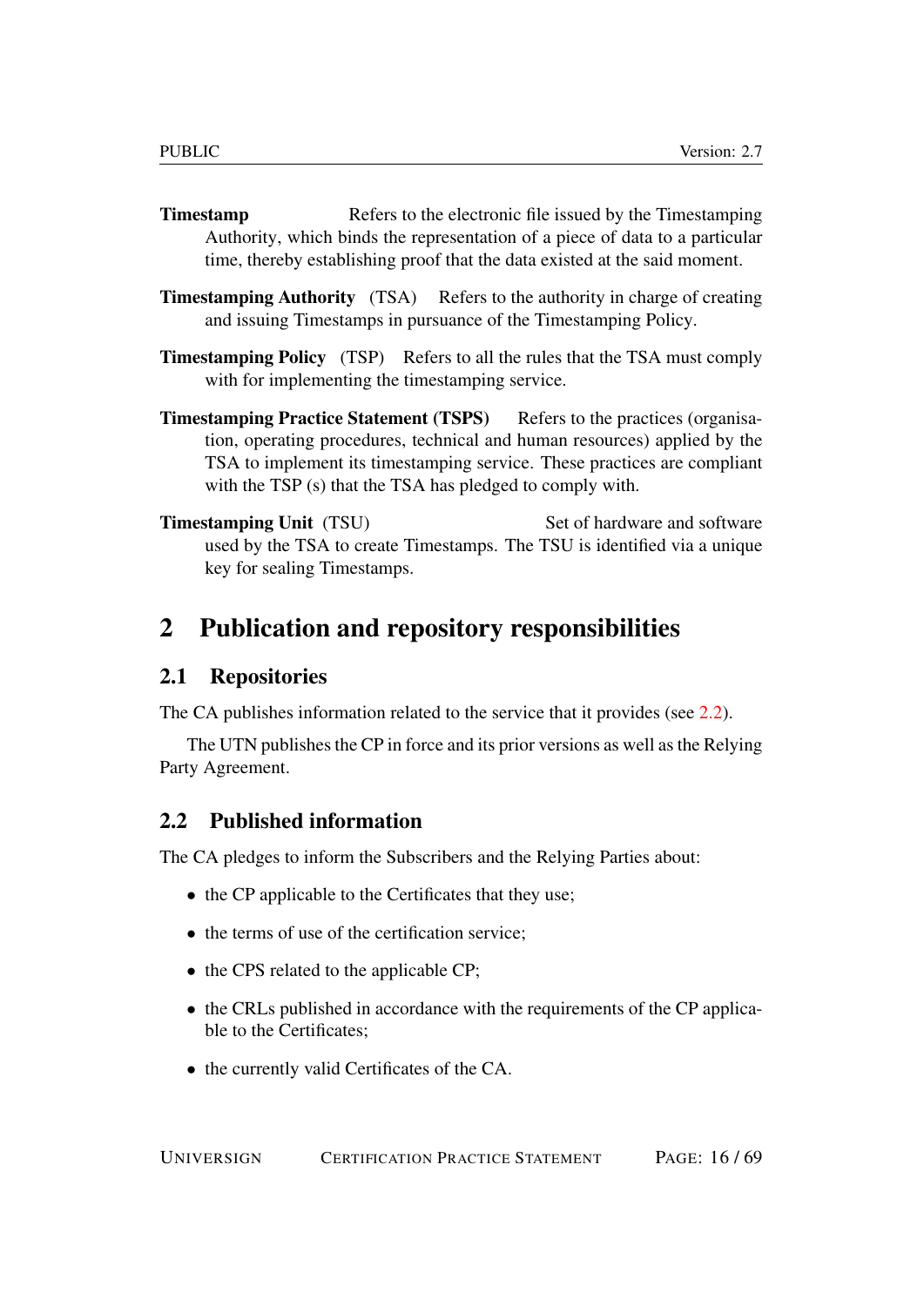**Timestamp** Refers to the electronic file issued by the Timestamping Authority, which binds the representation of a piece of data to a particular time, thereby establishing proof that the data existed at the said moment.

**Timestamping Authority** (TSA) Refers to the authority in charge of creating and issuing Timestamps in pursuance of the Timestamping Policy.

**Timestamping Policy** (TSP) Refers to all the rules that the TSA must comply with for implementing the timestamping service.

**Timestamping Practice Statement (TSPS)** Refers to the practices (organisation, operating procedures, technical and human resources) applied by the TSA to implement its timestamping service. These practices are compliant with the TSP (s) that the TSA has pledged to comply with.

**Timestamping Unit** (TSU) Set of hardware and software used by the TSA to create Timestamps. The TSU is identified via a unique key for sealing Timestamps.

# 2 Publication and repository responsibilities

## 2.1 Repositories

The CA publishes information related to the service that it provides (see 2.2).

The UTN publishes the CP in force and its prior versions as well as the Relying Party Agreement.

## 2.2 Published information

The CA pledges to inform the Subscribers and the Relying Parties about:

- the CP applicable to the Certificates that they use;
- the terms of use of the certification service;
- the CPS related to the applicable CP;
- the CRLs published in accordance with the requirements of the CP applicable to the Certificates;
- the currently valid Certificates of the CA.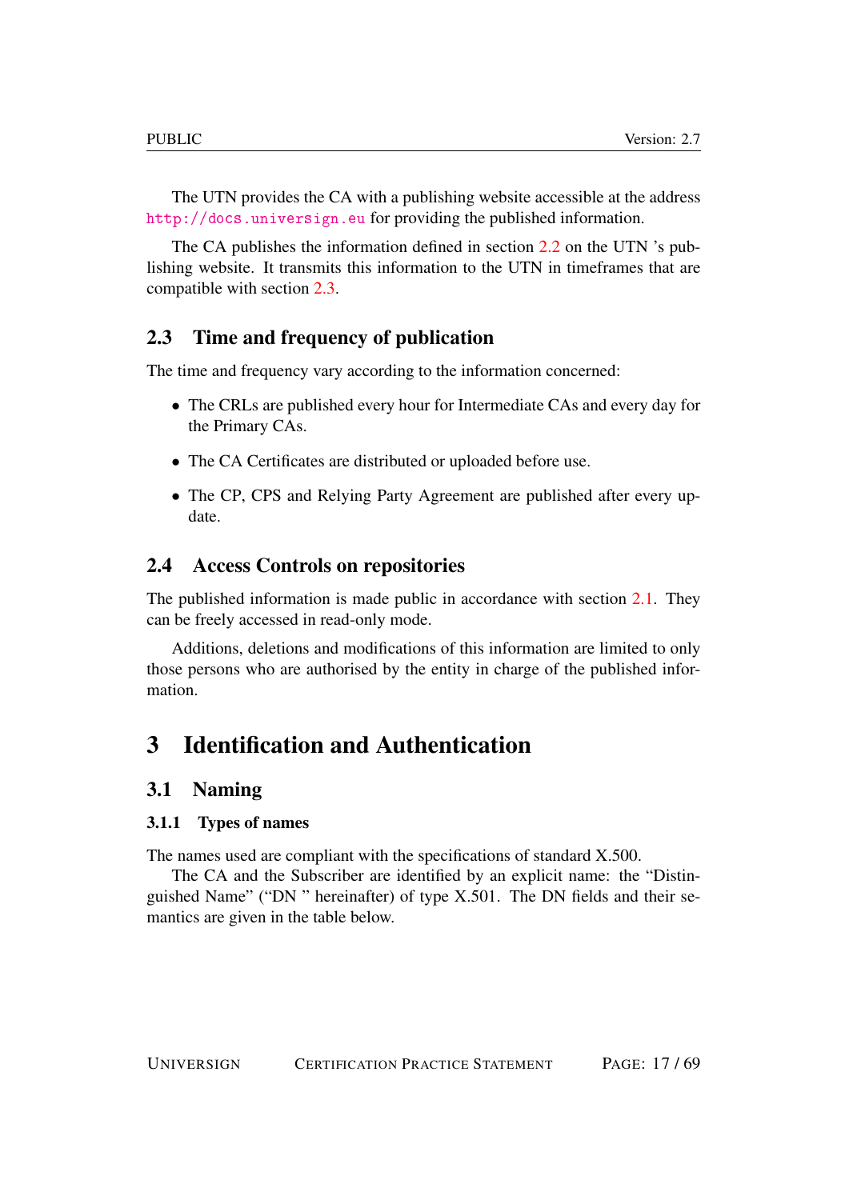The UTN provides the CA with a publishing website accessible at the address http://docs.universign.eu for providing the published information.

The CA publishes the information defined in section 2.2 on the UTN 's publishing website. It transmits this information to the UTN in timeframes that are compatible with section 2.3.

## 2.3 Time and frequency of publication

The time and frequency vary according to the information concerned:

- The CRLs are published every hour for Intermediate CAs and every day for the Primary CAs.
- The CA Certificates are distributed or uploaded before use.
- The CP, CPS and Relying Party Agreement are published after every update.

## 2.4 Access Controls on repositories

The published information is made public in accordance with section 2.1. They can be freely accessed in read-only mode.

Additions, deletions and modifications of this information are limited to only those persons who are authorised by the entity in charge of the published information.

# 3 Identification and Authentication

## 3.1 Naming

### 3.1.1 Types of names

The names used are compliant with the specifications of standard X.500.

The CA and the Subscriber are identified by an explicit name: the "Distinguished Name" ("DN " hereinafter) of type X.501. The DN fields and their semantics are given in the table below.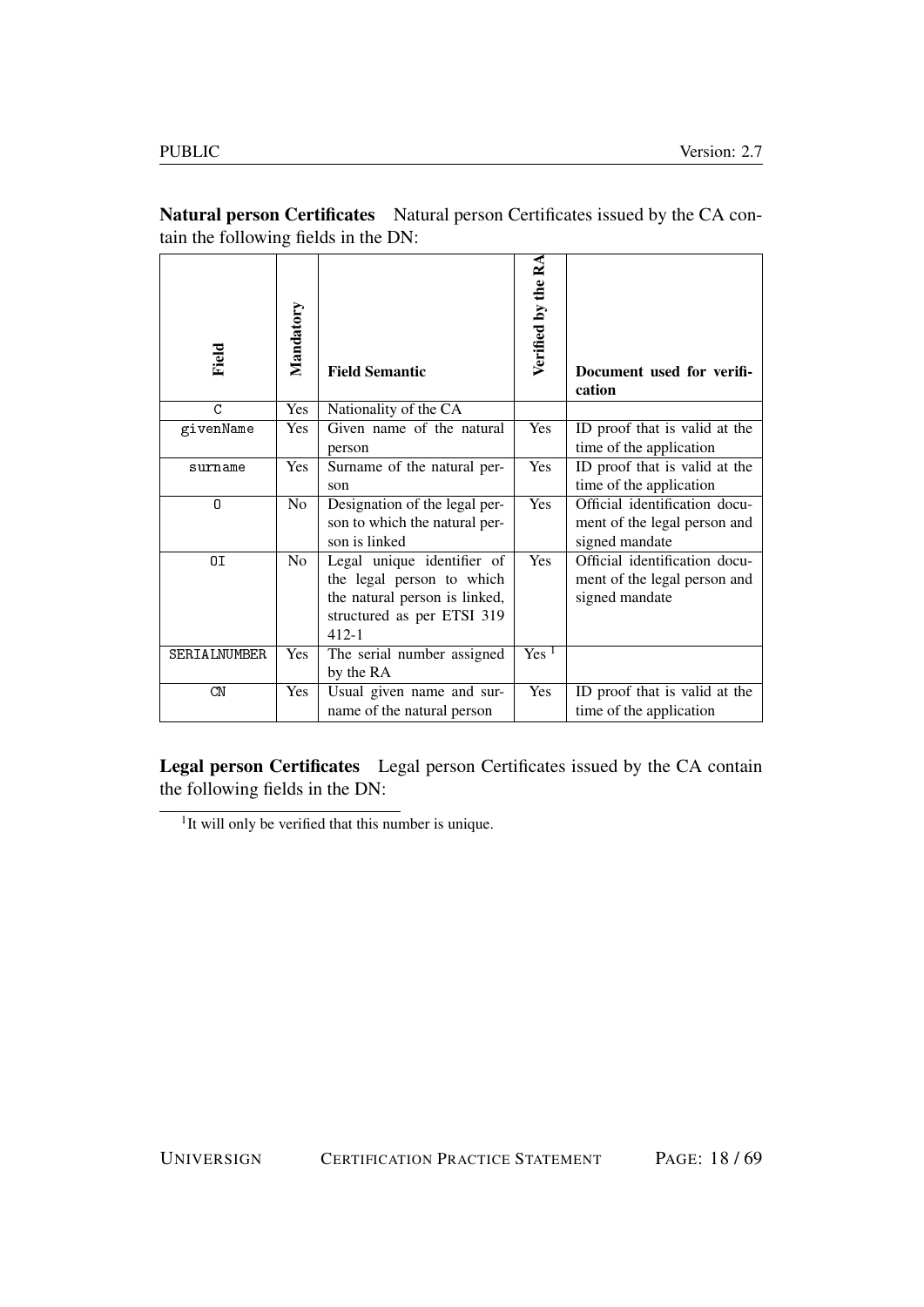**Natural person Certificates** Natural person Certificates issued by the CA contain the following fields in the DN:

| Field | Mandatory | Field Semantic | Verified by the RA | Document used for verification |
|---|---|---|---|---|
| C | Yes | Nationality of the CA | | |
| givenName | Yes | Given name of the natural person | Yes | ID proof that is valid at the time of the application |
| surname | Yes | Surname of the natural person | Yes | ID proof that is valid at the time of the application |
| O | No | Designation of the legal person to which the natural person is linked | Yes | Official identification document of the legal person and signed mandate |
| OI | No | Legal unique identifier of the legal person to which the natural person is linked, structured as per ETSI 319 412-1 | Yes | Official identification document of the legal person and signed mandate |
| SERIALNUMBER | Yes | The serial number assigned by the RA | Yes [1] | |
| CN | Yes | Usual given name and surname of the natural person | Yes | ID proof that is valid at the time of the application |

**Legal person Certificates** Legal person Certificates issued by the CA contain the following fields in the DN:

[1] It will only be verified that this number is unique.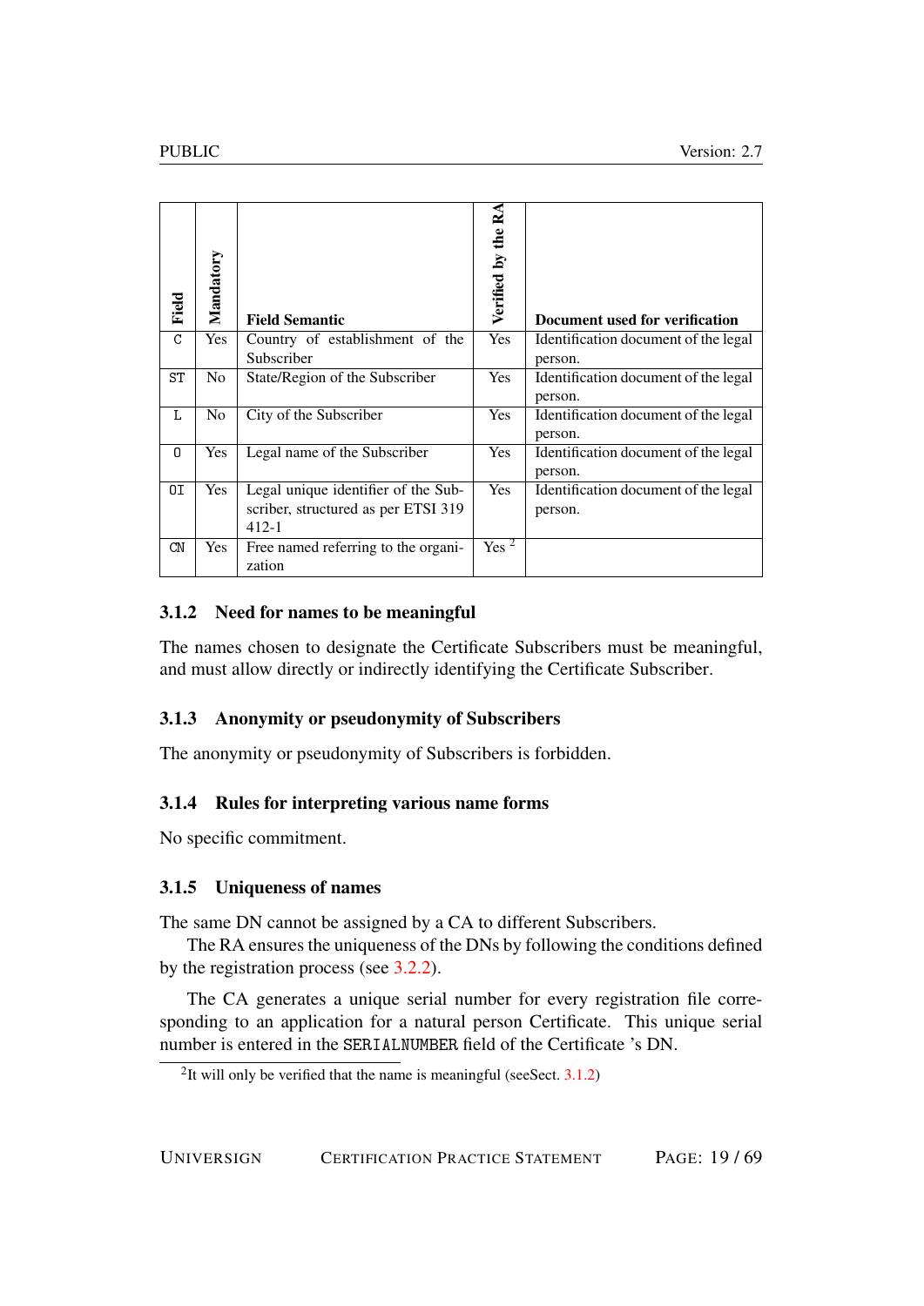| Field | Mandatory | Field Semantic | Verified by the RA | Document used for verification |
|---|---|---|---|---|
| C | Yes | Country of establishment of the Subscriber | Yes | Identification document of the legal person. |
| ST | No | State/Region of the Subscriber | Yes | Identification document of the legal person. |
| L | No | City of the Subscriber | Yes | Identification document of the legal person. |
| O | Yes | Legal name of the Subscriber | Yes | Identification document of the legal person. |
| OI | Yes | Legal unique identifier of the Subscriber, structured as per ETSI 319 412-1 | Yes | Identification document of the legal person. |
| CN | Yes | Free named referring to the organization | Yes [2] | |

### 3.1.2 Need for names to be meaningful

The names chosen to designate the Certificate Subscribers must be meaningful, and must allow directly or indirectly identifying the Certificate Subscriber.

### 3.1.3 Anonymity or pseudonymity of Subscribers

The anonymity or pseudonymity of Subscribers is forbidden.

### 3.1.4 Rules for interpreting various name forms

No specific commitment.

### 3.1.5 Uniqueness of names

The same DN cannot be assigned by a CA to different Subscribers.

The RA ensures the uniqueness of the DNs by following the conditions defined by the registration process (see 3.2.2).

The CA generates a unique serial number for every registration file corresponding to an application for a natural person Certificate. This unique serial number is entered in the SERIALNUMBER field of the Certificate 's DN.

[2] It will only be verified that the name is meaningful (seeSect. 3.1.2)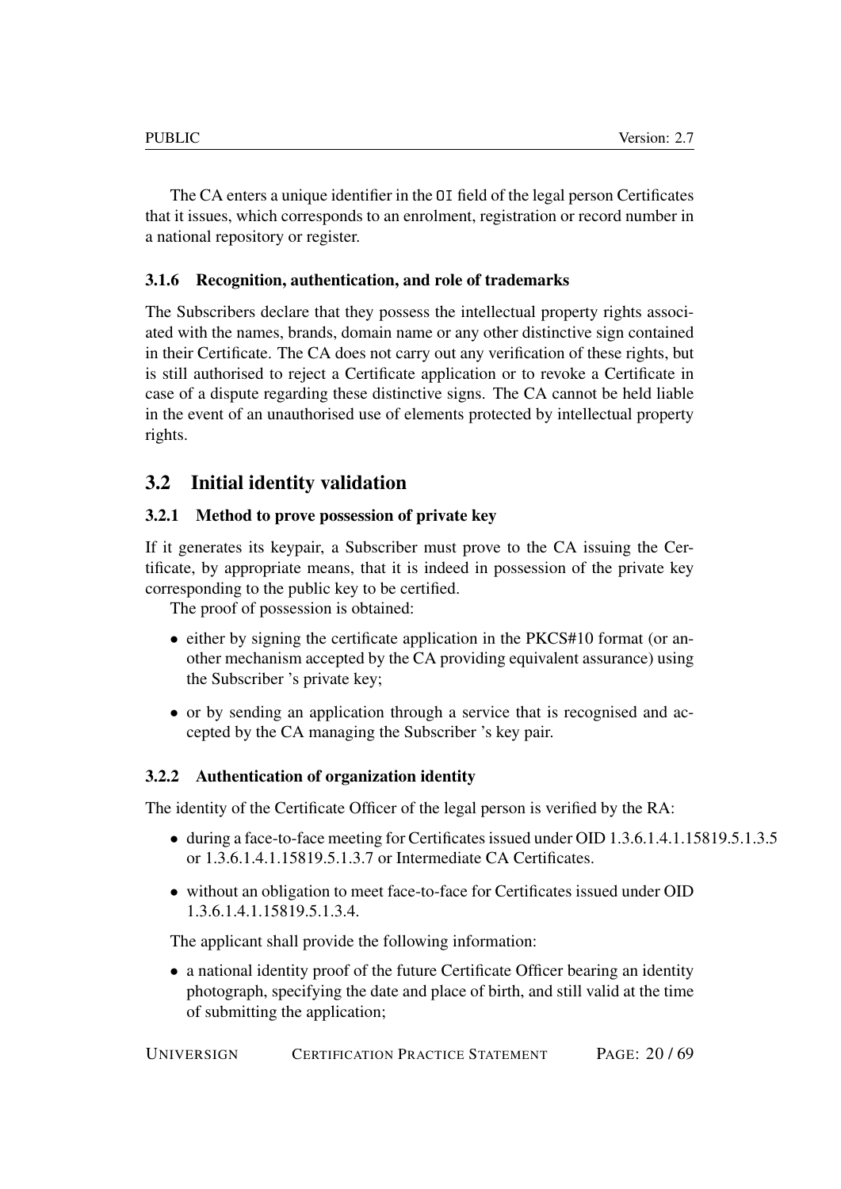The CA enters a unique identifier in the `OI` field of the legal person Certificates that it issues, which corresponds to an enrolment, registration or record number in a national repository or register.

### 3.1.6 Recognition, authentication, and role of trademarks

The Subscribers declare that they possess the intellectual property rights associated with the names, brands, domain name or any other distinctive sign contained in their Certificate. The CA does not carry out any verification of these rights, but is still authorised to reject a Certificate application or to revoke a Certificate in case of a dispute regarding these distinctive signs. The CA cannot be held liable in the event of an unauthorised use of elements protected by intellectual property rights.

## 3.2 Initial identity validation

### 3.2.1 Method to prove possession of private key

If it generates its keypair, a Subscriber must prove to the CA issuing the Certificate, by appropriate means, that it is indeed in possession of the private key corresponding to the public key to be certified.

The proof of possession is obtained:

- either by signing the certificate application in the PKCS#10 format (or another mechanism accepted by the CA providing equivalent assurance) using the Subscriber 's private key;
- or by sending an application through a service that is recognised and accepted by the CA managing the Subscriber 's key pair.

### 3.2.2 Authentication of organization identity

The identity of the Certificate Officer of the legal person is verified by the RA:

- during a face-to-face meeting for Certificates issued under OID 1.3.6.1.4.1.15819.5.1.3.5 or 1.3.6.1.4.1.15819.5.1.3.7 or Intermediate CA Certificates.
- without an obligation to meet face-to-face for Certificates issued under OID 1.3.6.1.4.1.15819.5.1.3.4.

The applicant shall provide the following information:

- a national identity proof of the future Certificate Officer bearing an identity photograph, specifying the date and place of birth, and still valid at the time of submitting the application;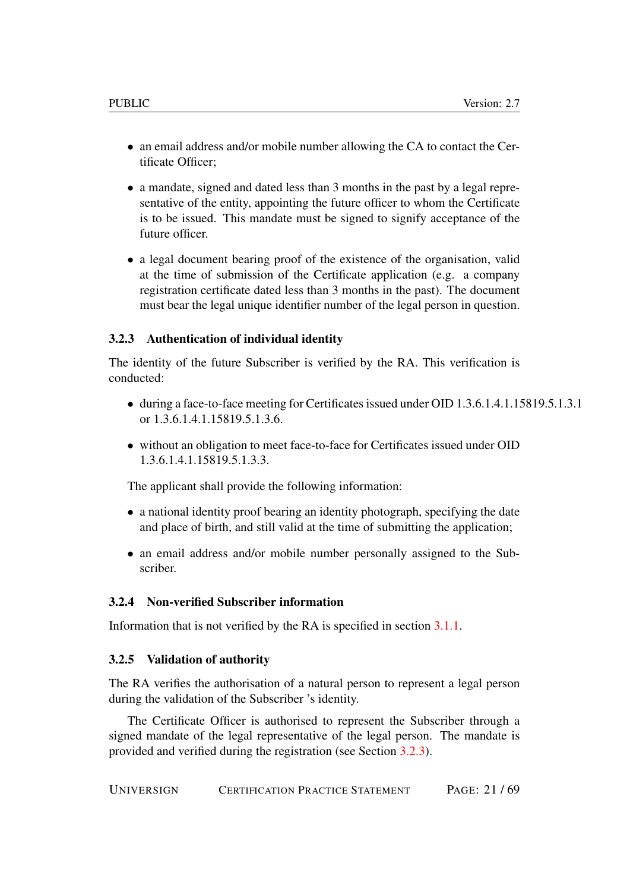- an email address and/or mobile number allowing the CA to contact the Certificate Officer;
- a mandate, signed and dated less than 3 months in the past by a legal representative of the entity, appointing the future officer to whom the Certificate is to be issued. This mandate must be signed to signify acceptance of the future officer.
- a legal document bearing proof of the existence of the organisation, valid at the time of submission of the Certificate application (e.g. a company registration certificate dated less than 3 months in the past). The document must bear the legal unique identifier number of the legal person in question.

### 3.2.3 Authentication of individual identity

The identity of the future Subscriber is verified by the RA. This verification is conducted:

- during a face-to-face meeting for Certificates issued under OID 1.3.6.1.4.1.15819.5.1.3.1 or 1.3.6.1.4.1.15819.5.1.3.6.
- without an obligation to meet face-to-face for Certificates issued under OID 1.3.6.1.4.1.15819.5.1.3.3.

The applicant shall provide the following information:

- a national identity proof bearing an identity photograph, specifying the date and place of birth, and still valid at the time of submitting the application;
- an email address and/or mobile number personally assigned to the Subscriber.

### 3.2.4 Non-verified Subscriber information

Information that is not verified by the RA is specified in section 3.1.1.

### 3.2.5 Validation of authority

The RA verifies the authorisation of a natural person to represent a legal person during the validation of the Subscriber 's identity.

The Certificate Officer is authorised to represent the Subscriber through a signed mandate of the legal representative of the legal person. The mandate is provided and verified during the registration (see Section 3.2.3).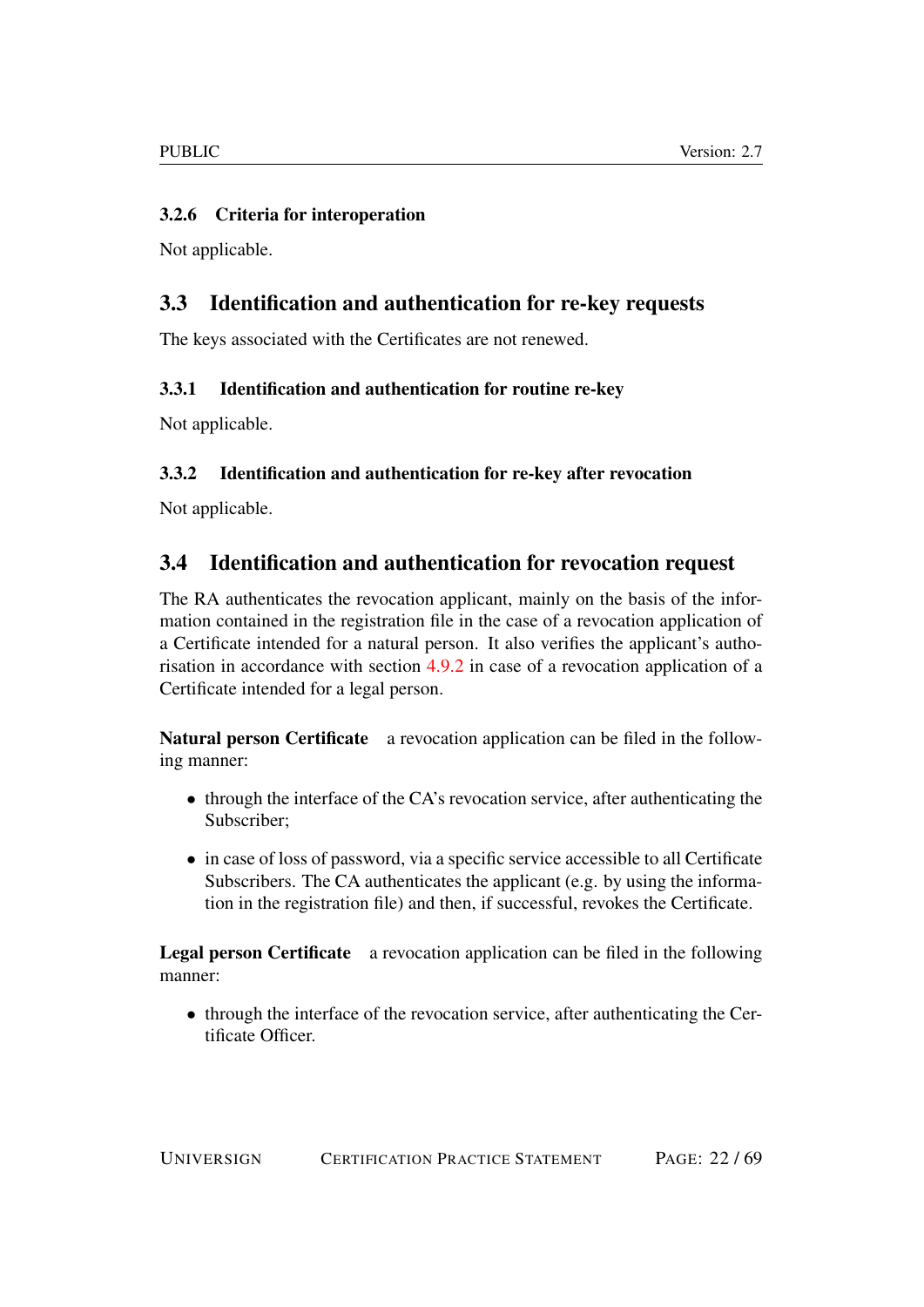### 3.2.6 Criteria for interoperation

Not applicable.

## 3.3 Identification and authentication for re-key requests

The keys associated with the Certificates are not renewed.

### 3.3.1 Identification and authentication for routine re-key

Not applicable.

### 3.3.2 Identification and authentication for re-key after revocation

Not applicable.

## 3.4 Identification and authentication for revocation request

The RA authenticates the revocation applicant, mainly on the basis of the information contained in the registration file in the case of a revocation application of a Certificate intended for a natural person. It also verifies the applicant's authorisation in accordance with section 4.9.2 in case of a revocation application of a Certificate intended for a legal person.

**Natural person Certificate** a revocation application can be filed in the following manner:

- through the interface of the CA's revocation service, after authenticating the Subscriber;
- in case of loss of password, via a specific service accessible to all Certificate Subscribers. The CA authenticates the applicant (e.g. by using the information in the registration file) and then, if successful, revokes the Certificate.

**Legal person Certificate** a revocation application can be filed in the following manner:

- through the interface of the revocation service, after authenticating the Certificate Officer.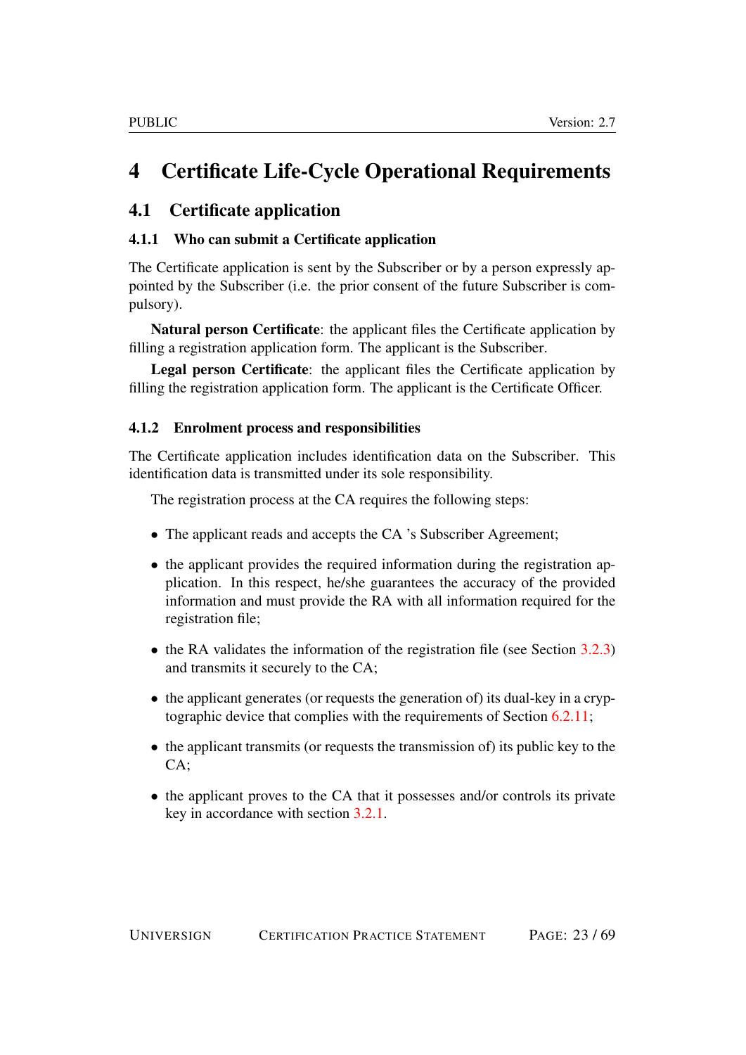# 4 Certificate Life-Cycle Operational Requirements

## 4.1 Certificate application

### 4.1.1 Who can submit a Certificate application

The Certificate application is sent by the Subscriber or by a person expressly appointed by the Subscriber (i.e. the prior consent of the future Subscriber is compulsory).

**Natural person Certificate**: the applicant files the Certificate application by filling a registration application form. The applicant is the Subscriber.

**Legal person Certificate**: the applicant files the Certificate application by filling the registration application form. The applicant is the Certificate Officer.

### 4.1.2 Enrolment process and responsibilities

The Certificate application includes identification data on the Subscriber. This identification data is transmitted under its sole responsibility.

The registration process at the CA requires the following steps:

- The applicant reads and accepts the CA 's Subscriber Agreement;
- the applicant provides the required information during the registration application. In this respect, he/she guarantees the accuracy of the provided information and must provide the RA with all information required for the registration file;
- the RA validates the information of the registration file (see Section 3.2.3) and transmits it securely to the CA;
- the applicant generates (or requests the generation of) its dual-key in a cryptographic device that complies with the requirements of Section 6.2.11;
- the applicant transmits (or requests the transmission of) its public key to the CA;
- the applicant proves to the CA that it possesses and/or controls its private key in accordance with section 3.2.1.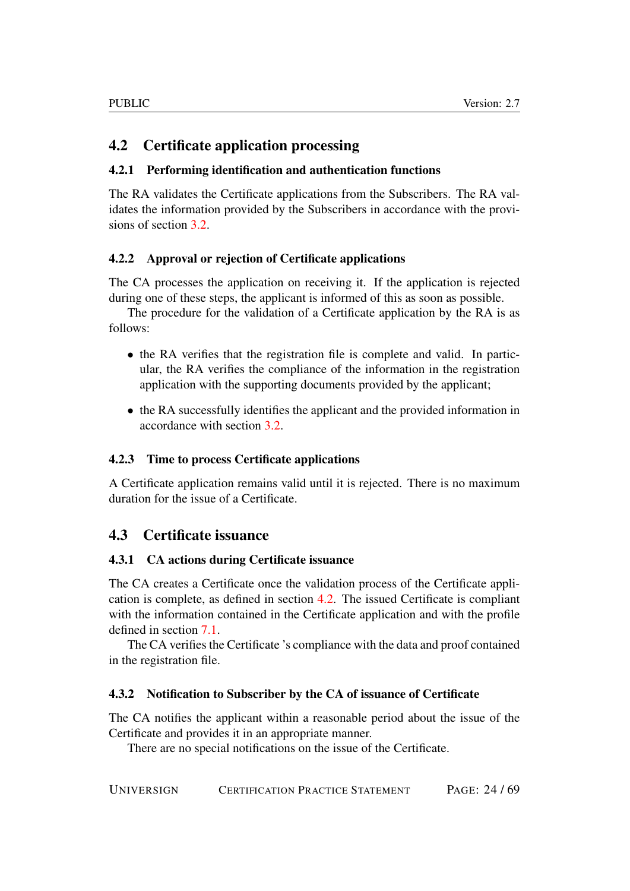## 4.2 Certificate application processing

### 4.2.1 Performing identification and authentication functions

The RA validates the Certificate applications from the Subscribers. The RA validates the information provided by the Subscribers in accordance with the provisions of section 3.2.

### 4.2.2 Approval or rejection of Certificate applications

The CA processes the application on receiving it. If the application is rejected during one of these steps, the applicant is informed of this as soon as possible.

The procedure for the validation of a Certificate application by the RA is as follows:

- the RA verifies that the registration file is complete and valid. In particular, the RA verifies the compliance of the information in the registration application with the supporting documents provided by the applicant;
- the RA successfully identifies the applicant and the provided information in accordance with section 3.2.

### 4.2.3 Time to process Certificate applications

A Certificate application remains valid until it is rejected. There is no maximum duration for the issue of a Certificate.

## 4.3 Certificate issuance

### 4.3.1 CA actions during Certificate issuance

The CA creates a Certificate once the validation process of the Certificate application is complete, as defined in section 4.2. The issued Certificate is compliant with the information contained in the Certificate application and with the profile defined in section 7.1.

The CA verifies the Certificate 's compliance with the data and proof contained in the registration file.

### 4.3.2 Notification to Subscriber by the CA of issuance of Certificate

The CA notifies the applicant within a reasonable period about the issue of the Certificate and provides it in an appropriate manner.

There are no special notifications on the issue of the Certificate.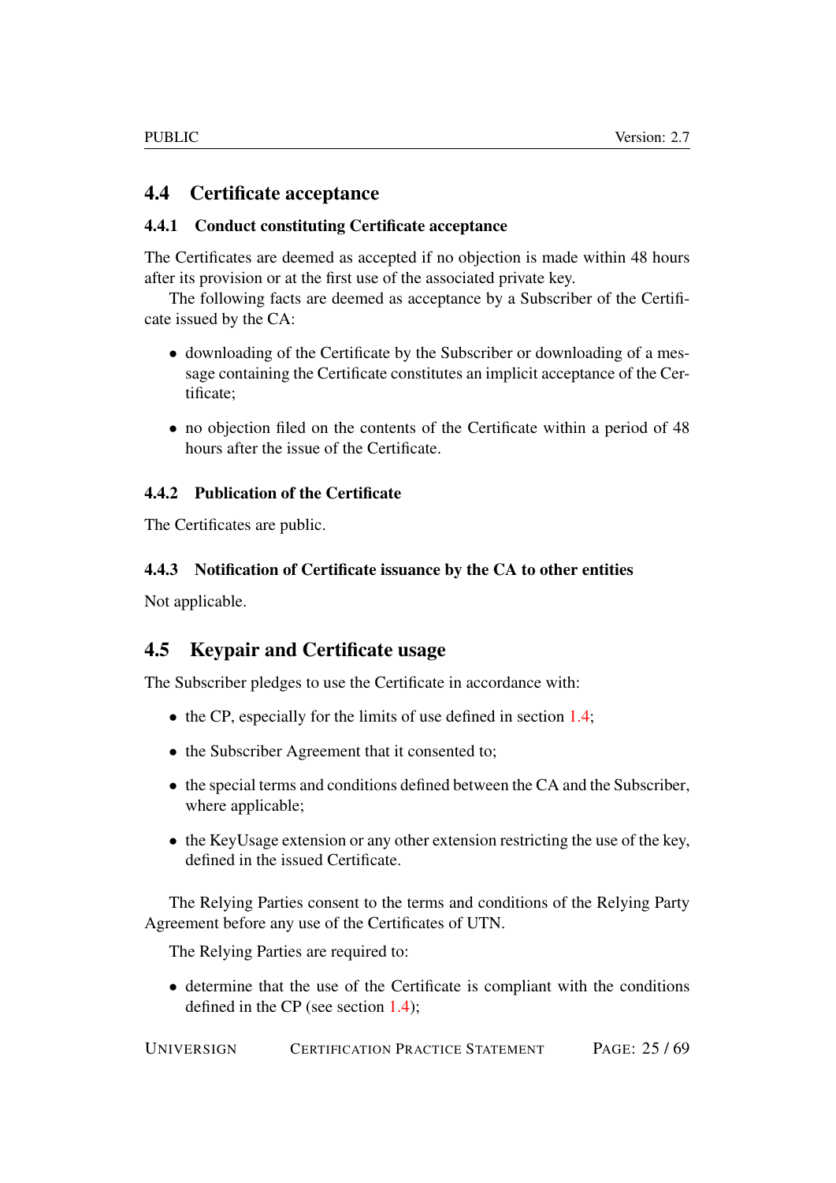## 4.4 Certificate acceptance

### 4.4.1 Conduct constituting Certificate acceptance

The Certificates are deemed as accepted if no objection is made within 48 hours after its provision or at the first use of the associated private key.

The following facts are deemed as acceptance by a Subscriber of the Certificate issued by the CA:

- downloading of the Certificate by the Subscriber or downloading of a message containing the Certificate constitutes an implicit acceptance of the Certificate;
- no objection filed on the contents of the Certificate within a period of 48 hours after the issue of the Certificate.

### 4.4.2 Publication of the Certificate

The Certificates are public.

### 4.4.3 Notification of Certificate issuance by the CA to other entities

Not applicable.

## 4.5 Keypair and Certificate usage

The Subscriber pledges to use the Certificate in accordance with:

- the CP, especially for the limits of use defined in section 1.4;
- the Subscriber Agreement that it consented to;
- the special terms and conditions defined between the CA and the Subscriber, where applicable;
- the KeyUsage extension or any other extension restricting the use of the key, defined in the issued Certificate.

The Relying Parties consent to the terms and conditions of the Relying Party Agreement before any use of the Certificates of UTN.

The Relying Parties are required to:

- determine that the use of the Certificate is compliant with the conditions defined in the CP (see section 1.4);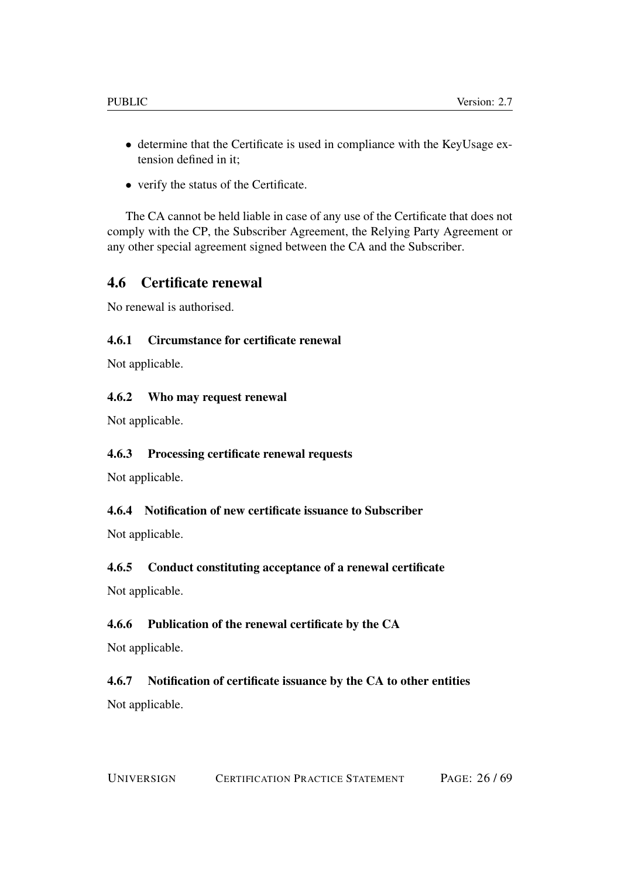- determine that the Certificate is used in compliance with the KeyUsage extension defined in it;
- verify the status of the Certificate.

The CA cannot be held liable in case of any use of the Certificate that does not comply with the CP, the Subscriber Agreement, the Relying Party Agreement or any other special agreement signed between the CA and the Subscriber.

## 4.6 Certificate renewal

No renewal is authorised.

### 4.6.1 Circumstance for certificate renewal

Not applicable.

### 4.6.2 Who may request renewal

Not applicable.

### 4.6.3 Processing certificate renewal requests

Not applicable.

### 4.6.4 Notification of new certificate issuance to Subscriber

Not applicable.

### 4.6.5 Conduct constituting acceptance of a renewal certificate

Not applicable.

### 4.6.6 Publication of the renewal certificate by the CA

Not applicable.

### 4.6.7 Notification of certificate issuance by the CA to other entities

Not applicable.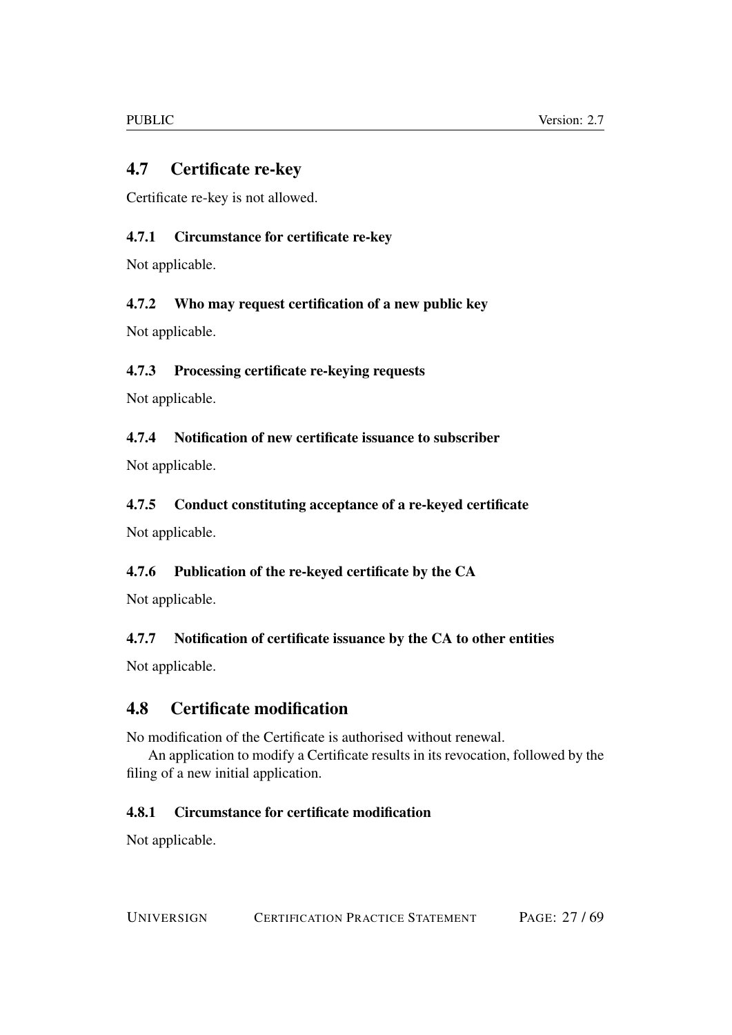## 4.7 Certificate re-key

Certificate re-key is not allowed.

### 4.7.1 Circumstance for certificate re-key

Not applicable.

### 4.7.2 Who may request certification of a new public key

Not applicable.

### 4.7.3 Processing certificate re-keying requests

Not applicable.

### 4.7.4 Notification of new certificate issuance to subscriber

Not applicable.

### 4.7.5 Conduct constituting acceptance of a re-keyed certificate

Not applicable.

### 4.7.6 Publication of the re-keyed certificate by the CA

Not applicable.

### 4.7.7 Notification of certificate issuance by the CA to other entities

Not applicable.

## 4.8 Certificate modification

No modification of the Certificate is authorised without renewal.

An application to modify a Certificate results in its revocation, followed by the filing of a new initial application.

### 4.8.1 Circumstance for certificate modification

Not applicable.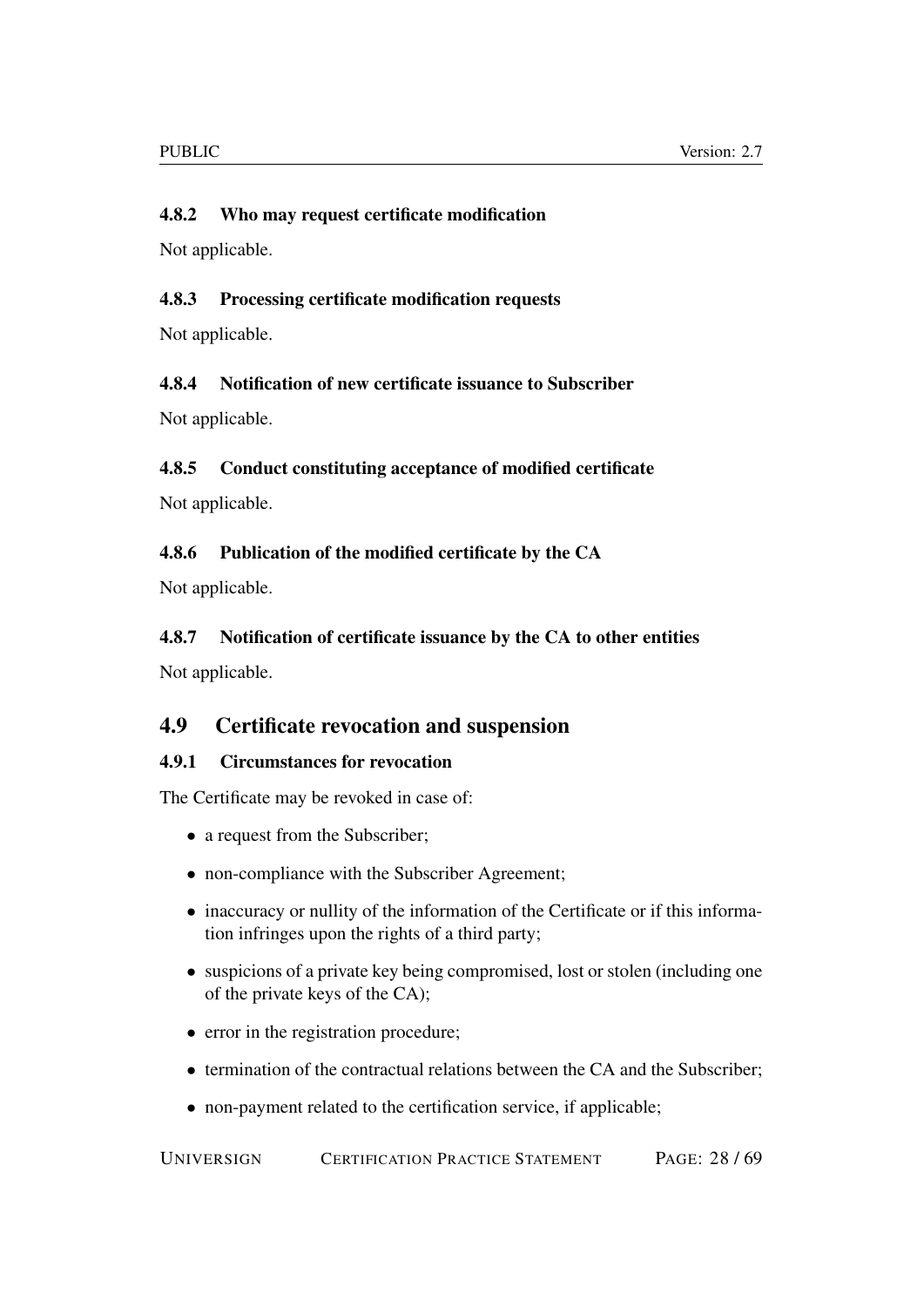#### 4.8.2 Who may request certificate modification

Not applicable.

#### 4.8.3 Processing certificate modification requests

Not applicable.

#### 4.8.4 Notification of new certificate issuance to Subscriber

Not applicable.

#### 4.8.5 Conduct constituting acceptance of modified certificate

Not applicable.

#### 4.8.6 Publication of the modified certificate by the CA

Not applicable.

#### 4.8.7 Notification of certificate issuance by the CA to other entities

Not applicable.

### 4.9 Certificate revocation and suspension

#### 4.9.1 Circumstances for revocation

The Certificate may be revoked in case of:

- a request from the Subscriber;
- non-compliance with the Subscriber Agreement;
- inaccuracy or nullity of the information of the Certificate or if this information infringes upon the rights of a third party;
- suspicions of a private key being compromised, lost or stolen (including one of the private keys of the CA);
- error in the registration procedure;
- termination of the contractual relations between the CA and the Subscriber;
- non-payment related to the certification service, if applicable;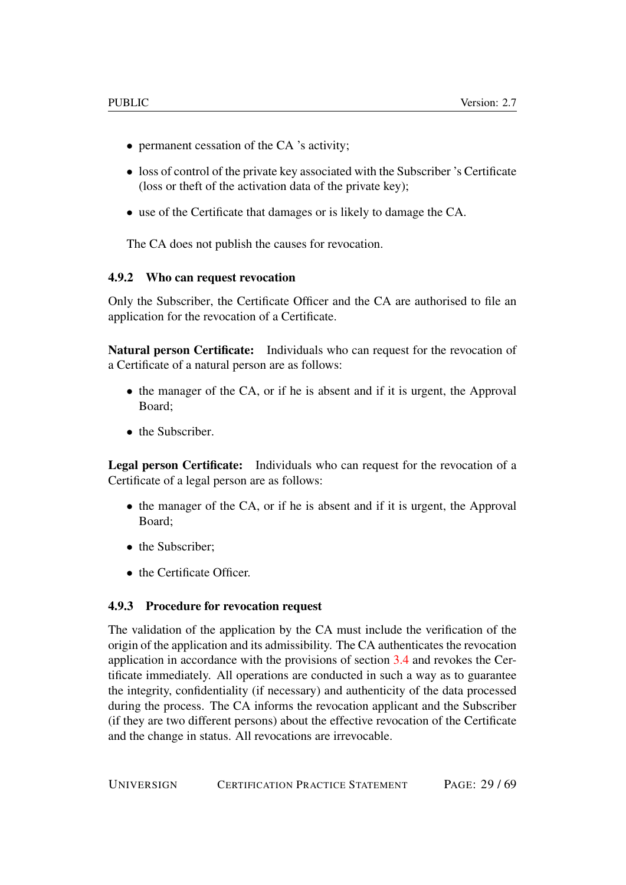- permanent cessation of the CA 's activity;
- loss of control of the private key associated with the Subscriber 's Certificate (loss or theft of the activation data of the private key);
- use of the Certificate that damages or is likely to damage the CA.

The CA does not publish the causes for revocation.

### 4.9.2 Who can request revocation

Only the Subscriber, the Certificate Officer and the CA are authorised to file an application for the revocation of a Certificate.

**Natural person Certificate:** Individuals who can request for the revocation of a Certificate of a natural person are as follows:

- the manager of the CA, or if he is absent and if it is urgent, the Approval Board;
- the Subscriber.

**Legal person Certificate:** Individuals who can request for the revocation of a Certificate of a legal person are as follows:

- the manager of the CA, or if he is absent and if it is urgent, the Approval Board;
- the Subscriber;
- the Certificate Officer.

### 4.9.3 Procedure for revocation request

The validation of the application by the CA must include the verification of the origin of the application and its admissibility. The CA authenticates the revocation application in accordance with the provisions of section 3.4 and revokes the Certificate immediately. All operations are conducted in such a way as to guarantee the integrity, confidentiality (if necessary) and authenticity of the data processed during the process. The CA informs the revocation applicant and the Subscriber (if they are two different persons) about the effective revocation of the Certificate and the change in status. All revocations are irrevocable.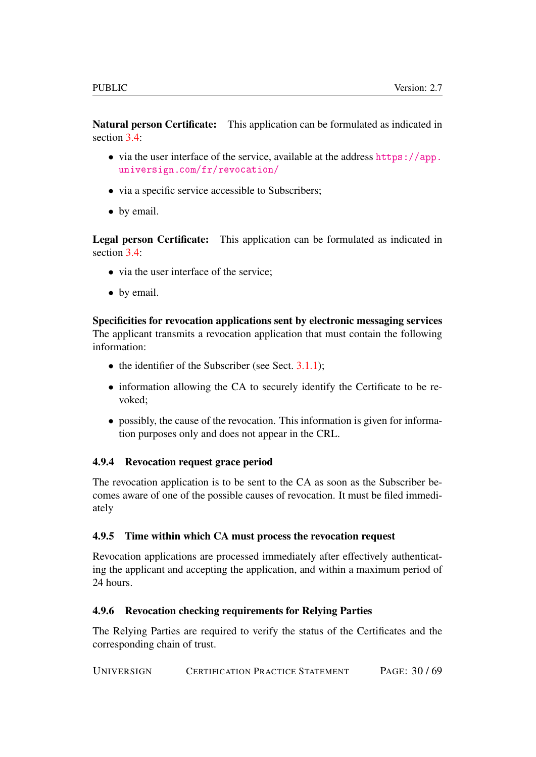**Natural person Certificate:** This application can be formulated as indicated in section 3.4:

- via the user interface of the service, available at the address https://app.universign.com/fr/revocation/
- via a specific service accessible to Subscribers;
- by email.

**Legal person Certificate:** This application can be formulated as indicated in section 3.4:

- via the user interface of the service;
- by email.

**Specificities for revocation applications sent by electronic messaging services** The applicant transmits a revocation application that must contain the following information:

- the identifier of the Subscriber (see Sect. 3.1.1);
- information allowing the CA to securely identify the Certificate to be revoked;
- possibly, the cause of the revocation. This information is given for information purposes only and does not appear in the CRL.

### 4.9.4 Revocation request grace period

The revocation application is to be sent to the CA as soon as the Subscriber becomes aware of one of the possible causes of revocation. It must be filed immediately

### 4.9.5 Time within which CA must process the revocation request

Revocation applications are processed immediately after effectively authenticating the applicant and accepting the application, and within a maximum period of 24 hours.

### 4.9.6 Revocation checking requirements for Relying Parties

The Relying Parties are required to verify the status of the Certificates and the corresponding chain of trust.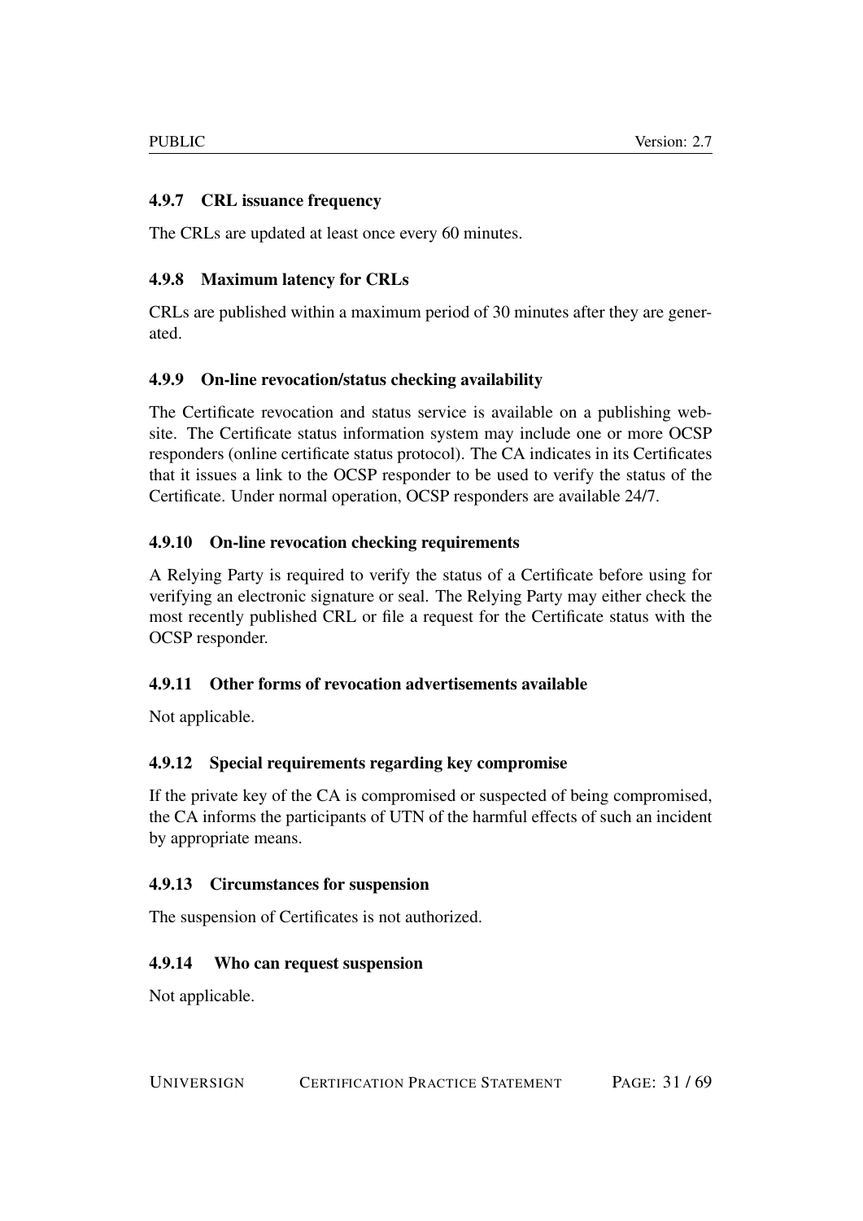#### 4.9.7 CRL issuance frequency

The CRLs are updated at least once every 60 minutes.

#### 4.9.8 Maximum latency for CRLs

CRLs are published within a maximum period of 30 minutes after they are generated.

#### 4.9.9 On-line revocation/status checking availability

The Certificate revocation and status service is available on a publishing website. The Certificate status information system may include one or more OCSP responders (online certificate status protocol). The CA indicates in its Certificates that it issues a link to the OCSP responder to be used to verify the status of the Certificate. Under normal operation, OCSP responders are available 24/7.

#### 4.9.10 On-line revocation checking requirements

A Relying Party is required to verify the status of a Certificate before using for verifying an electronic signature or seal. The Relying Party may either check the most recently published CRL or file a request for the Certificate status with the OCSP responder.

#### 4.9.11 Other forms of revocation advertisements available

Not applicable.

#### 4.9.12 Special requirements regarding key compromise

If the private key of the CA is compromised or suspected of being compromised, the CA informs the participants of UTN of the harmful effects of such an incident by appropriate means.

#### 4.9.13 Circumstances for suspension

The suspension of Certificates is not authorized.

#### 4.9.14 Who can request suspension

Not applicable.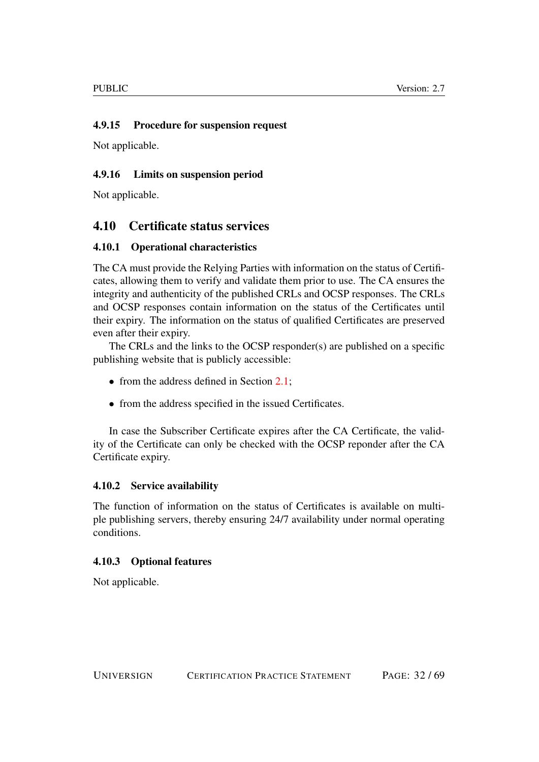#### 4.9.15 Procedure for suspension request

Not applicable.

#### 4.9.16 Limits on suspension period

Not applicable.

## 4.10 Certificate status services

### 4.10.1 Operational characteristics

The CA must provide the Relying Parties with information on the status of Certificates, allowing them to verify and validate them prior to use. The CA ensures the integrity and authenticity of the published CRLs and OCSP responses. The CRLs and OCSP responses contain information on the status of the Certificates until their expiry. The information on the status of qualified Certificates are preserved even after their expiry.

The CRLs and the links to the OCSP responder(s) are published on a specific publishing website that is publicly accessible:

- from the address defined in Section 2.1;
- from the address specified in the issued Certificates.

In case the Subscriber Certificate expires after the CA Certificate, the validity of the Certificate can only be checked with the OCSP reponder after the CA Certificate expiry.

### 4.10.2 Service availability

The function of information on the status of Certificates is available on multiple publishing servers, thereby ensuring 24/7 availability under normal operating conditions.

### 4.10.3 Optional features

Not applicable.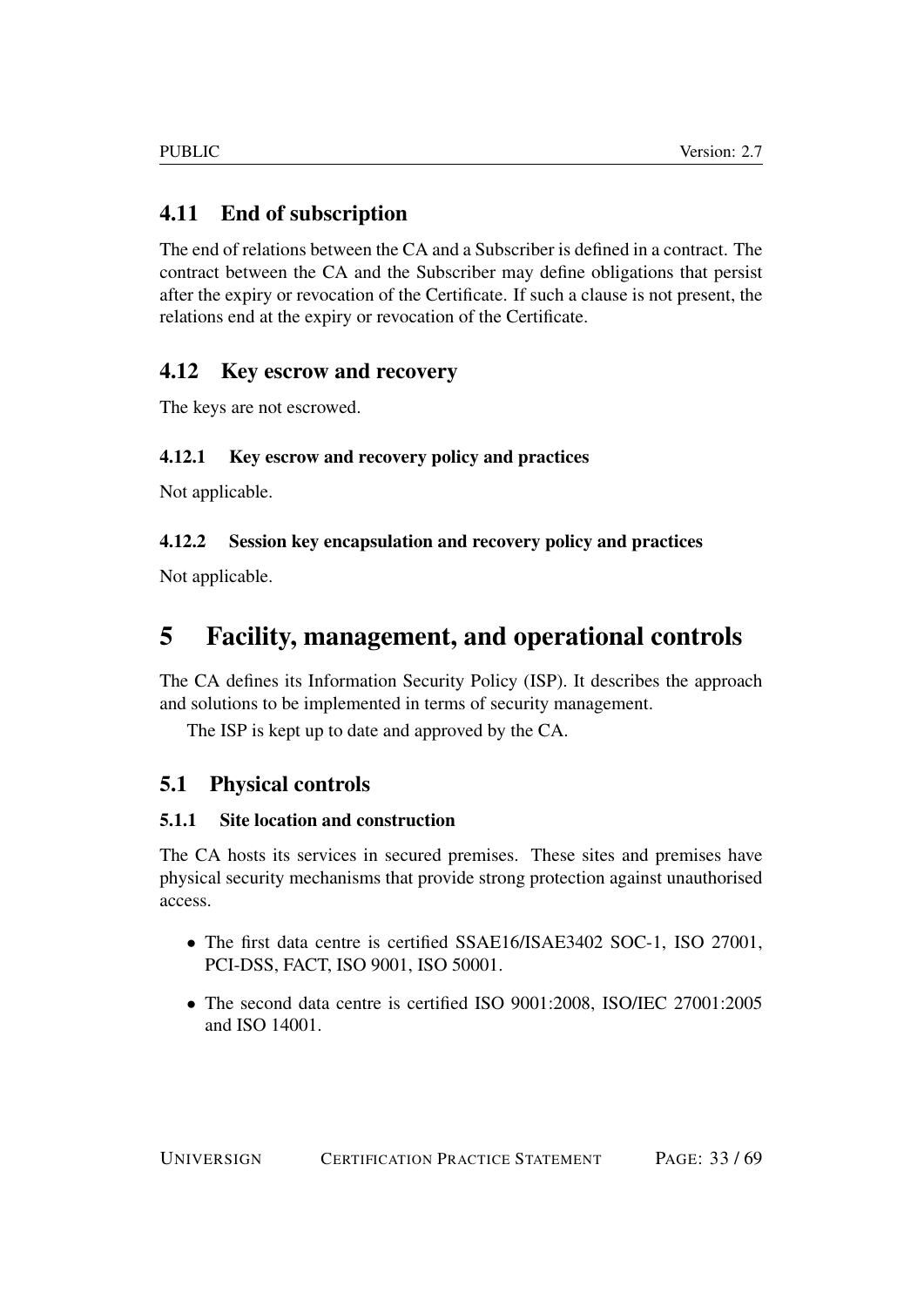## 4.11 End of subscription

The end of relations between the CA and a Subscriber is defined in a contract. The contract between the CA and the Subscriber may define obligations that persist after the expiry or revocation of the Certificate. If such a clause is not present, the relations end at the expiry or revocation of the Certificate.

## 4.12 Key escrow and recovery

The keys are not escrowed.

### 4.12.1 Key escrow and recovery policy and practices

Not applicable.

### 4.12.2 Session key encapsulation and recovery policy and practices

Not applicable.

# 5 Facility, management, and operational controls

The CA defines its Information Security Policy (ISP). It describes the approach and solutions to be implemented in terms of security management.

The ISP is kept up to date and approved by the CA.

## 5.1 Physical controls

### 5.1.1 Site location and construction

The CA hosts its services in secured premises. These sites and premises have physical security mechanisms that provide strong protection against unauthorised access.

- The first data centre is certified SSAE16/ISAE3402 SOC-1, ISO 27001, PCI-DSS, FACT, ISO 9001, ISO 50001.
- The second data centre is certified ISO 9001:2008, ISO/IEC 27001:2005 and ISO 14001.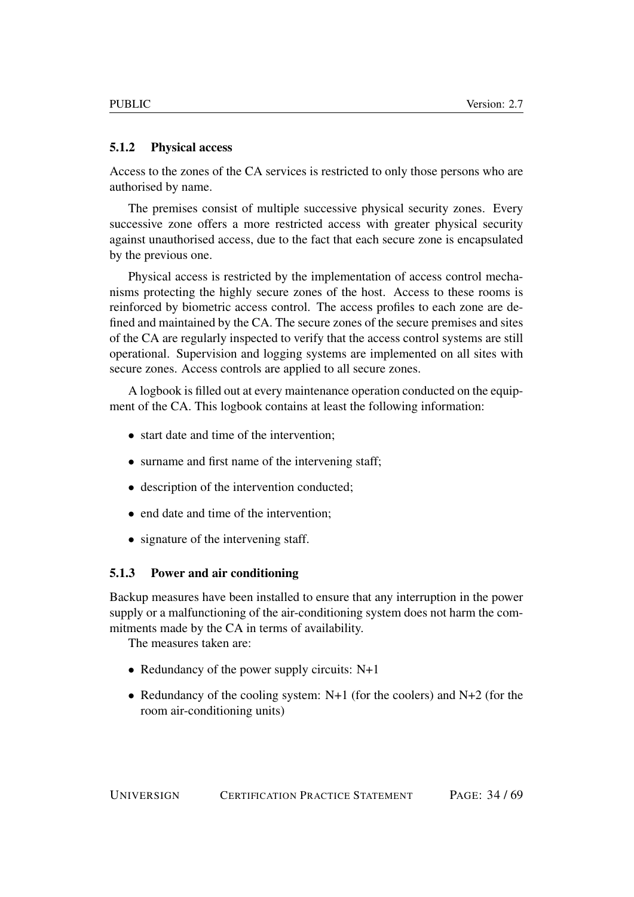### 5.1.2 Physical access

Access to the zones of the CA services is restricted to only those persons who are authorised by name.

The premises consist of multiple successive physical security zones. Every successive zone offers a more restricted access with greater physical security against unauthorised access, due to the fact that each secure zone is encapsulated by the previous one.

Physical access is restricted by the implementation of access control mechanisms protecting the highly secure zones of the host. Access to these rooms is reinforced by biometric access control. The access profiles to each zone are defined and maintained by the CA. The secure zones of the secure premises and sites of the CA are regularly inspected to verify that the access control systems are still operational. Supervision and logging systems are implemented on all sites with secure zones. Access controls are applied to all secure zones.

A logbook is filled out at every maintenance operation conducted on the equipment of the CA. This logbook contains at least the following information:

- start date and time of the intervention;
- surname and first name of the intervening staff;
- description of the intervention conducted;
- end date and time of the intervention;
- signature of the intervening staff.

### 5.1.3 Power and air conditioning

Backup measures have been installed to ensure that any interruption in the power supply or a malfunctioning of the air-conditioning system does not harm the commitments made by the CA in terms of availability.

The measures taken are:

- Redundancy of the power supply circuits: N+1
- Redundancy of the cooling system: N+1 (for the coolers) and N+2 (for the room air-conditioning units)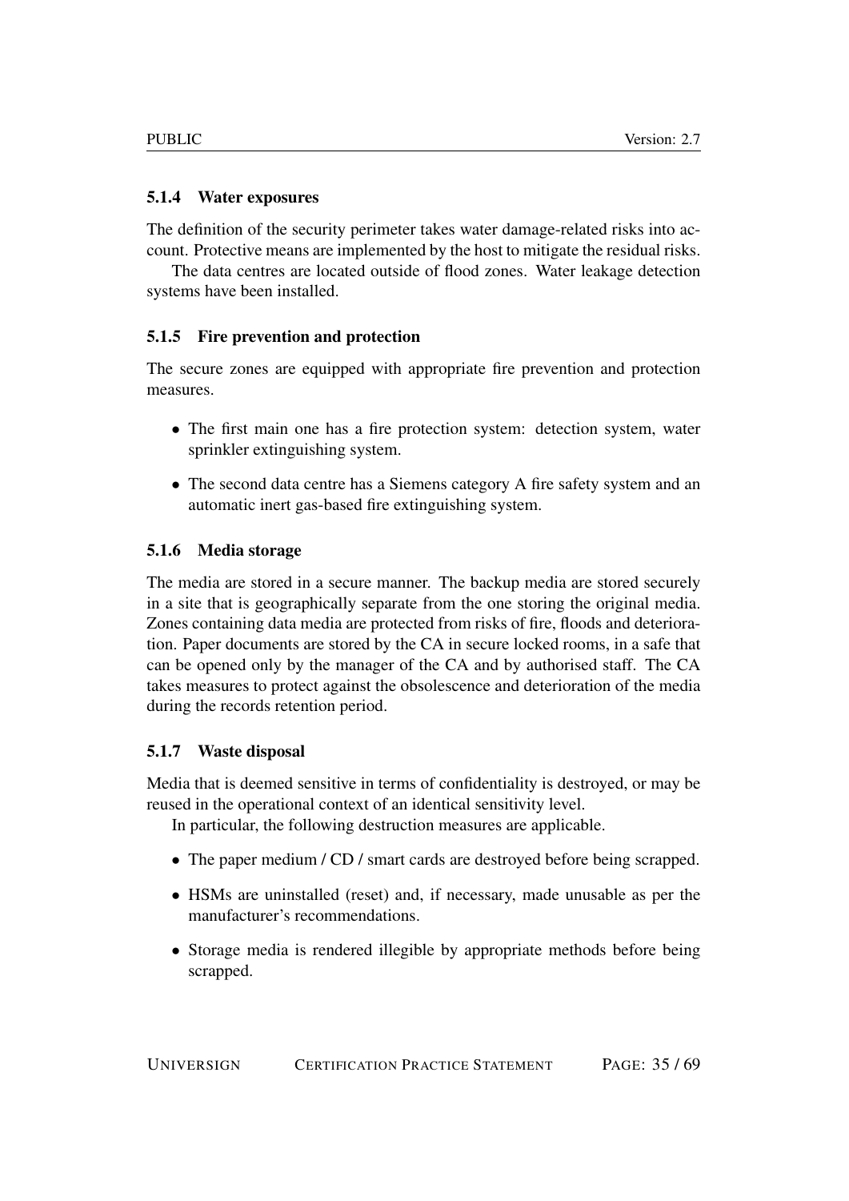### 5.1.4 Water exposures

The definition of the security perimeter takes water damage-related risks into account. Protective means are implemented by the host to mitigate the residual risks.

The data centres are located outside of flood zones. Water leakage detection systems have been installed.

### 5.1.5 Fire prevention and protection

The secure zones are equipped with appropriate fire prevention and protection measures.

- The first main one has a fire protection system: detection system, water sprinkler extinguishing system.
- The second data centre has a Siemens category A fire safety system and an automatic inert gas-based fire extinguishing system.

### 5.1.6 Media storage

The media are stored in a secure manner. The backup media are stored securely in a site that is geographically separate from the one storing the original media. Zones containing data media are protected from risks of fire, floods and deterioration. Paper documents are stored by the CA in secure locked rooms, in a safe that can be opened only by the manager of the CA and by authorised staff. The CA takes measures to protect against the obsolescence and deterioration of the media during the records retention period.

### 5.1.7 Waste disposal

Media that is deemed sensitive in terms of confidentiality is destroyed, or may be reused in the operational context of an identical sensitivity level.

In particular, the following destruction measures are applicable.

- The paper medium / CD / smart cards are destroyed before being scrapped.
- HSMs are uninstalled (reset) and, if necessary, made unusable as per the manufacturer's recommendations.
- Storage media is rendered illegible by appropriate methods before being scrapped.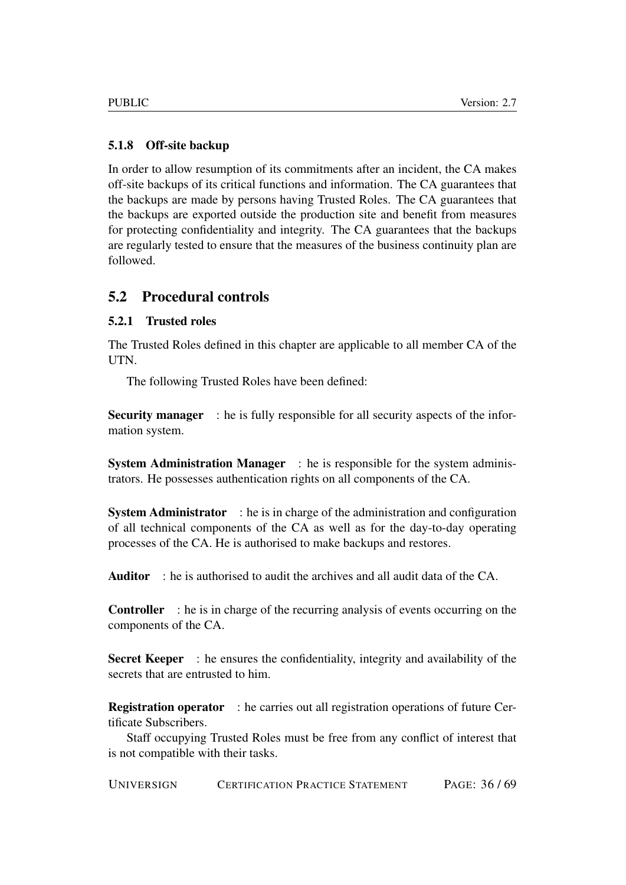#### 5.1.8 Off-site backup

In order to allow resumption of its commitments after an incident, the CA makes off-site backups of its critical functions and information. The CA guarantees that the backups are made by persons having Trusted Roles. The CA guarantees that the backups are exported outside the production site and benefit from measures for protecting confidentiality and integrity. The CA guarantees that the backups are regularly tested to ensure that the measures of the business continuity plan are followed.

### 5.2 Procedural controls

#### 5.2.1 Trusted roles

The Trusted Roles defined in this chapter are applicable to all member CA of the UTN.

The following Trusted Roles have been defined:

**Security manager** : he is fully responsible for all security aspects of the information system.

**System Administration Manager** : he is responsible for the system administrators. He possesses authentication rights on all components of the CA.

**System Administrator** : he is in charge of the administration and configuration of all technical components of the CA as well as for the day-to-day operating processes of the CA. He is authorised to make backups and restores.

**Auditor** : he is authorised to audit the archives and all audit data of the CA.

**Controller** : he is in charge of the recurring analysis of events occurring on the components of the CA.

**Secret Keeper** : he ensures the confidentiality, integrity and availability of the secrets that are entrusted to him.

**Registration operator** : he carries out all registration operations of future Certificate Subscribers.

Staff occupying Trusted Roles must be free from any conflict of interest that is not compatible with their tasks.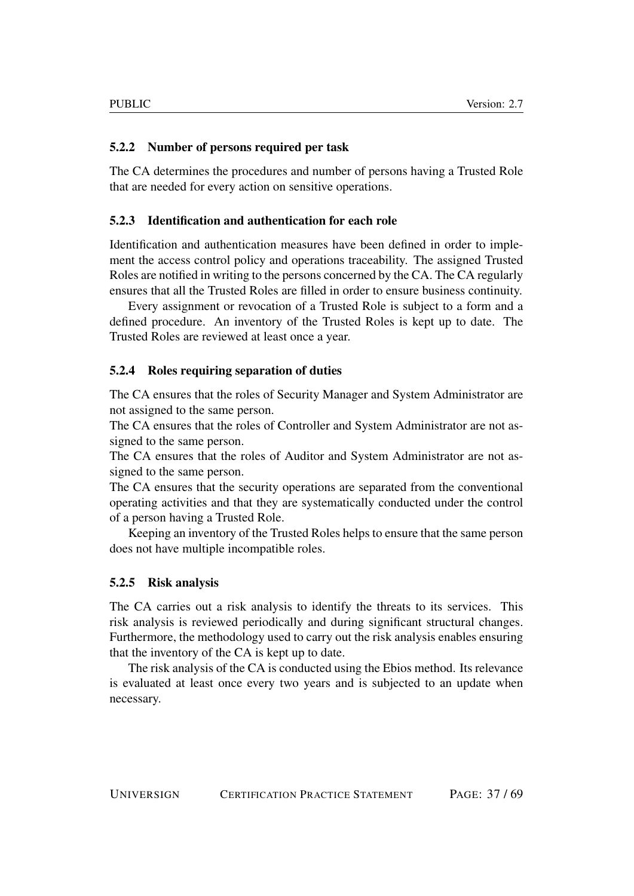### 5.2.2 Number of persons required per task

The CA determines the procedures and number of persons having a Trusted Role that are needed for every action on sensitive operations.

### 5.2.3 Identification and authentication for each role

Identification and authentication measures have been defined in order to implement the access control policy and operations traceability. The assigned Trusted Roles are notified in writing to the persons concerned by the CA. The CA regularly ensures that all the Trusted Roles are filled in order to ensure business continuity.

Every assignment or revocation of a Trusted Role is subject to a form and a defined procedure. An inventory of the Trusted Roles is kept up to date. The Trusted Roles are reviewed at least once a year.

### 5.2.4 Roles requiring separation of duties

The CA ensures that the roles of Security Manager and System Administrator are not assigned to the same person.
The CA ensures that the roles of Controller and System Administrator are not assigned to the same person.
The CA ensures that the roles of Auditor and System Administrator are not assigned to the same person.
The CA ensures that the security operations are separated from the conventional operating activities and that they are systematically conducted under the control of a person having a Trusted Role.

Keeping an inventory of the Trusted Roles helps to ensure that the same person does not have multiple incompatible roles.

### 5.2.5 Risk analysis

The CA carries out a risk analysis to identify the threats to its services. This risk analysis is reviewed periodically and during significant structural changes. Furthermore, the methodology used to carry out the risk analysis enables ensuring that the inventory of the CA is kept up to date.

The risk analysis of the CA is conducted using the Ebios method. Its relevance is evaluated at least once every two years and is subjected to an update when necessary.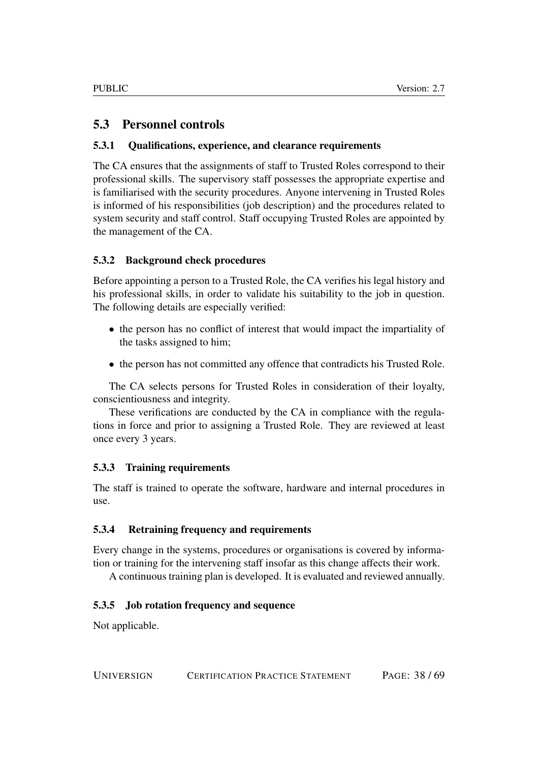## 5.3 Personnel controls

### 5.3.1 Qualifications, experience, and clearance requirements

The CA ensures that the assignments of staff to Trusted Roles correspond to their professional skills. The supervisory staff possesses the appropriate expertise and is familiarised with the security procedures. Anyone intervening in Trusted Roles is informed of his responsibilities (job description) and the procedures related to system security and staff control. Staff occupying Trusted Roles are appointed by the management of the CA.

### 5.3.2 Background check procedures

Before appointing a person to a Trusted Role, the CA verifies his legal history and his professional skills, in order to validate his suitability to the job in question. The following details are especially verified:

- the person has no conflict of interest that would impact the impartiality of the tasks assigned to him;
- the person has not committed any offence that contradicts his Trusted Role.

The CA selects persons for Trusted Roles in consideration of their loyalty, conscientiousness and integrity.

These verifications are conducted by the CA in compliance with the regulations in force and prior to assigning a Trusted Role. They are reviewed at least once every 3 years.

### 5.3.3 Training requirements

The staff is trained to operate the software, hardware and internal procedures in use.

### 5.3.4 Retraining frequency and requirements

Every change in the systems, procedures or organisations is covered by information or training for the intervening staff insofar as this change affects their work.

A continuous training plan is developed. It is evaluated and reviewed annually.

### 5.3.5 Job rotation frequency and sequence

Not applicable.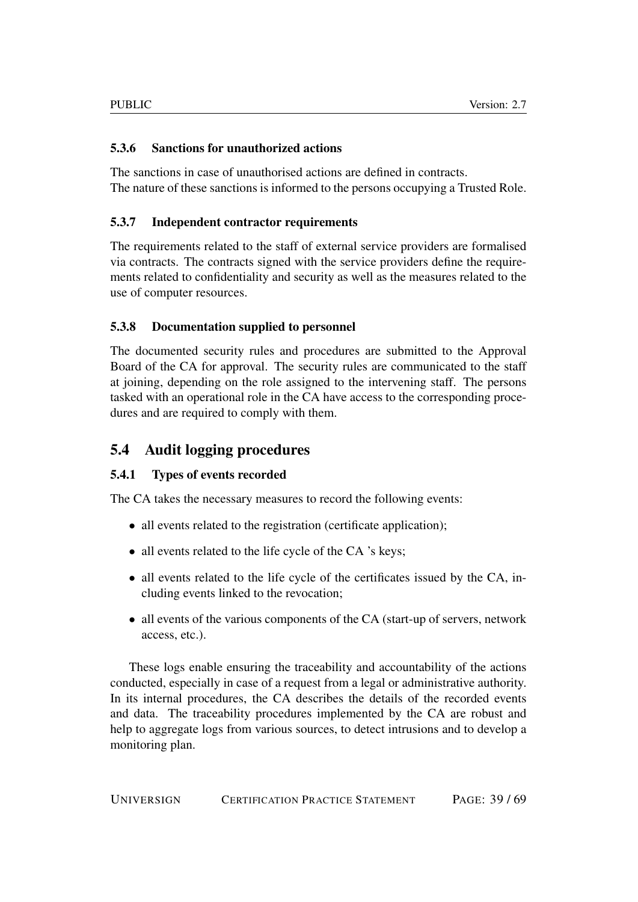#### 5.3.6 Sanctions for unauthorized actions

The sanctions in case of unauthorised actions are defined in contracts.
The nature of these sanctions is informed to the persons occupying a Trusted Role.

#### 5.3.7 Independent contractor requirements

The requirements related to the staff of external service providers are formalised via contracts. The contracts signed with the service providers define the requirements related to confidentiality and security as well as the measures related to the use of computer resources.

#### 5.3.8 Documentation supplied to personnel

The documented security rules and procedures are submitted to the Approval Board of the CA for approval. The security rules are communicated to the staff at joining, depending on the role assigned to the intervening staff. The persons tasked with an operational role in the CA have access to the corresponding procedures and are required to comply with them.

### 5.4 Audit logging procedures

#### 5.4.1 Types of events recorded

The CA takes the necessary measures to record the following events:

- all events related to the registration (certificate application);
- all events related to the life cycle of the CA 's keys;
- all events related to the life cycle of the certificates issued by the CA, including events linked to the revocation;
- all events of the various components of the CA (start-up of servers, network access, etc.).

These logs enable ensuring the traceability and accountability of the actions conducted, especially in case of a request from a legal or administrative authority. In its internal procedures, the CA describes the details of the recorded events and data. The traceability procedures implemented by the CA are robust and help to aggregate logs from various sources, to detect intrusions and to develop a monitoring plan.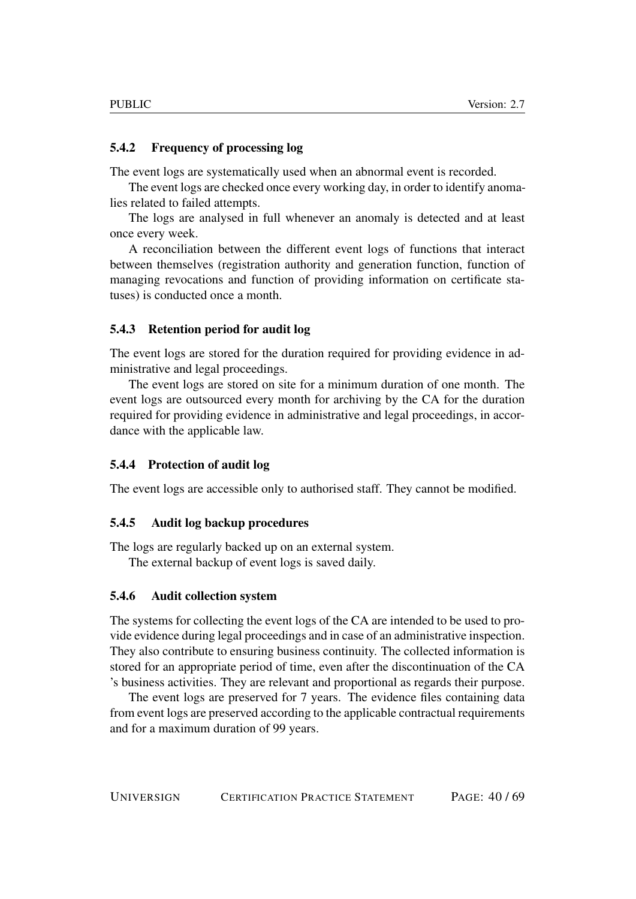### 5.4.2 Frequency of processing log

The event logs are systematically used when an abnormal event is recorded.

The event logs are checked once every working day, in order to identify anomalies related to failed attempts.

The logs are analysed in full whenever an anomaly is detected and at least once every week.

A reconciliation between the different event logs of functions that interact between themselves (registration authority and generation function, function of managing revocations and function of providing information on certificate statuses) is conducted once a month.

### 5.4.3 Retention period for audit log

The event logs are stored for the duration required for providing evidence in administrative and legal proceedings.

The event logs are stored on site for a minimum duration of one month. The event logs are outsourced every month for archiving by the CA for the duration required for providing evidence in administrative and legal proceedings, in accordance with the applicable law.

### 5.4.4 Protection of audit log

The event logs are accessible only to authorised staff. They cannot be modified.

### 5.4.5 Audit log backup procedures

The logs are regularly backed up on an external system.

The external backup of event logs is saved daily.

### 5.4.6 Audit collection system

The systems for collecting the event logs of the CA are intended to be used to provide evidence during legal proceedings and in case of an administrative inspection. They also contribute to ensuring business continuity. The collected information is stored for an appropriate period of time, even after the discontinuation of the CA 's business activities. They are relevant and proportional as regards their purpose.

The event logs are preserved for 7 years. The evidence files containing data from event logs are preserved according to the applicable contractual requirements and for a maximum duration of 99 years.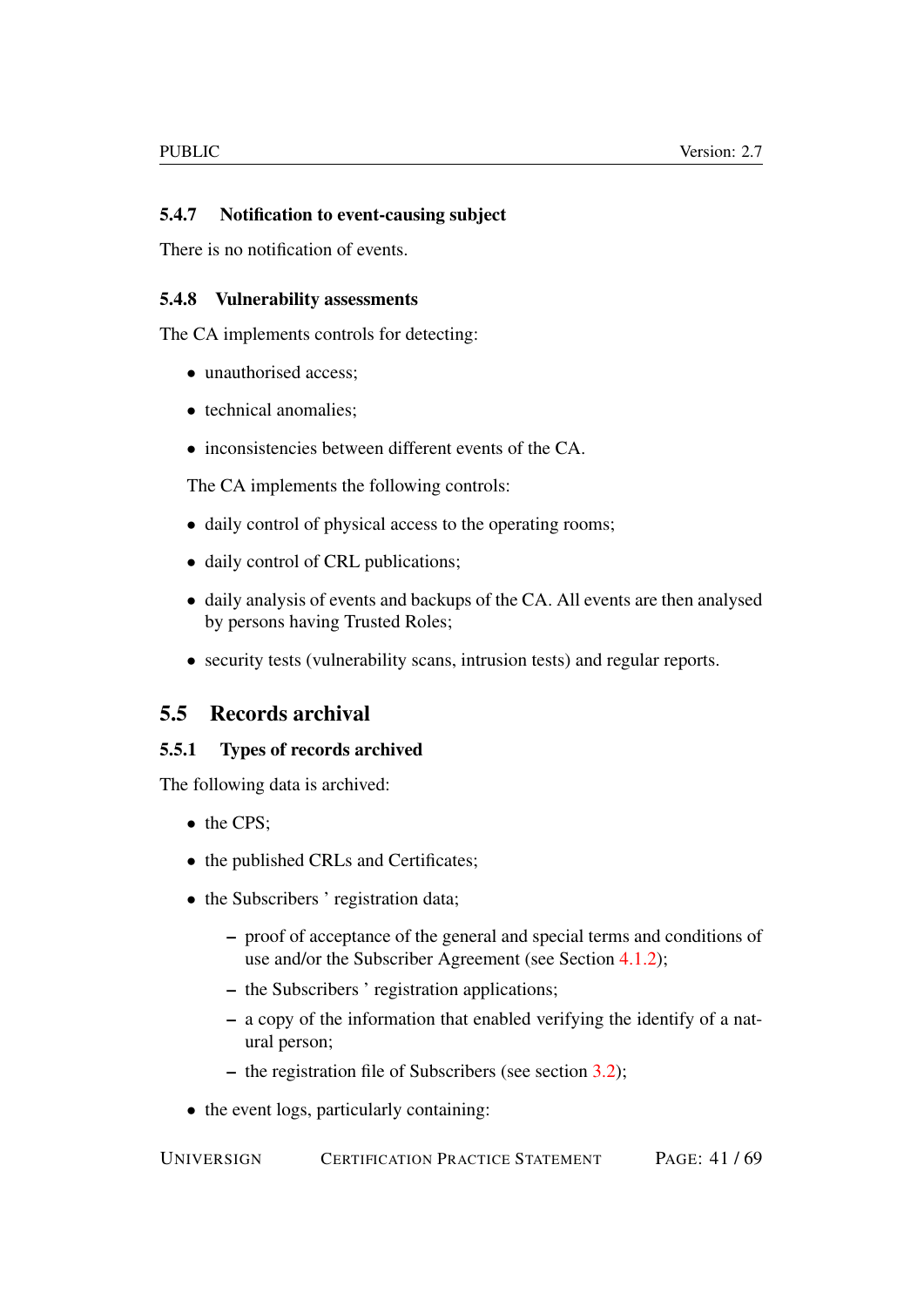### 5.4.7 Notification to event-causing subject

There is no notification of events.

### 5.4.8 Vulnerability assessments

The CA implements controls for detecting:

- unauthorised access;
- technical anomalies;
- inconsistencies between different events of the CA.

The CA implements the following controls:

- daily control of physical access to the operating rooms;
- daily control of CRL publications;
- daily analysis of events and backups of the CA. All events are then analysed by persons having Trusted Roles;
- security tests (vulnerability scans, intrusion tests) and regular reports.

## 5.5 Records archival

### 5.5.1 Types of records archived

The following data is archived:

- the CPS;
- the published CRLs and Certificates;
- the Subscribers ' registration data;
  - proof of acceptance of the general and special terms and conditions of use and/or the Subscriber Agreement (see Section 4.1.2);
  - the Subscribers ' registration applications;
  - a copy of the information that enabled verifying the identify of a natural person;
  - the registration file of Subscribers (see section 3.2);
- the event logs, particularly containing: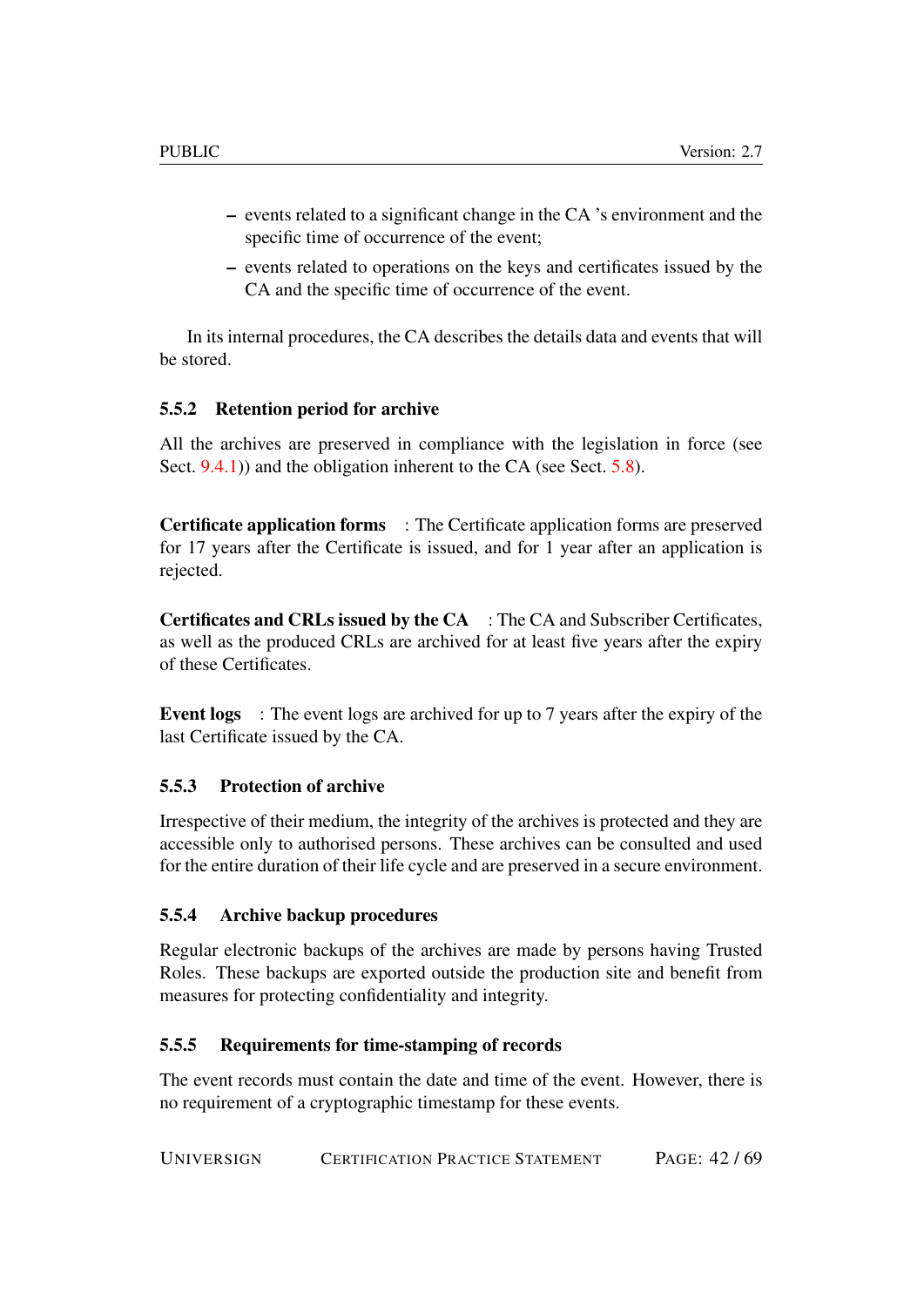- events related to a significant change in the CA 's environment and the specific time of occurrence of the event;
- events related to operations on the keys and certificates issued by the CA and the specific time of occurrence of the event.

In its internal procedures, the CA describes the details data and events that will be stored.

### 5.5.2 Retention period for archive

All the archives are preserved in compliance with the legislation in force (see Sect. 9.4.1)) and the obligation inherent to the CA (see Sect. 5.8).

**Certificate application forms** : The Certificate application forms are preserved for 17 years after the Certificate is issued, and for 1 year after an application is rejected.

**Certificates and CRLs issued by the CA** : The CA and Subscriber Certificates, as well as the produced CRLs are archived for at least five years after the expiry of these Certificates.

**Event logs** : The event logs are archived for up to 7 years after the expiry of the last Certificate issued by the CA.

### 5.5.3 Protection of archive

Irrespective of their medium, the integrity of the archives is protected and they are accessible only to authorised persons. These archives can be consulted and used for the entire duration of their life cycle and are preserved in a secure environment.

### 5.5.4 Archive backup procedures

Regular electronic backups of the archives are made by persons having Trusted Roles. These backups are exported outside the production site and benefit from measures for protecting confidentiality and integrity.

### 5.5.5 Requirements for time-stamping of records

The event records must contain the date and time of the event. However, there is no requirement of a cryptographic timestamp for these events.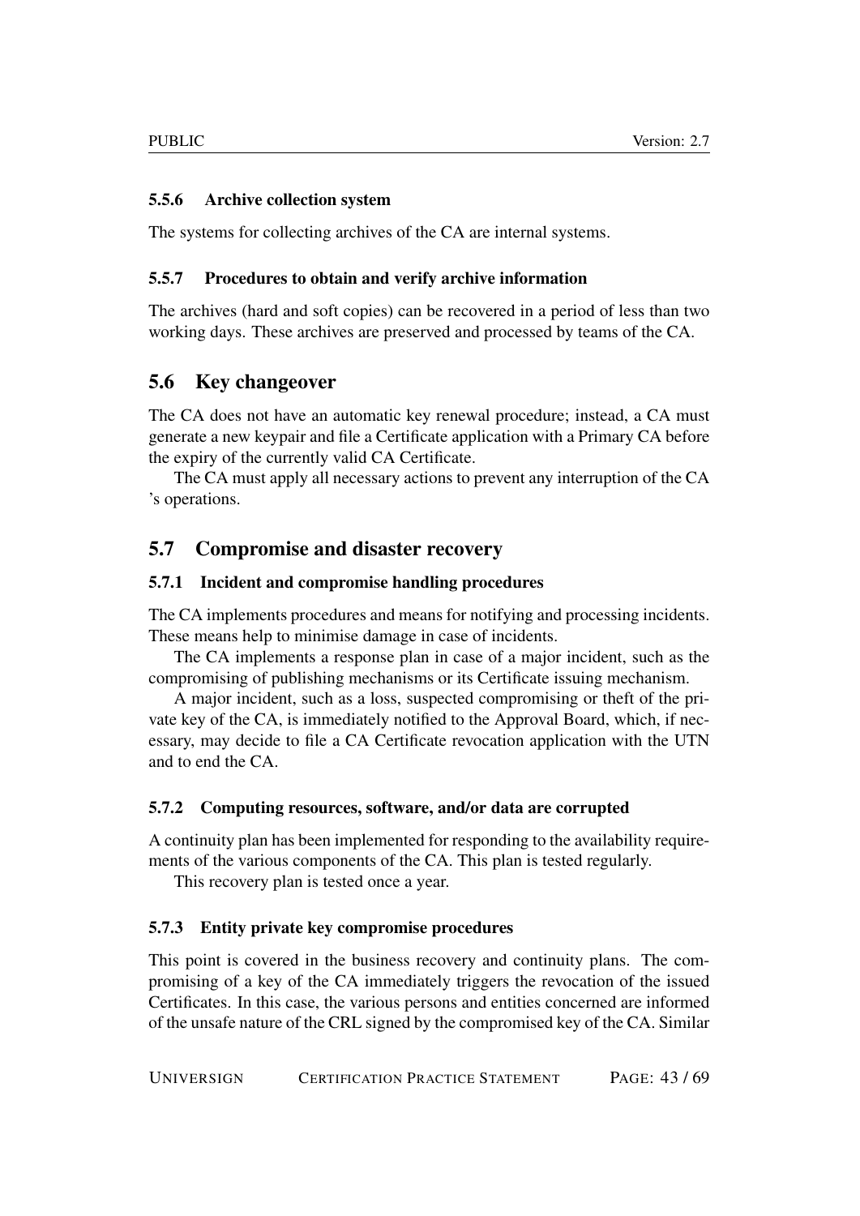#### 5.5.6 Archive collection system

The systems for collecting archives of the CA are internal systems.

#### 5.5.7 Procedures to obtain and verify archive information

The archives (hard and soft copies) can be recovered in a period of less than two working days. These archives are preserved and processed by teams of the CA.

### 5.6 Key changeover

The CA does not have an automatic key renewal procedure; instead, a CA must generate a new keypair and file a Certificate application with a Primary CA before the expiry of the currently valid CA Certificate.

The CA must apply all necessary actions to prevent any interruption of the CA 's operations.

### 5.7 Compromise and disaster recovery

#### 5.7.1 Incident and compromise handling procedures

The CA implements procedures and means for notifying and processing incidents. These means help to minimise damage in case of incidents.

The CA implements a response plan in case of a major incident, such as the compromising of publishing mechanisms or its Certificate issuing mechanism.

A major incident, such as a loss, suspected compromising or theft of the private key of the CA, is immediately notified to the Approval Board, which, if necessary, may decide to file a CA Certificate revocation application with the UTN and to end the CA.

#### 5.7.2 Computing resources, software, and/or data are corrupted

A continuity plan has been implemented for responding to the availability requirements of the various components of the CA. This plan is tested regularly.

This recovery plan is tested once a year.

#### 5.7.3 Entity private key compromise procedures

This point is covered in the business recovery and continuity plans. The compromising of a key of the CA immediately triggers the revocation of the issued Certificates. In this case, the various persons and entities concerned are informed of the unsafe nature of the CRL signed by the compromised key of the CA. Similar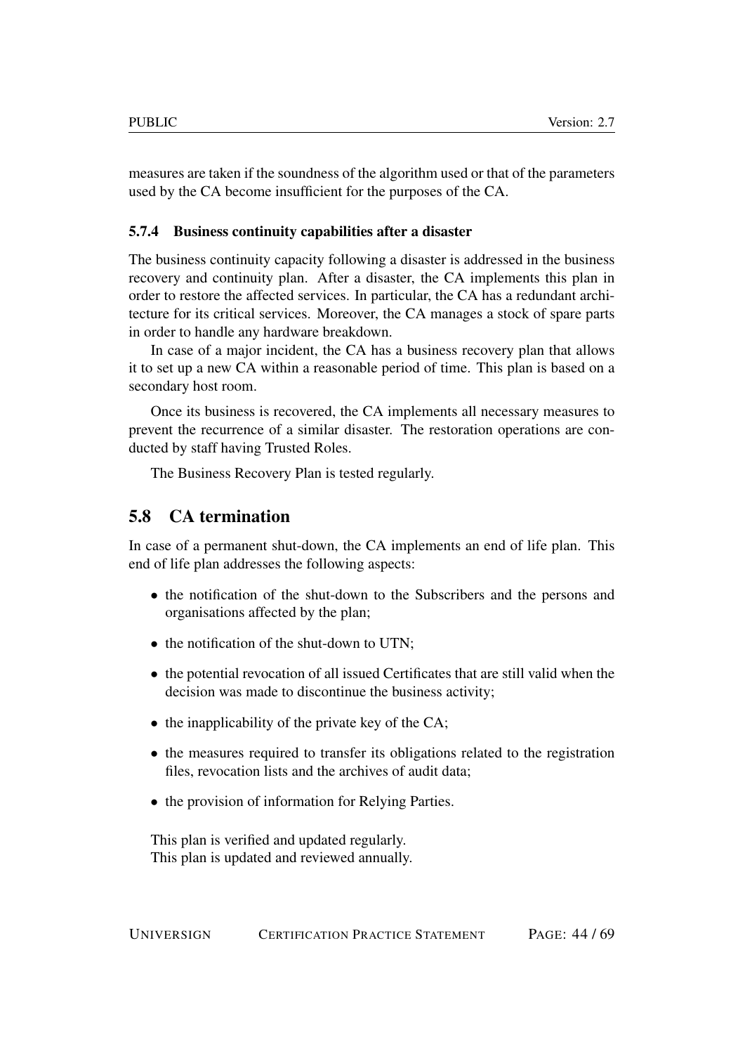measures are taken if the soundness of the algorithm used or that of the parameters used by the CA become insufficient for the purposes of the CA.

### 5.7.4 Business continuity capabilities after a disaster

The business continuity capacity following a disaster is addressed in the business recovery and continuity plan. After a disaster, the CA implements this plan in order to restore the affected services. In particular, the CA has a redundant architecture for its critical services. Moreover, the CA manages a stock of spare parts in order to handle any hardware breakdown.

In case of a major incident, the CA has a business recovery plan that allows it to set up a new CA within a reasonable period of time. This plan is based on a secondary host room.

Once its business is recovered, the CA implements all necessary measures to prevent the recurrence of a similar disaster. The restoration operations are conducted by staff having Trusted Roles.

The Business Recovery Plan is tested regularly.

## 5.8 CA termination

In case of a permanent shut-down, the CA implements an end of life plan. This end of life plan addresses the following aspects:

- the notification of the shut-down to the Subscribers and the persons and organisations affected by the plan;
- the notification of the shut-down to UTN;
- the potential revocation of all issued Certificates that are still valid when the decision was made to discontinue the business activity;
- the inapplicability of the private key of the CA;
- the measures required to transfer its obligations related to the registration files, revocation lists and the archives of audit data;
- the provision of information for Relying Parties.

This plan is verified and updated regularly.
This plan is updated and reviewed annually.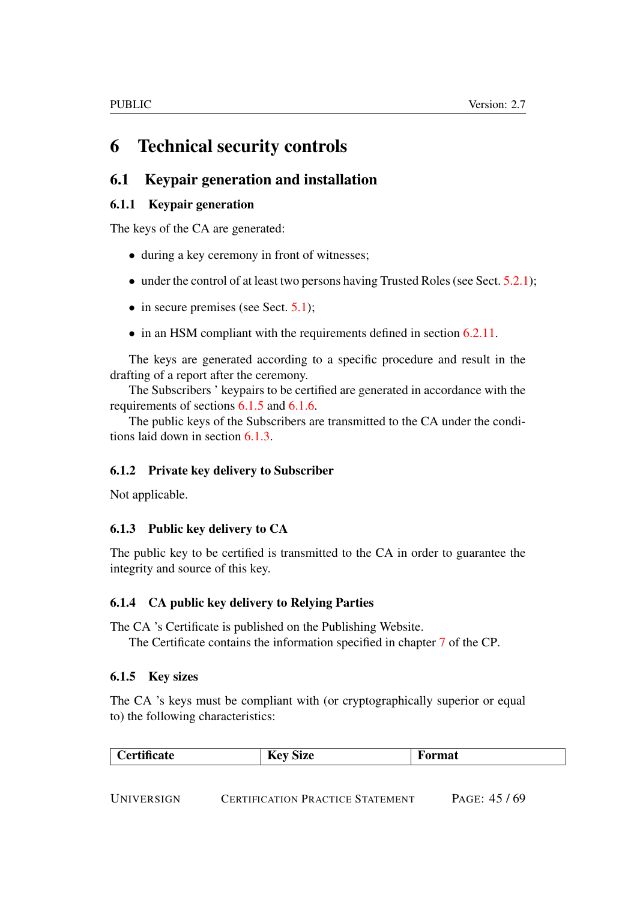# 6 Technical security controls

## 6.1 Keypair generation and installation

### 6.1.1 Keypair generation

The keys of the CA are generated:

- during a key ceremony in front of witnesses;
- under the control of at least two persons having Trusted Roles (see Sect. 5.2.1);
- in secure premises (see Sect. 5.1);
- in an HSM compliant with the requirements defined in section 6.2.11.

The keys are generated according to a specific procedure and result in the drafting of a report after the ceremony.

The Subscribers ' keypairs to be certified are generated in accordance with the requirements of sections 6.1.5 and 6.1.6.

The public keys of the Subscribers are transmitted to the CA under the conditions laid down in section 6.1.3.

### 6.1.2 Private key delivery to Subscriber

Not applicable.

### 6.1.3 Public key delivery to CA

The public key to be certified is transmitted to the CA in order to guarantee the integrity and source of this key.

### 6.1.4 CA public key delivery to Relying Parties

The CA 's Certificate is published on the Publishing Website.

The Certificate contains the information specified in chapter 7 of the CP.

### 6.1.5 Key sizes

The CA 's keys must be compliant with (or cryptographically superior or equal to) the following characteristics:

| Certificate | Key Size | Format |
|---|---|---|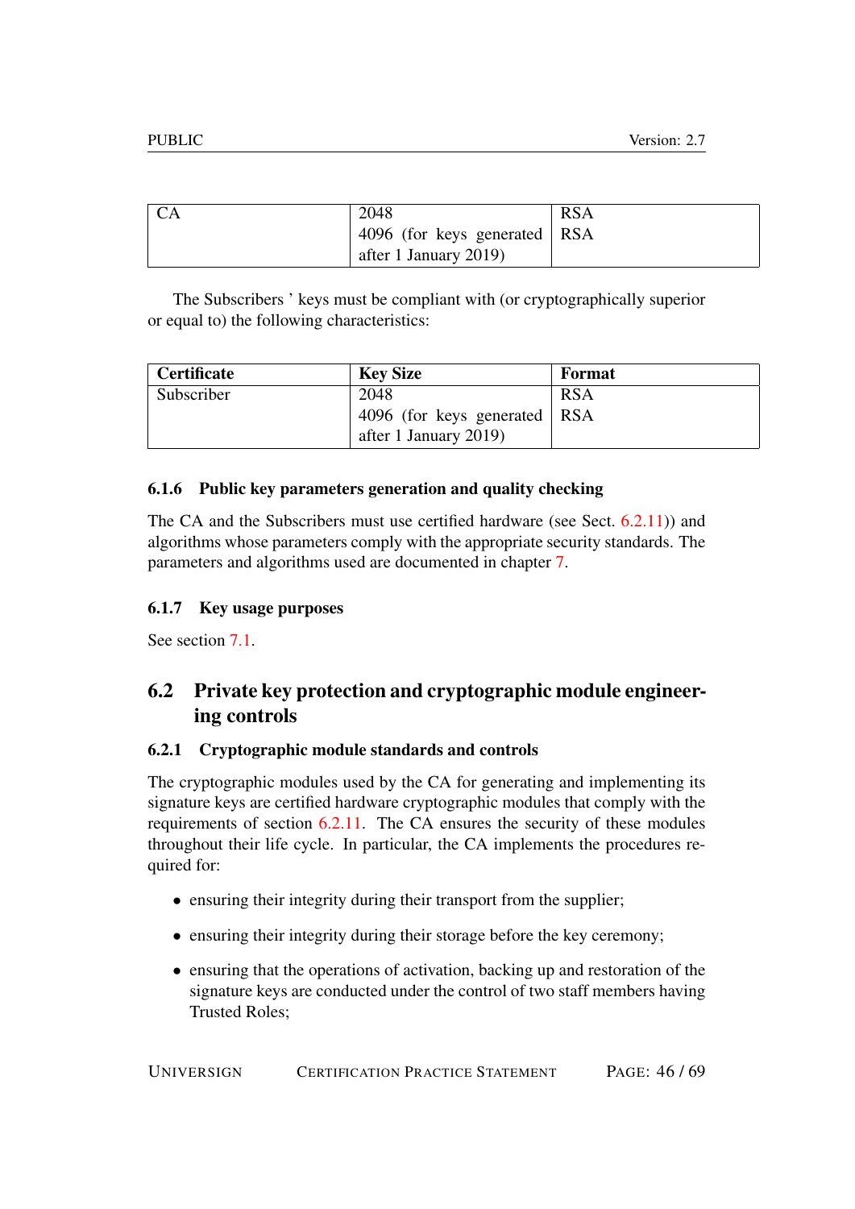| CA | 2048 | RSA |
|---|---|---|
| | 4096 (for keys generated after 1 January 2019) | RSA |

The Subscribers ' keys must be compliant with (or cryptographically superior or equal to) the following characteristics:

| **Certificate** | **Key Size** | **Format** |
|---|---|---|
| Subscriber | 2048 | RSA |
| | 4096 (for keys generated after 1 January 2019) | RSA |

### 6.1.6 Public key parameters generation and quality checking

The CA and the Subscribers must use certified hardware (see Sect. 6.2.11)) and algorithms whose parameters comply with the appropriate security standards. The parameters and algorithms used are documented in chapter 7.

### 6.1.7 Key usage purposes

See section 7.1.

## 6.2 Private key protection and cryptographic module engineering controls

### 6.2.1 Cryptographic module standards and controls

The cryptographic modules used by the CA for generating and implementing its signature keys are certified hardware cryptographic modules that comply with the requirements of section 6.2.11. The CA ensures the security of these modules throughout their life cycle. In particular, the CA implements the procedures required for:

- ensuring their integrity during their transport from the supplier;
- ensuring their integrity during their storage before the key ceremony;
- ensuring that the operations of activation, backing up and restoration of the signature keys are conducted under the control of two staff members having Trusted Roles;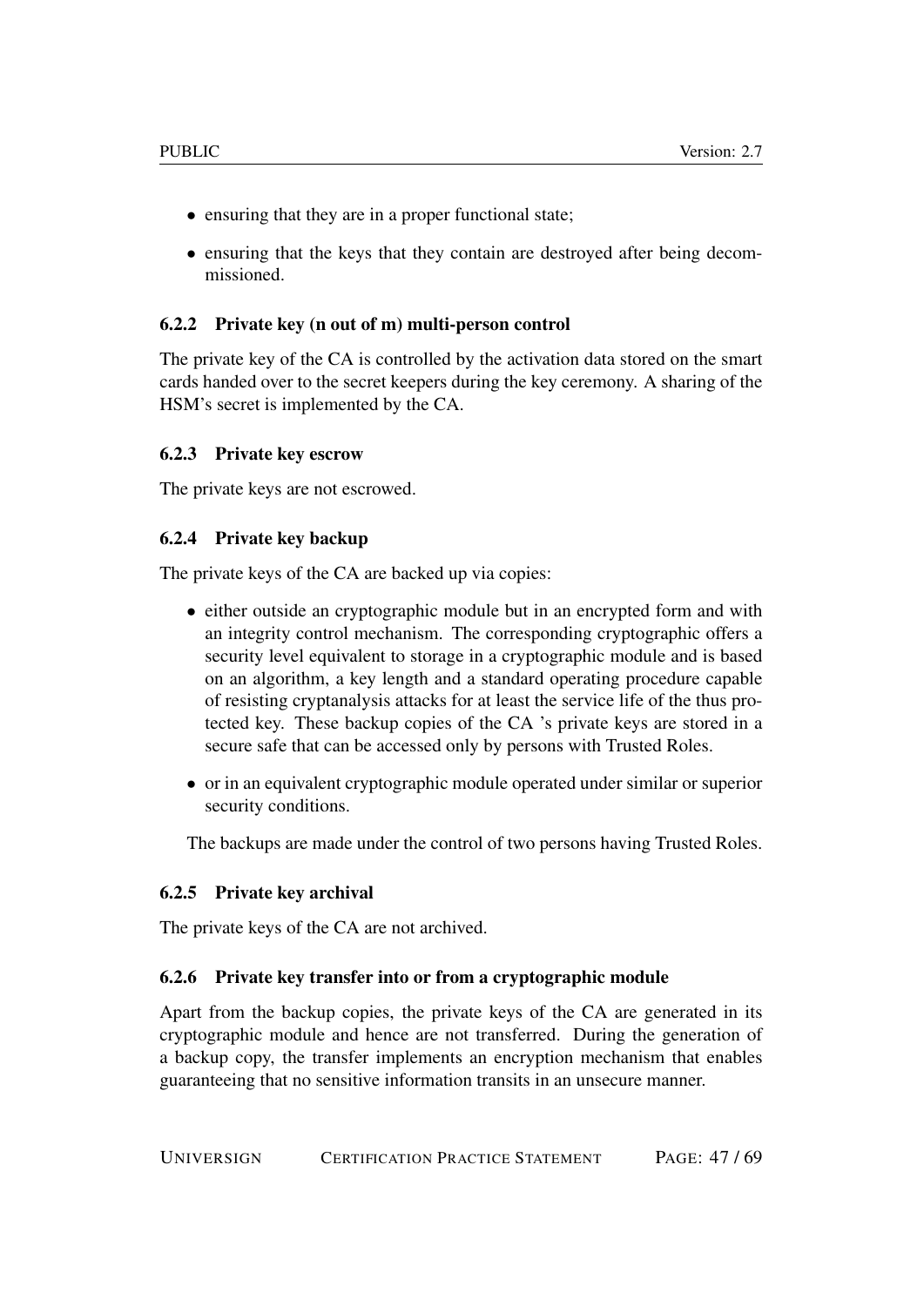- ensuring that they are in a proper functional state;
- ensuring that the keys that they contain are destroyed after being decommissioned.

### 6.2.2 Private key (n out of m) multi-person control

The private key of the CA is controlled by the activation data stored on the smart cards handed over to the secret keepers during the key ceremony. A sharing of the HSM's secret is implemented by the CA.

### 6.2.3 Private key escrow

The private keys are not escrowed.

### 6.2.4 Private key backup

The private keys of the CA are backed up via copies:

- either outside an cryptographic module but in an encrypted form and with an integrity control mechanism. The corresponding cryptographic offers a security level equivalent to storage in a cryptographic module and is based on an algorithm, a key length and a standard operating procedure capable of resisting cryptanalysis attacks for at least the service life of the thus protected key. These backup copies of the CA 's private keys are stored in a secure safe that can be accessed only by persons with Trusted Roles.
- or in an equivalent cryptographic module operated under similar or superior security conditions.

The backups are made under the control of two persons having Trusted Roles.

### 6.2.5 Private key archival

The private keys of the CA are not archived.

### 6.2.6 Private key transfer into or from a cryptographic module

Apart from the backup copies, the private keys of the CA are generated in its cryptographic module and hence are not transferred. During the generation of a backup copy, the transfer implements an encryption mechanism that enables guaranteeing that no sensitive information transits in an unsecure manner.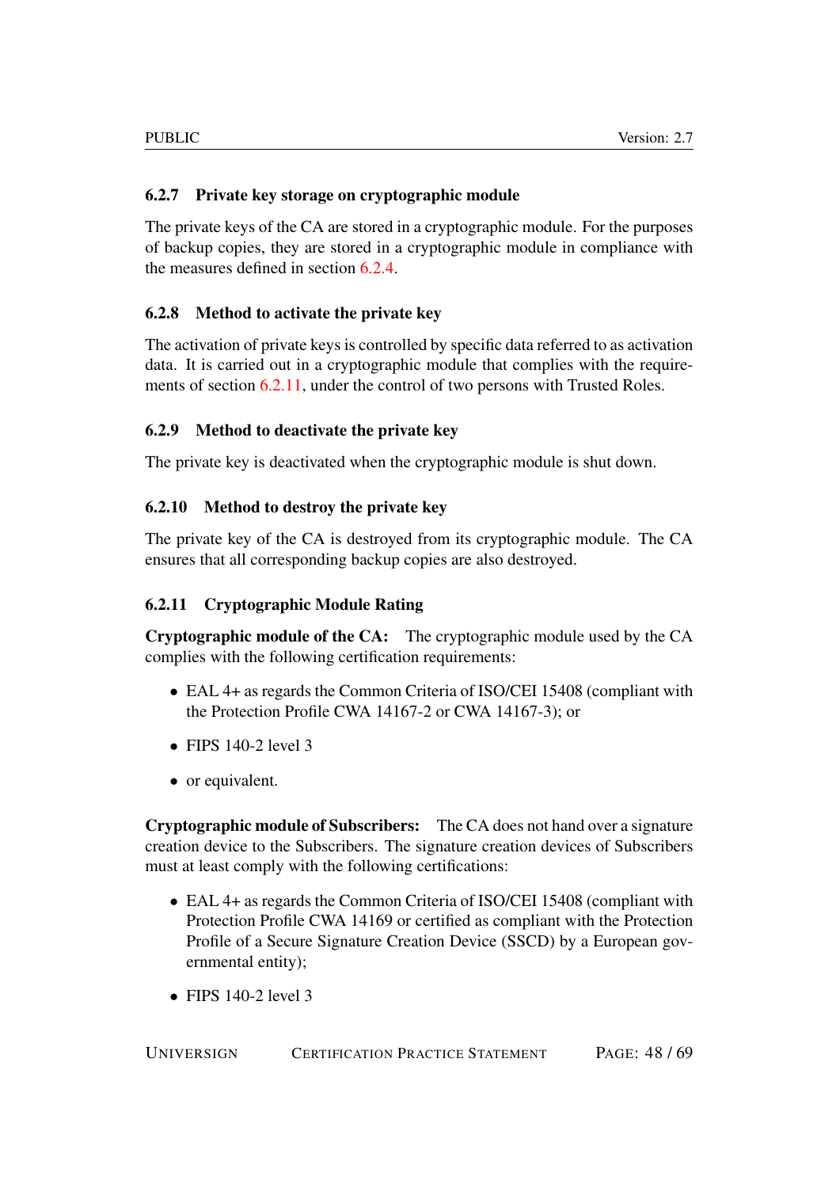### 6.2.7 Private key storage on cryptographic module

The private keys of the CA are stored in a cryptographic module. For the purposes of backup copies, they are stored in a cryptographic module in compliance with the measures defined in section 6.2.4.

### 6.2.8 Method to activate the private key

The activation of private keys is controlled by specific data referred to as activation data. It is carried out in a cryptographic module that complies with the requirements of section 6.2.11, under the control of two persons with Trusted Roles.

### 6.2.9 Method to deactivate the private key

The private key is deactivated when the cryptographic module is shut down.

### 6.2.10 Method to destroy the private key

The private key of the CA is destroyed from its cryptographic module. The CA ensures that all corresponding backup copies are also destroyed.

### 6.2.11 Cryptographic Module Rating

**Cryptographic module of the CA:** The cryptographic module used by the CA complies with the following certification requirements:

- EAL 4+ as regards the Common Criteria of ISO/CEI 15408 (compliant with the Protection Profile CWA 14167-2 or CWA 14167-3); or
- FIPS 140-2 level 3
- or equivalent.

**Cryptographic module of Subscribers:** The CA does not hand over a signature creation device to the Subscribers. The signature creation devices of Subscribers must at least comply with the following certifications:

- EAL 4+ as regards the Common Criteria of ISO/CEI 15408 (compliant with Protection Profile CWA 14169 or certified as compliant with the Protection Profile of a Secure Signature Creation Device (SSCD) by a European governmental entity);
- FIPS 140-2 level 3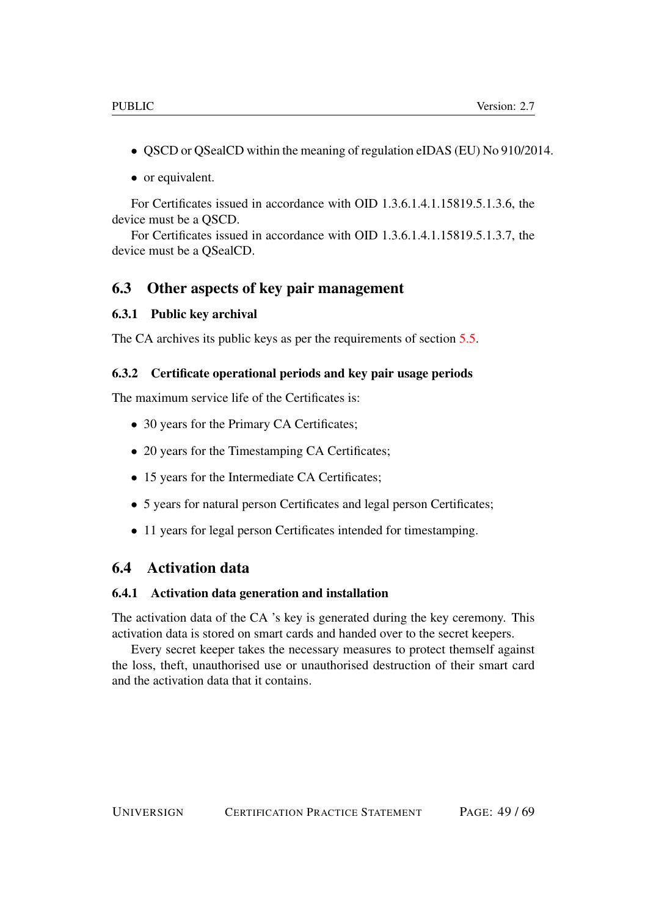- QSCD or QSealCD within the meaning of regulation eIDAS (EU) No 910/2014.
- or equivalent.

For Certificates issued in accordance with OID 1.3.6.1.4.1.15819.5.1.3.6, the device must be a QSCD.

For Certificates issued in accordance with OID 1.3.6.1.4.1.15819.5.1.3.7, the device must be a QSealCD.

## 6.3 Other aspects of key pair management

### 6.3.1 Public key archival

The CA archives its public keys as per the requirements of section 5.5.

### 6.3.2 Certificate operational periods and key pair usage periods

The maximum service life of the Certificates is:

- 30 years for the Primary CA Certificates;
- 20 years for the Timestamping CA Certificates;
- 15 years for the Intermediate CA Certificates;
- 5 years for natural person Certificates and legal person Certificates;
- 11 years for legal person Certificates intended for timestamping.

## 6.4 Activation data

### 6.4.1 Activation data generation and installation

The activation data of the CA 's key is generated during the key ceremony. This activation data is stored on smart cards and handed over to the secret keepers.

Every secret keeper takes the necessary measures to protect themself against the loss, theft, unauthorised use or unauthorised destruction of their smart card and the activation data that it contains.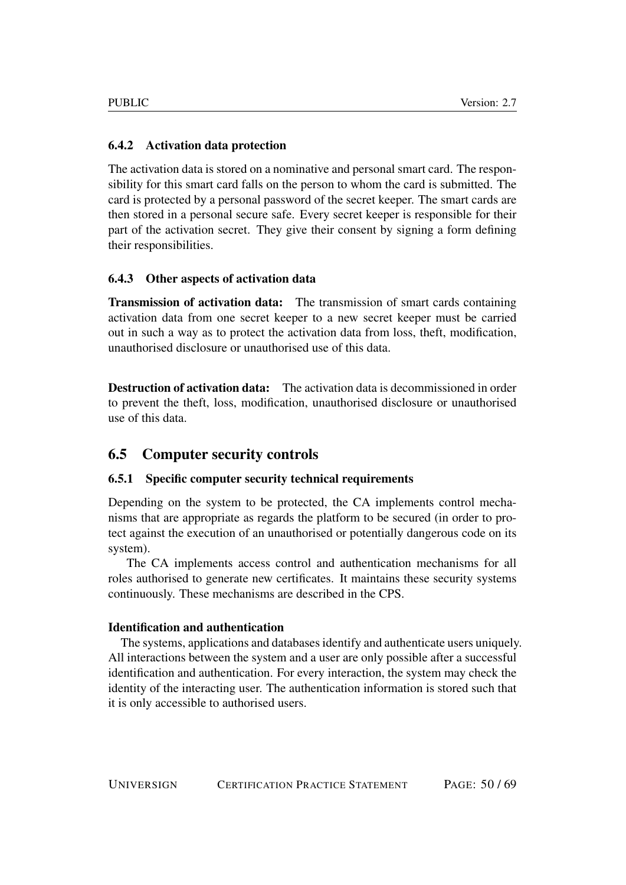### 6.4.2 Activation data protection

The activation data is stored on a nominative and personal smart card. The responsibility for this smart card falls on the person to whom the card is submitted. The card is protected by a personal password of the secret keeper. The smart cards are then stored in a personal secure safe. Every secret keeper is responsible for their part of the activation secret. They give their consent by signing a form defining their responsibilities.

### 6.4.3 Other aspects of activation data

**Transmission of activation data:** The transmission of smart cards containing activation data from one secret keeper to a new secret keeper must be carried out in such a way as to protect the activation data from loss, theft, modification, unauthorised disclosure or unauthorised use of this data.

**Destruction of activation data:** The activation data is decommissioned in order to prevent the theft, loss, modification, unauthorised disclosure or unauthorised use of this data.

## 6.5 Computer security controls

### 6.5.1 Specific computer security technical requirements

Depending on the system to be protected, the CA implements control mechanisms that are appropriate as regards the platform to be secured (in order to protect against the execution of an unauthorised or potentially dangerous code on its system).

The CA implements access control and authentication mechanisms for all roles authorised to generate new certificates. It maintains these security systems continuously. These mechanisms are described in the CPS.

**Identification and authentication**

The systems, applications and databases identify and authenticate users uniquely. All interactions between the system and a user are only possible after a successful identification and authentication. For every interaction, the system may check the identity of the interacting user. The authentication information is stored such that it is only accessible to authorised users.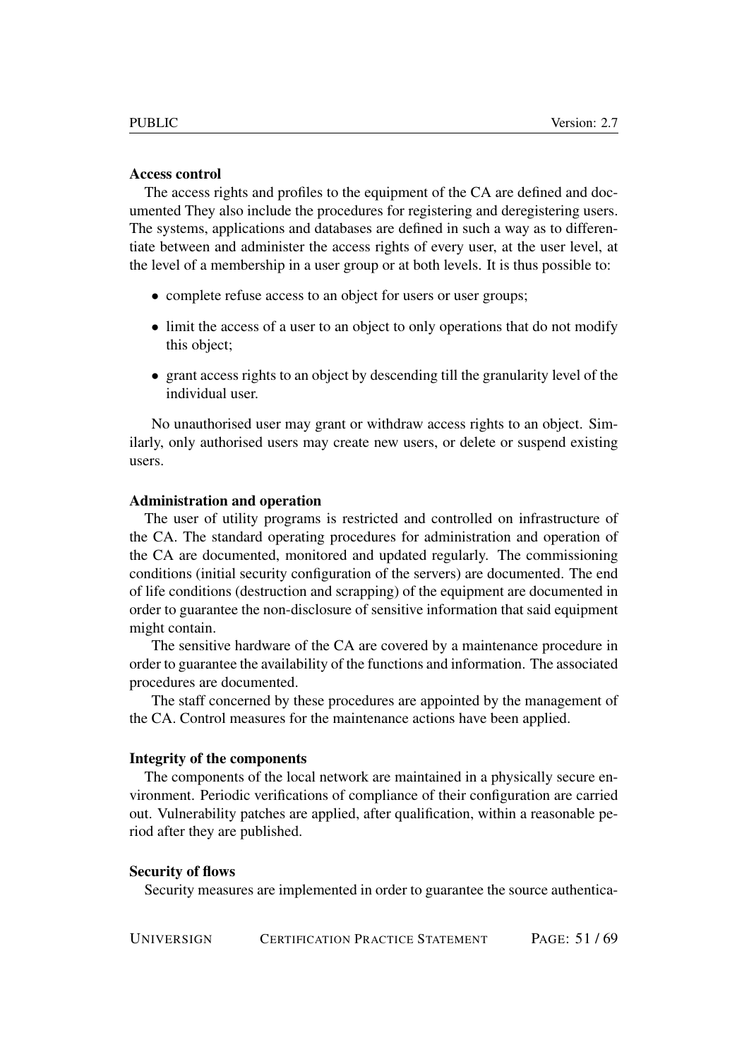**Access control**

The access rights and profiles to the equipment of the CA are defined and documented They also include the procedures for registering and deregistering users. The systems, applications and databases are defined in such a way as to differentiate between and administer the access rights of every user, at the user level, at the level of a membership in a user group or at both levels. It is thus possible to:

- complete refuse access to an object for users or user groups;
- limit the access of a user to an object to only operations that do not modify this object;
- grant access rights to an object by descending till the granularity level of the individual user.

No unauthorised user may grant or withdraw access rights to an object. Similarly, only authorised users may create new users, or delete or suspend existing users.

**Administration and operation**

The user of utility programs is restricted and controlled on infrastructure of the CA. The standard operating procedures for administration and operation of the CA are documented, monitored and updated regularly. The commissioning conditions (initial security configuration of the servers) are documented. The end of life conditions (destruction and scrapping) of the equipment are documented in order to guarantee the non-disclosure of sensitive information that said equipment might contain.

The sensitive hardware of the CA are covered by a maintenance procedure in order to guarantee the availability of the functions and information. The associated procedures are documented.

The staff concerned by these procedures are appointed by the management of the CA. Control measures for the maintenance actions have been applied.

**Integrity of the components**

The components of the local network are maintained in a physically secure environment. Periodic verifications of compliance of their configuration are carried out. Vulnerability patches are applied, after qualification, within a reasonable period after they are published.

**Security of flows**

Security measures are implemented in order to guarantee the source authentica-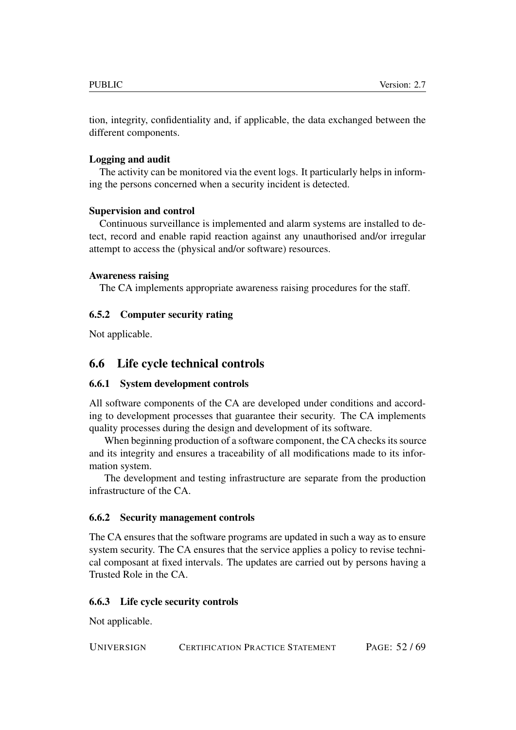tion, integrity, confidentiality and, if applicable, the data exchanged between the different components.

**Logging and audit**

The activity can be monitored via the event logs. It particularly helps in informing the persons concerned when a security incident is detected.

**Supervision and control**

Continuous surveillance is implemented and alarm systems are installed to detect, record and enable rapid reaction against any unauthorised and/or irregular attempt to access the (physical and/or software) resources.

**Awareness raising**

The CA implements appropriate awareness raising procedures for the staff.

### 6.5.2 Computer security rating

Not applicable.

## 6.6 Life cycle technical controls

### 6.6.1 System development controls

All software components of the CA are developed under conditions and according to development processes that guarantee their security. The CA implements quality processes during the design and development of its software.

When beginning production of a software component, the CA checks its source and its integrity and ensures a traceability of all modifications made to its information system.

The development and testing infrastructure are separate from the production infrastructure of the CA.

### 6.6.2 Security management controls

The CA ensures that the software programs are updated in such a way as to ensure system security. The CA ensures that the service applies a policy to revise technical composant at fixed intervals. The updates are carried out by persons having a Trusted Role in the CA.

### 6.6.3 Life cycle security controls

Not applicable.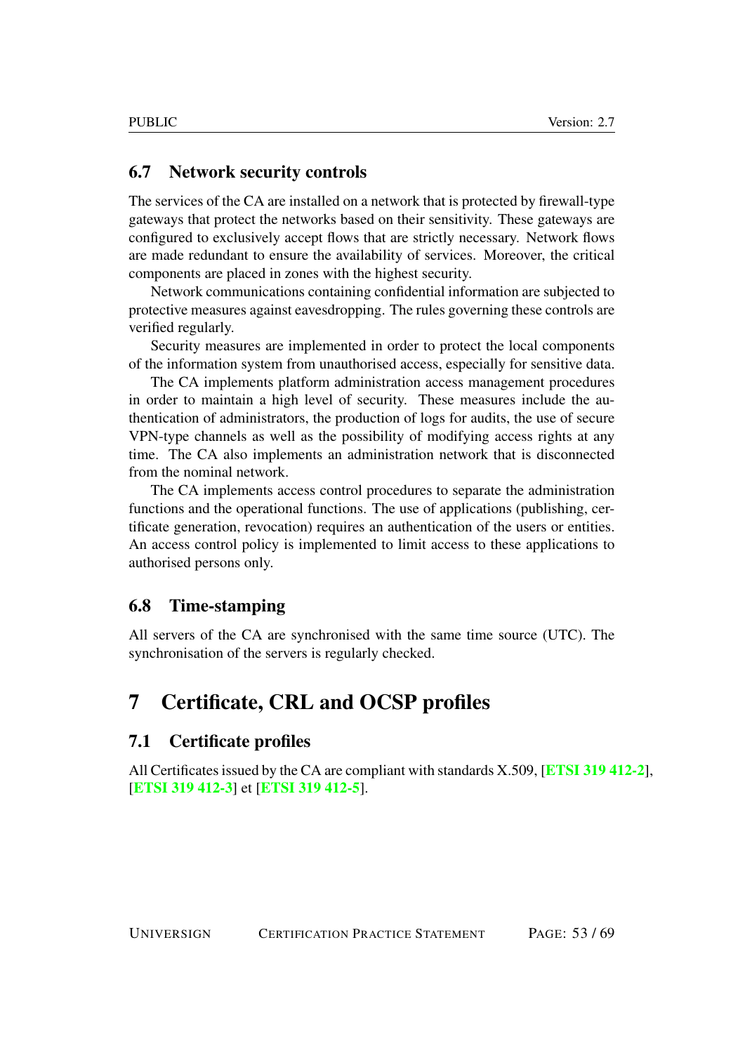## 6.7 Network security controls

The services of the CA are installed on a network that is protected by firewall-type gateways that protect the networks based on their sensitivity. These gateways are configured to exclusively accept flows that are strictly necessary. Network flows are made redundant to ensure the availability of services. Moreover, the critical components are placed in zones with the highest security.

Network communications containing confidential information are subjected to protective measures against eavesdropping. The rules governing these controls are verified regularly.

Security measures are implemented in order to protect the local components of the information system from unauthorised access, especially for sensitive data.

The CA implements platform administration access management procedures in order to maintain a high level of security. These measures include the authentication of administrators, the production of logs for audits, the use of secure VPN-type channels as well as the possibility of modifying access rights at any time. The CA also implements an administration network that is disconnected from the nominal network.

The CA implements access control procedures to separate the administration functions and the operational functions. The use of applications (publishing, certificate generation, revocation) requires an authentication of the users or entities. An access control policy is implemented to limit access to these applications to authorised persons only.

## 6.8 Time-stamping

All servers of the CA are synchronised with the same time source (UTC). The synchronisation of the servers is regularly checked.

# 7 Certificate, CRL and OCSP profiles

## 7.1 Certificate profiles

All Certificates issued by the CA are compliant with standards X.509, [**ETSI 319 412-2**], [**ETSI 319 412-3**] et [**ETSI 319 412-5**].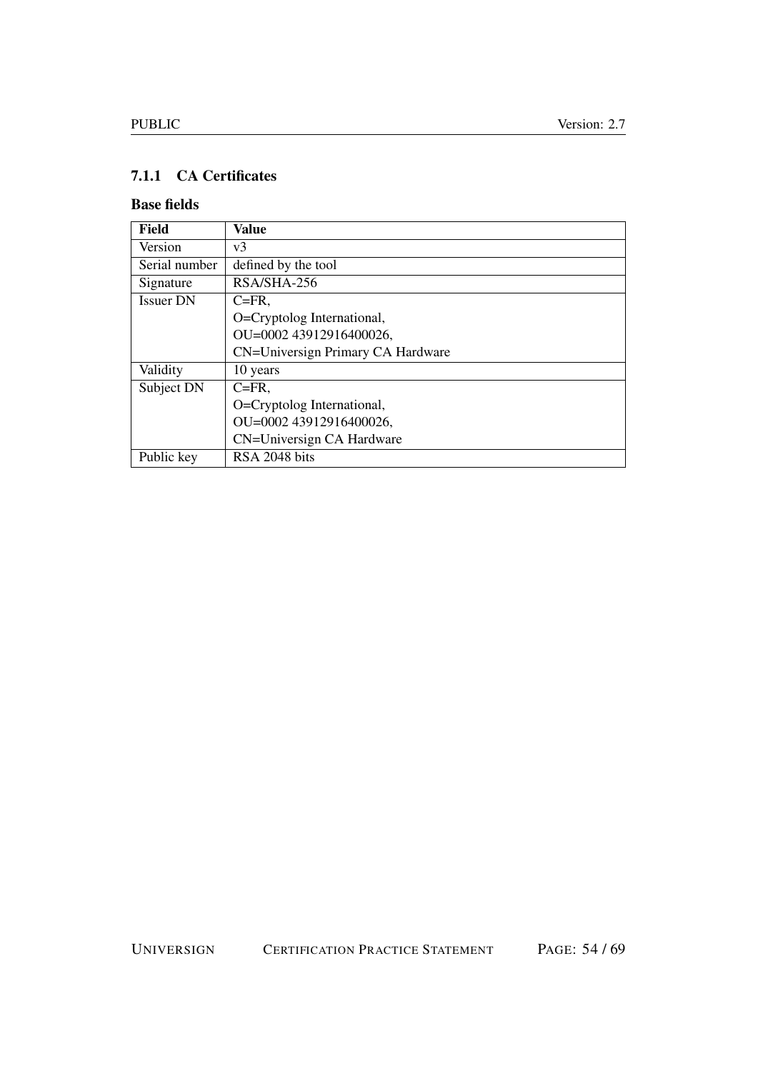### 7.1.1 CA Certificates

#### Base fields

| Field | Value |
|---|---|
| Version | v3 |
| Serial number | defined by the tool |
| Signature | RSA/SHA-256 |
| Issuer DN | C=FR,<br>O=Cryptolog International,<br>OU=0002 43912916400026,<br>CN=Universign Primary CA Hardware |
| Validity | 10 years |
| Subject DN | C=FR,<br>O=Cryptolog International,<br>OU=0002 43912916400026,<br>CN=Universign CA Hardware |
| Public key | RSA 2048 bits |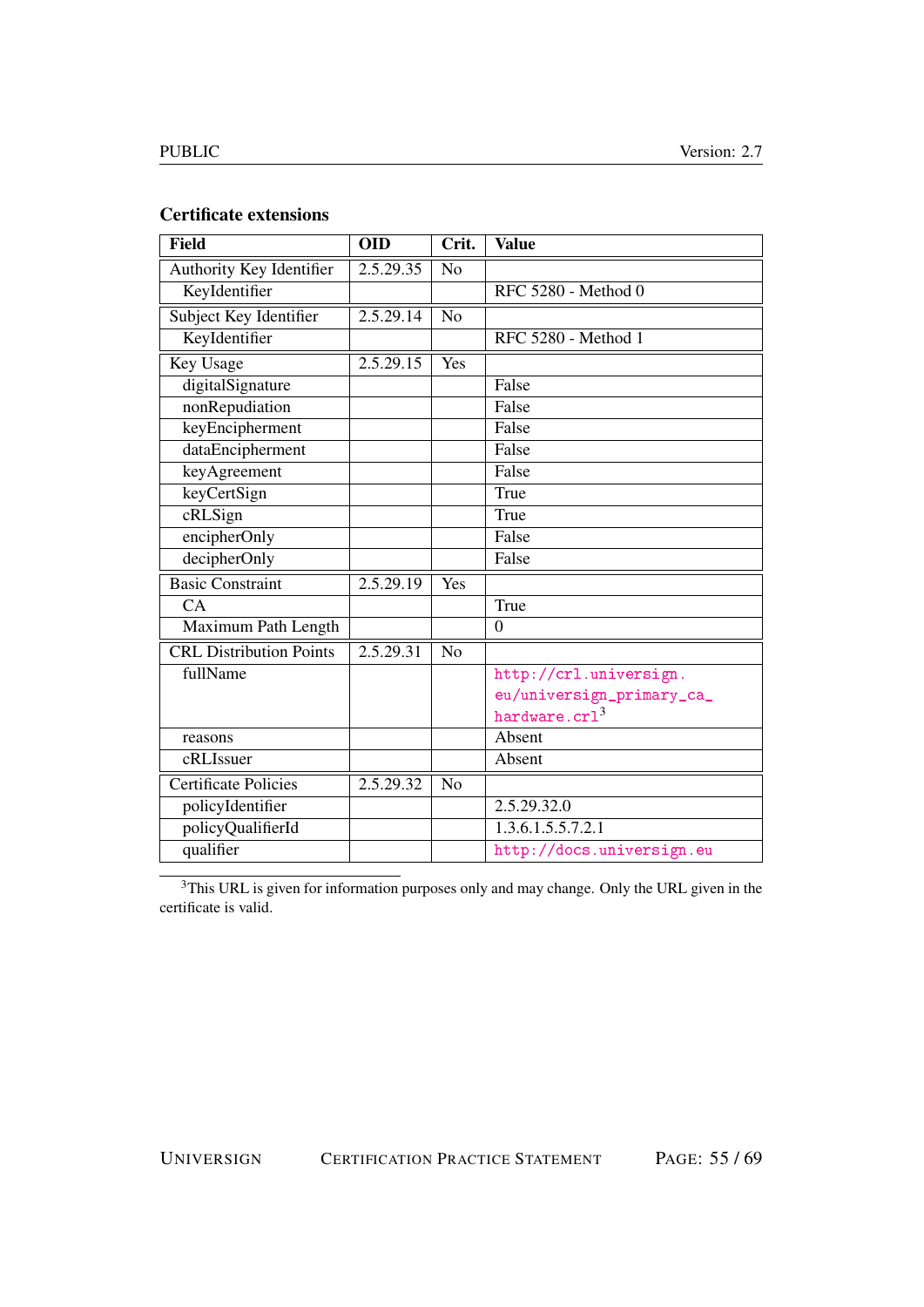### Certificate extensions

| Field | OID | Crit. | Value |
|---|---|---|---|
| Authority Key Identifier | 2.5.29.35 | No | |
| KeyIdentifier | | | RFC 5280 - Method 0 |
| Subject Key Identifier | 2.5.29.14 | No | |
| KeyIdentifier | | | RFC 5280 - Method 1 |
| Key Usage | 2.5.29.15 | Yes | |
| digitalSignature | | | False |
| nonRepudiation | | | False |
| keyEncipherment | | | False |
| dataEncipherment | | | False |
| keyAgreement | | | False |
| keyCertSign | | | True |
| cRLSign | | | True |
| encipherOnly | | | False |
| decipherOnly | | | False |
| Basic Constraint | 2.5.29.19 | Yes | |
| CA | | | True |
| Maximum Path Length | | | 0 |
| CRL Distribution Points | 2.5.29.31 | No | |
| fullName | | | http://crl.universign.eu/universign_primary_ca_hardware.crl[3] |
| reasons | | | Absent |
| cRLIssuer | | | Absent |
| Certificate Policies | 2.5.29.32 | No | |
| policyIdentifier | | | 2.5.29.32.0 |
| policyQualifierId | | | 1.3.6.1.5.5.7.2.1 |
| qualifier | | | http://docs.universign.eu |

[3]This URL is given for information purposes only and may change. Only the URL given in the certificate is valid.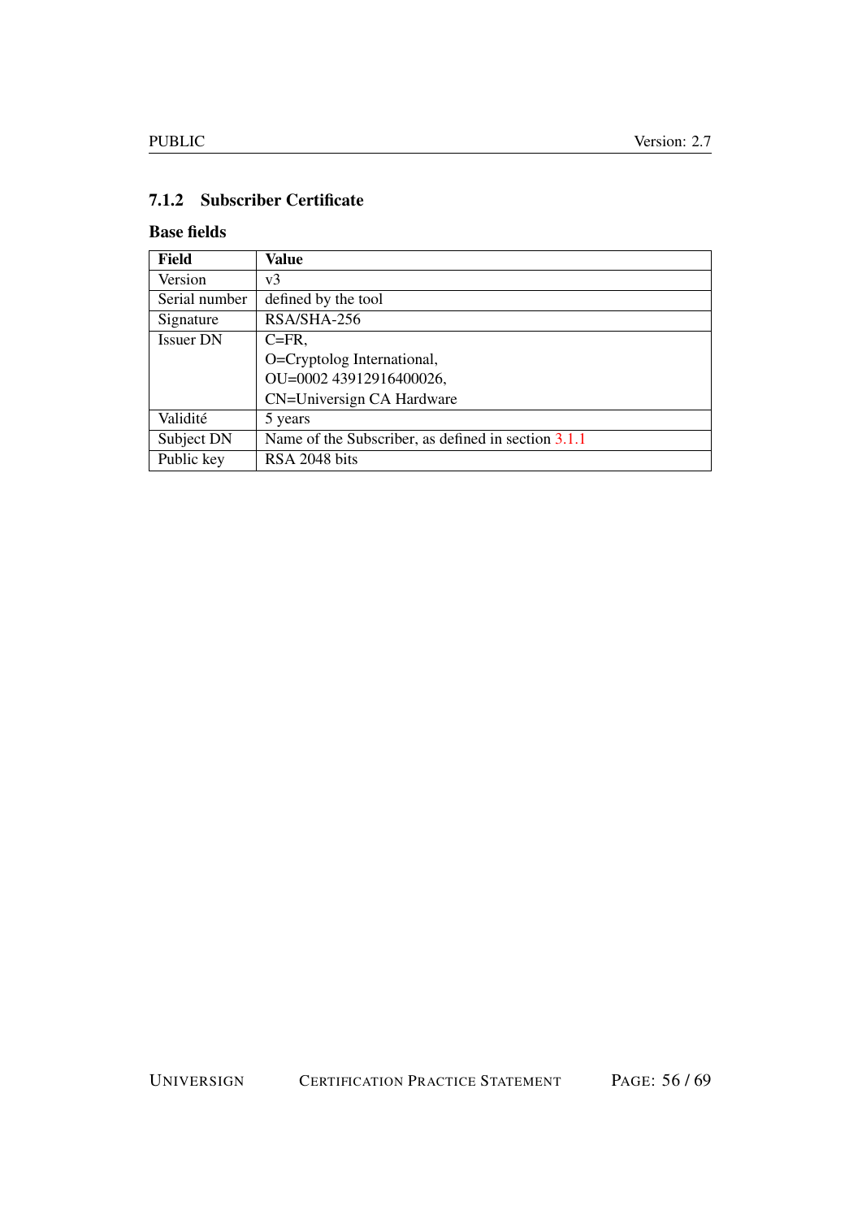### 7.1.2 Subscriber Certificate

#### Base fields

| Field | Value |
|---|---|
| Version | v3 |
| Serial number | defined by the tool |
| Signature | RSA/SHA-256 |
| Issuer DN | C=FR,<br>O=Cryptolog International,<br>OU=0002 43912916400026,<br>CN=Universign CA Hardware |
| Validité | 5 years |
| Subject DN | Name of the Subscriber, as defined in section 3.1.1 |
| Public key | RSA 2048 bits |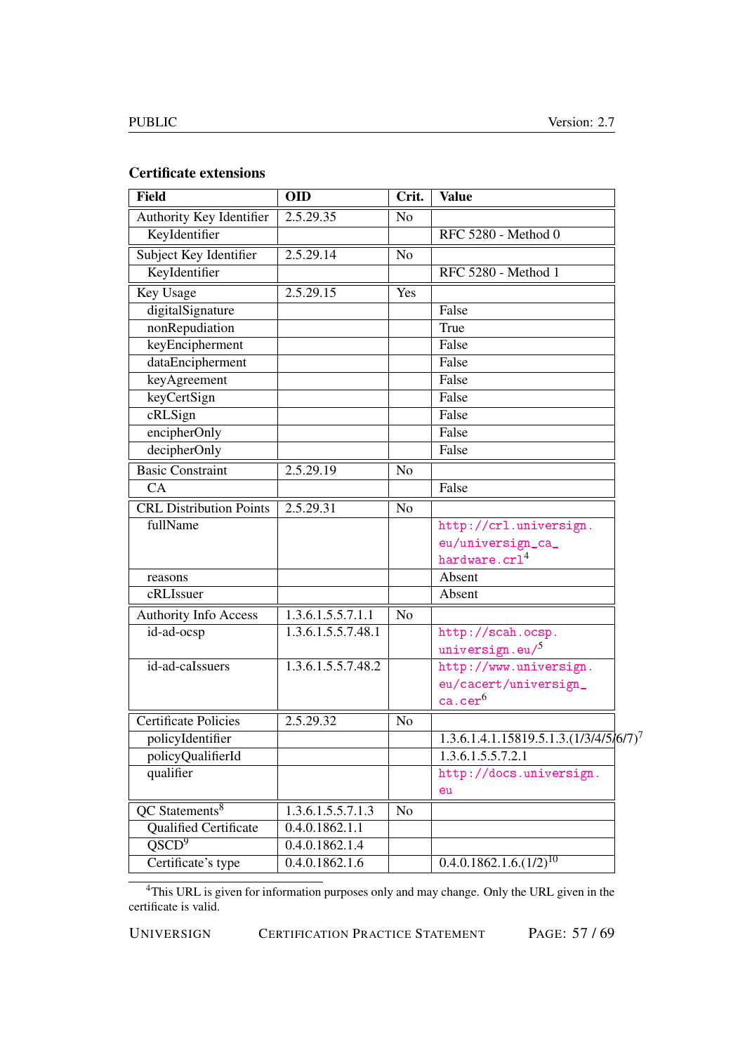### Certificate extensions

| Field | OID | Crit. | Value |
|---|---|---|---|
| Authority Key Identifier | 2.5.29.35 | No | |
| KeyIdentifier | | | RFC 5280 - Method 0 |
| Subject Key Identifier | 2.5.29.14 | No | |
| KeyIdentifier | | | RFC 5280 - Method 1 |
| Key Usage | 2.5.29.15 | Yes | |
| digitalSignature | | | False |
| nonRepudiation | | | True |
| keyEncipherment | | | False |
| dataEncipherment | | | False |
| keyAgreement | | | False |
| keyCertSign | | | False |
| cRLSign | | | False |
| encipherOnly | | | False |
| decipherOnly | | | False |
| Basic Constraint | 2.5.29.19 | No | |
| CA | | | False |
| CRL Distribution Points | 2.5.29.31 | No | |
| fullName | | | http://crl.universign.eu/universign_ca_hardware.crl[4] |
| reasons | | | Absent |
| cRLIssuer | | | Absent |
| Authority Info Access | 1.3.6.1.5.5.7.1.1 | No | |
| id-ad-ocsp | 1.3.6.1.5.5.7.48.1 | | http://scah.ocsp.universign.eu/[5] |
| id-ad-caIssuers | 1.3.6.1.5.5.7.48.2 | | http://www.universign.eu/cacert/universign_ca.cer[6] |
| Certificate Policies | 2.5.29.32 | No | |
| policyIdentifier | | | 1.3.6.1.4.1.15819.5.1.3.(1/3/4/5/6/7)[7] |
| policyQualifierId | | | 1.3.6.1.5.5.7.2.1 |
| qualifier | | | http://docs.universign.eu |
| QC Statements[8] | 1.3.6.1.5.5.7.1.3 | No | |
| Qualified Certificate | 0.4.0.1862.1.1 | | |
| QSCD[9] | 0.4.0.1862.1.4 | | |
| Certificate's type | 0.4.0.1862.1.6 | | 0.4.0.1862.1.6.(1/2)[10] |

[4]This URL is given for information purposes only and may change. Only the URL given in the certificate is valid.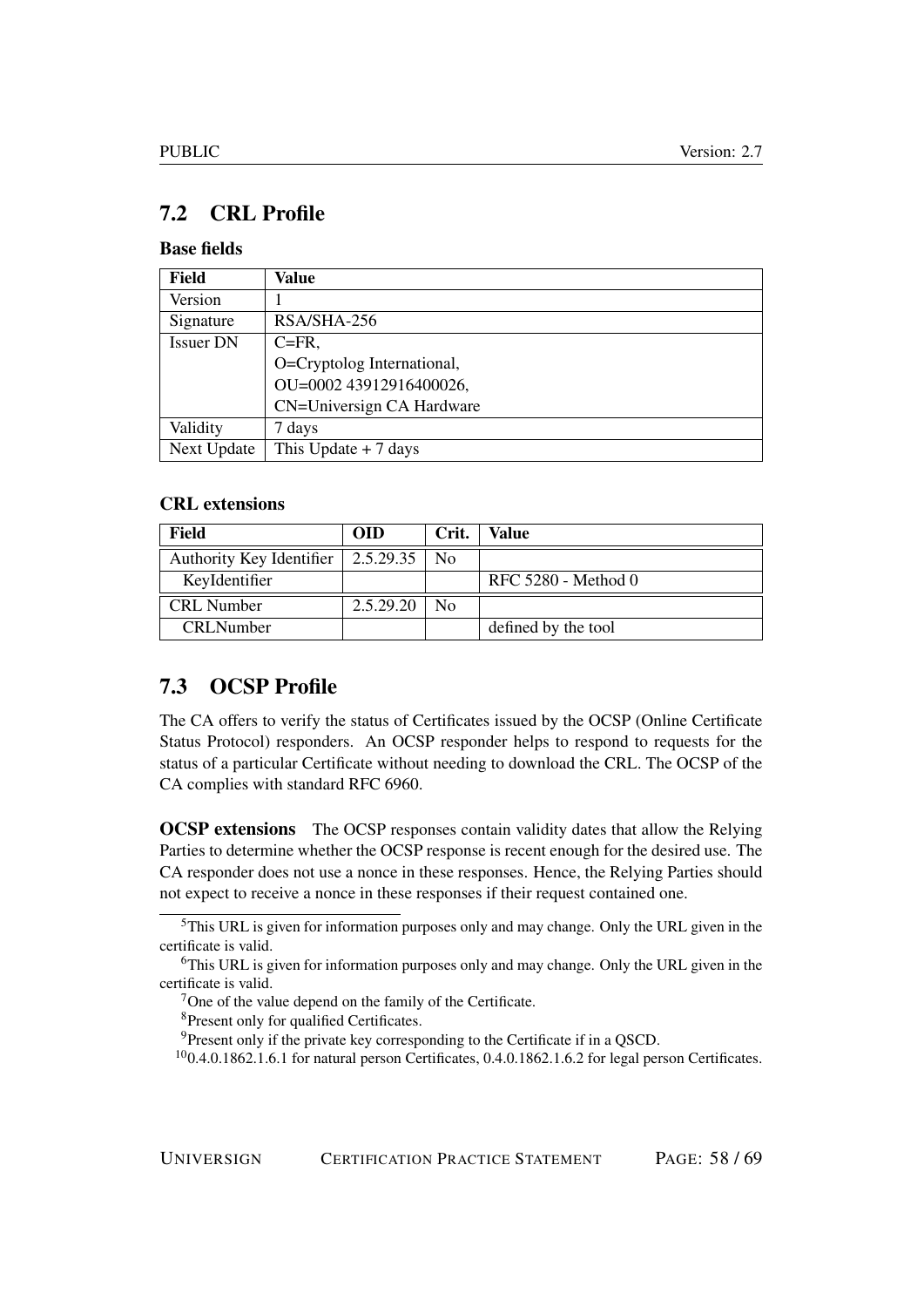## 7.2 CRL Profile

**Base fields**

| Field | Value |
|---|---|
| Version | 1 |
| Signature | RSA/SHA-256 |
| Issuer DN | C=FR,<br>O=Cryptolog International,<br>OU=0002 43912916400026,<br>CN=Universign CA Hardware |
| Validity | 7 days |
| Next Update | This Update + 7 days |

**CRL extensions**

| Field | OID | Crit. | Value |
|---|---|---|---|
| Authority Key Identifier | 2.5.29.35 | No | |
| KeyIdentifier | | | RFC 5280 - Method 0 |
| CRL Number | 2.5.29.20 | No | |
| CRLNumber | | | defined by the tool |

## 7.3 OCSP Profile

The CA offers to verify the status of Certificates issued by the OCSP (Online Certificate Status Protocol) responders. An OCSP responder helps to respond to requests for the status of a particular Certificate without needing to download the CRL. The OCSP of the CA complies with standard RFC 6960.

**OCSP extensions** The OCSP responses contain validity dates that allow the Relying Parties to determine whether the OCSP response is recent enough for the desired use. The CA responder does not use a nonce in these responses. Hence, the Relying Parties should not expect to receive a nonce in these responses if their request contained one.

---

[5] This URL is given for information purposes only and may change. Only the URL given in the certificate is valid.

[6] This URL is given for information purposes only and may change. Only the URL given in the certificate is valid.

[7] One of the value depend on the family of the Certificate.

[8] Present only for qualified Certificates.

[9] Present only if the private key corresponding to the Certificate if in a QSCD.

[10] 0.4.0.1862.1.6.1 for natural person Certificates, 0.4.0.1862.1.6.2 for legal person Certificates.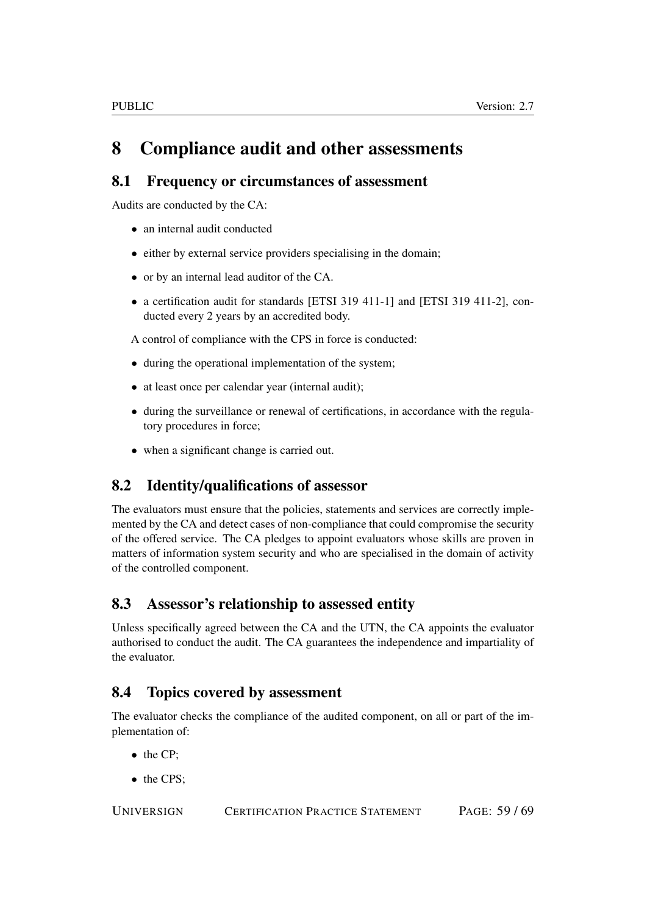# 8 Compliance audit and other assessments

## 8.1 Frequency or circumstances of assessment

Audits are conducted by the CA:

- an internal audit conducted
- either by external service providers specialising in the domain;
- or by an internal lead auditor of the CA.
- a certification audit for standards [ETSI 319 411-1] and [ETSI 319 411-2], conducted every 2 years by an accredited body.

A control of compliance with the CPS in force is conducted:

- during the operational implementation of the system;
- at least once per calendar year (internal audit);
- during the surveillance or renewal of certifications, in accordance with the regulatory procedures in force;
- when a significant change is carried out.

## 8.2 Identity/qualifications of assessor

The evaluators must ensure that the policies, statements and services are correctly implemented by the CA and detect cases of non-compliance that could compromise the security of the offered service. The CA pledges to appoint evaluators whose skills are proven in matters of information system security and who are specialised in the domain of activity of the controlled component.

## 8.3 Assessor's relationship to assessed entity

Unless specifically agreed between the CA and the UTN, the CA appoints the evaluator authorised to conduct the audit. The CA guarantees the independence and impartiality of the evaluator.

## 8.4 Topics covered by assessment

The evaluator checks the compliance of the audited component, on all or part of the implementation of:

- the CP;
- the CPS;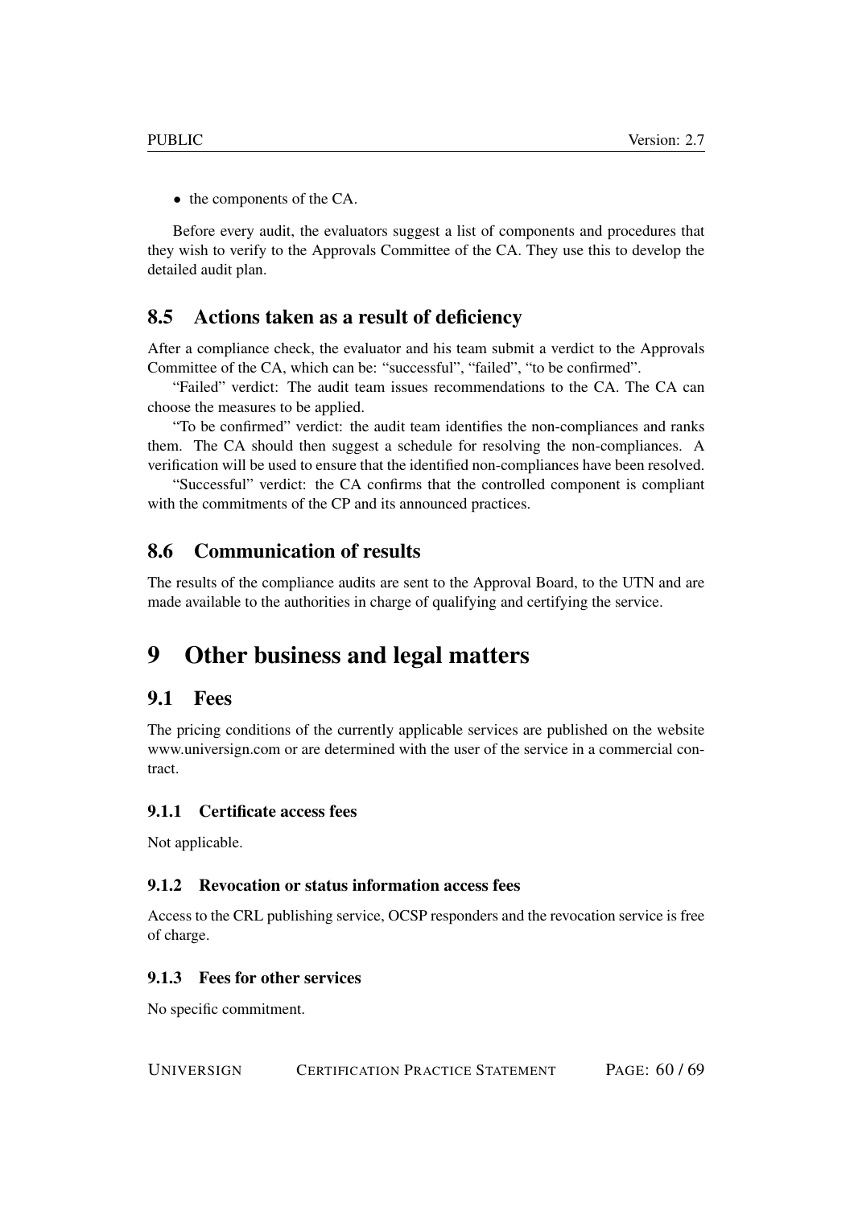- the components of the CA.

Before every audit, the evaluators suggest a list of components and procedures that they wish to verify to the Approvals Committee of the CA. They use this to develop the detailed audit plan.

## 8.5 Actions taken as a result of deficiency

After a compliance check, the evaluator and his team submit a verdict to the Approvals Committee of the CA, which can be: "successful", "failed", "to be confirmed".

"Failed" verdict: The audit team issues recommendations to the CA. The CA can choose the measures to be applied.

"To be confirmed" verdict: the audit team identifies the non-compliances and ranks them. The CA should then suggest a schedule for resolving the non-compliances. A verification will be used to ensure that the identified non-compliances have been resolved.

"Successful" verdict: the CA confirms that the controlled component is compliant with the commitments of the CP and its announced practices.

## 8.6 Communication of results

The results of the compliance audits are sent to the Approval Board, to the UTN and are made available to the authorities in charge of qualifying and certifying the service.

# 9 Other business and legal matters

## 9.1 Fees

The pricing conditions of the currently applicable services are published on the website www.universign.com or are determined with the user of the service in a commercial contract.

### 9.1.1 Certificate access fees

Not applicable.

### 9.1.2 Revocation or status information access fees

Access to the CRL publishing service, OCSP responders and the revocation service is free of charge.

### 9.1.3 Fees for other services

No specific commitment.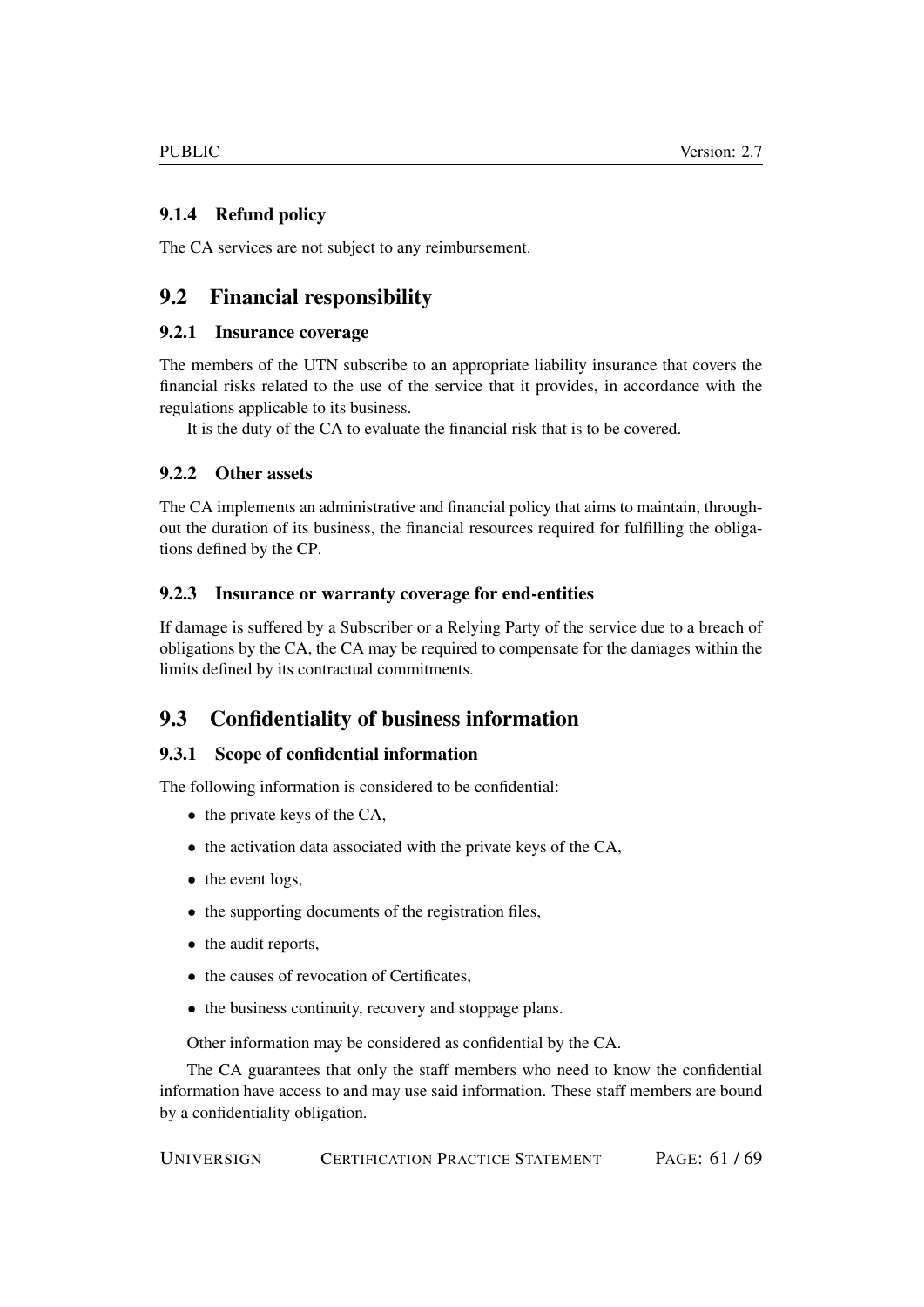### 9.1.4 Refund policy

The CA services are not subject to any reimbursement.

## 9.2 Financial responsibility

### 9.2.1 Insurance coverage

The members of the UTN subscribe to an appropriate liability insurance that covers the financial risks related to the use of the service that it provides, in accordance with the regulations applicable to its business.

It is the duty of the CA to evaluate the financial risk that is to be covered.

### 9.2.2 Other assets

The CA implements an administrative and financial policy that aims to maintain, throughout the duration of its business, the financial resources required for fulfilling the obligations defined by the CP.

### 9.2.3 Insurance or warranty coverage for end-entities

If damage is suffered by a Subscriber or a Relying Party of the service due to a breach of obligations by the CA, the CA may be required to compensate for the damages within the limits defined by its contractual commitments.

## 9.3 Confidentiality of business information

### 9.3.1 Scope of confidential information

The following information is considered to be confidential:

- the private keys of the CA,
- the activation data associated with the private keys of the CA,
- the event logs,
- the supporting documents of the registration files,
- the audit reports,
- the causes of revocation of Certificates,
- the business continuity, recovery and stoppage plans.

Other information may be considered as confidential by the CA.

The CA guarantees that only the staff members who need to know the confidential information have access to and may use said information. These staff members are bound by a confidentiality obligation.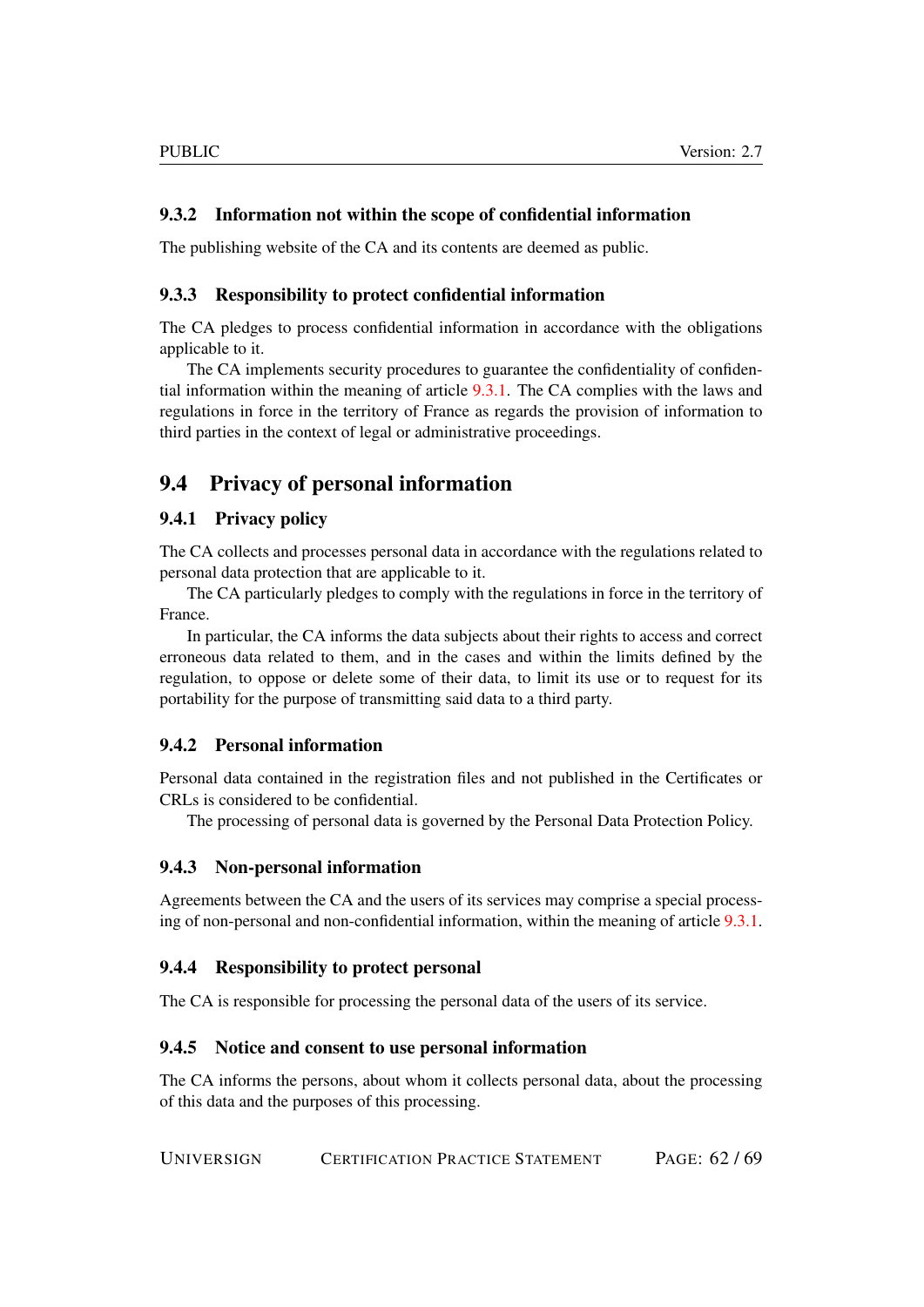### 9.3.2 Information not within the scope of confidential information

The publishing website of the CA and its contents are deemed as public.

### 9.3.3 Responsibility to protect confidential information

The CA pledges to process confidential information in accordance with the obligations applicable to it.

The CA implements security procedures to guarantee the confidentiality of confidential information within the meaning of article 9.3.1. The CA complies with the laws and regulations in force in the territory of France as regards the provision of information to third parties in the context of legal or administrative proceedings.

## 9.4 Privacy of personal information

### 9.4.1 Privacy policy

The CA collects and processes personal data in accordance with the regulations related to personal data protection that are applicable to it.

The CA particularly pledges to comply with the regulations in force in the territory of France.

In particular, the CA informs the data subjects about their rights to access and correct erroneous data related to them, and in the cases and within the limits defined by the regulation, to oppose or delete some of their data, to limit its use or to request for its portability for the purpose of transmitting said data to a third party.

### 9.4.2 Personal information

Personal data contained in the registration files and not published in the Certificates or CRLs is considered to be confidential.

The processing of personal data is governed by the Personal Data Protection Policy.

### 9.4.3 Non-personal information

Agreements between the CA and the users of its services may comprise a special processing of non-personal and non-confidential information, within the meaning of article 9.3.1.

### 9.4.4 Responsibility to protect personal

The CA is responsible for processing the personal data of the users of its service.

### 9.4.5 Notice and consent to use personal information

The CA informs the persons, about whom it collects personal data, about the processing of this data and the purposes of this processing.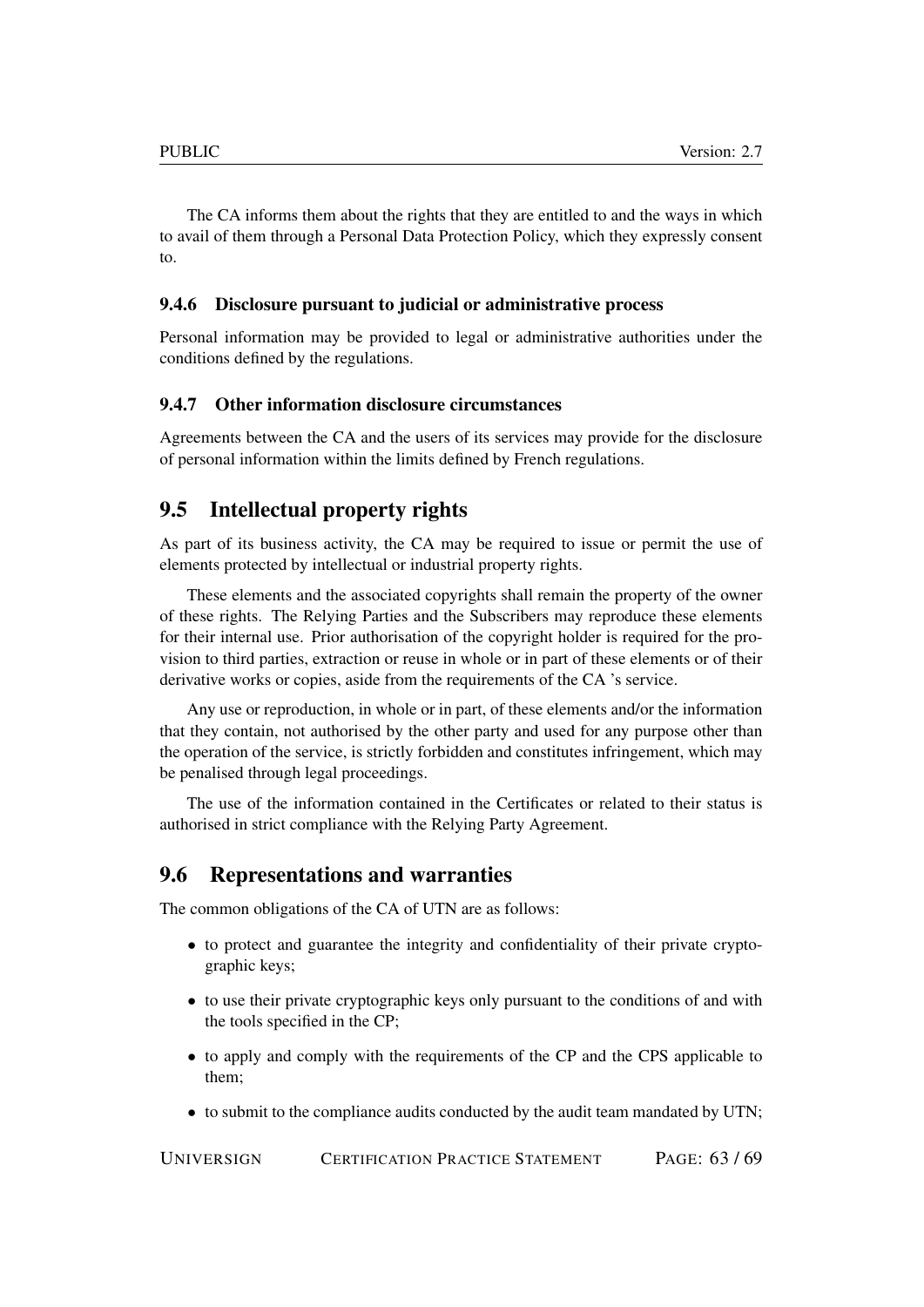The CA informs them about the rights that they are entitled to and the ways in which to avail of them through a Personal Data Protection Policy, which they expressly consent to.

### 9.4.6 Disclosure pursuant to judicial or administrative process

Personal information may be provided to legal or administrative authorities under the conditions defined by the regulations.

### 9.4.7 Other information disclosure circumstances

Agreements between the CA and the users of its services may provide for the disclosure of personal information within the limits defined by French regulations.

## 9.5 Intellectual property rights

As part of its business activity, the CA may be required to issue or permit the use of elements protected by intellectual or industrial property rights.

These elements and the associated copyrights shall remain the property of the owner of these rights. The Relying Parties and the Subscribers may reproduce these elements for their internal use. Prior authorisation of the copyright holder is required for the provision to third parties, extraction or reuse in whole or in part of these elements or of their derivative works or copies, aside from the requirements of the CA 's service.

Any use or reproduction, in whole or in part, of these elements and/or the information that they contain, not authorised by the other party and used for any purpose other than the operation of the service, is strictly forbidden and constitutes infringement, which may be penalised through legal proceedings.

The use of the information contained in the Certificates or related to their status is authorised in strict compliance with the Relying Party Agreement.

## 9.6 Representations and warranties

The common obligations of the CA of UTN are as follows:

- to protect and guarantee the integrity and confidentiality of their private cryptographic keys;
- to use their private cryptographic keys only pursuant to the conditions of and with the tools specified in the CP;
- to apply and comply with the requirements of the CP and the CPS applicable to them;
- to submit to the compliance audits conducted by the audit team mandated by UTN;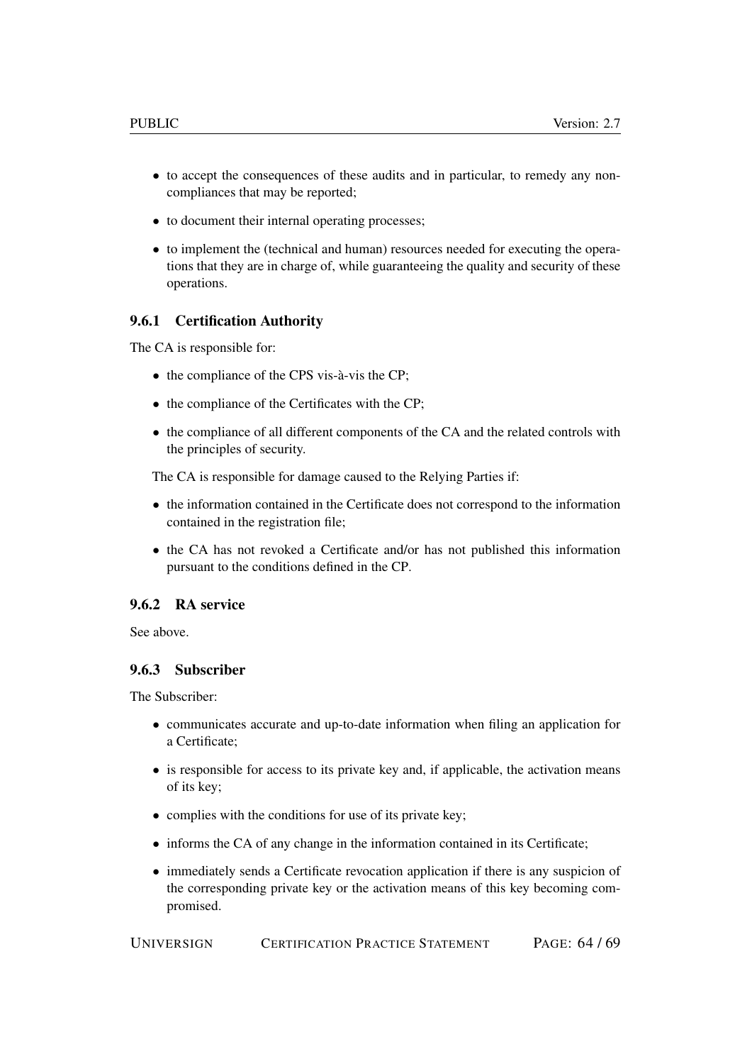- to accept the consequences of these audits and in particular, to remedy any non-compliances that may be reported;
- to document their internal operating processes;
- to implement the (technical and human) resources needed for executing the operations that they are in charge of, while guaranteeing the quality and security of these operations.

### 9.6.1 Certification Authority

The CA is responsible for:

- the compliance of the CPS vis-à-vis the CP;
- the compliance of the Certificates with the CP;
- the compliance of all different components of the CA and the related controls with the principles of security.

The CA is responsible for damage caused to the Relying Parties if:

- the information contained in the Certificate does not correspond to the information contained in the registration file;
- the CA has not revoked a Certificate and/or has not published this information pursuant to the conditions defined in the CP.

### 9.6.2 RA service

See above.

### 9.6.3 Subscriber

The Subscriber:

- communicates accurate and up-to-date information when filing an application for a Certificate;
- is responsible for access to its private key and, if applicable, the activation means of its key;
- complies with the conditions for use of its private key;
- informs the CA of any change in the information contained in its Certificate;
- immediately sends a Certificate revocation application if there is any suspicion of the corresponding private key or the activation means of this key becoming compromised.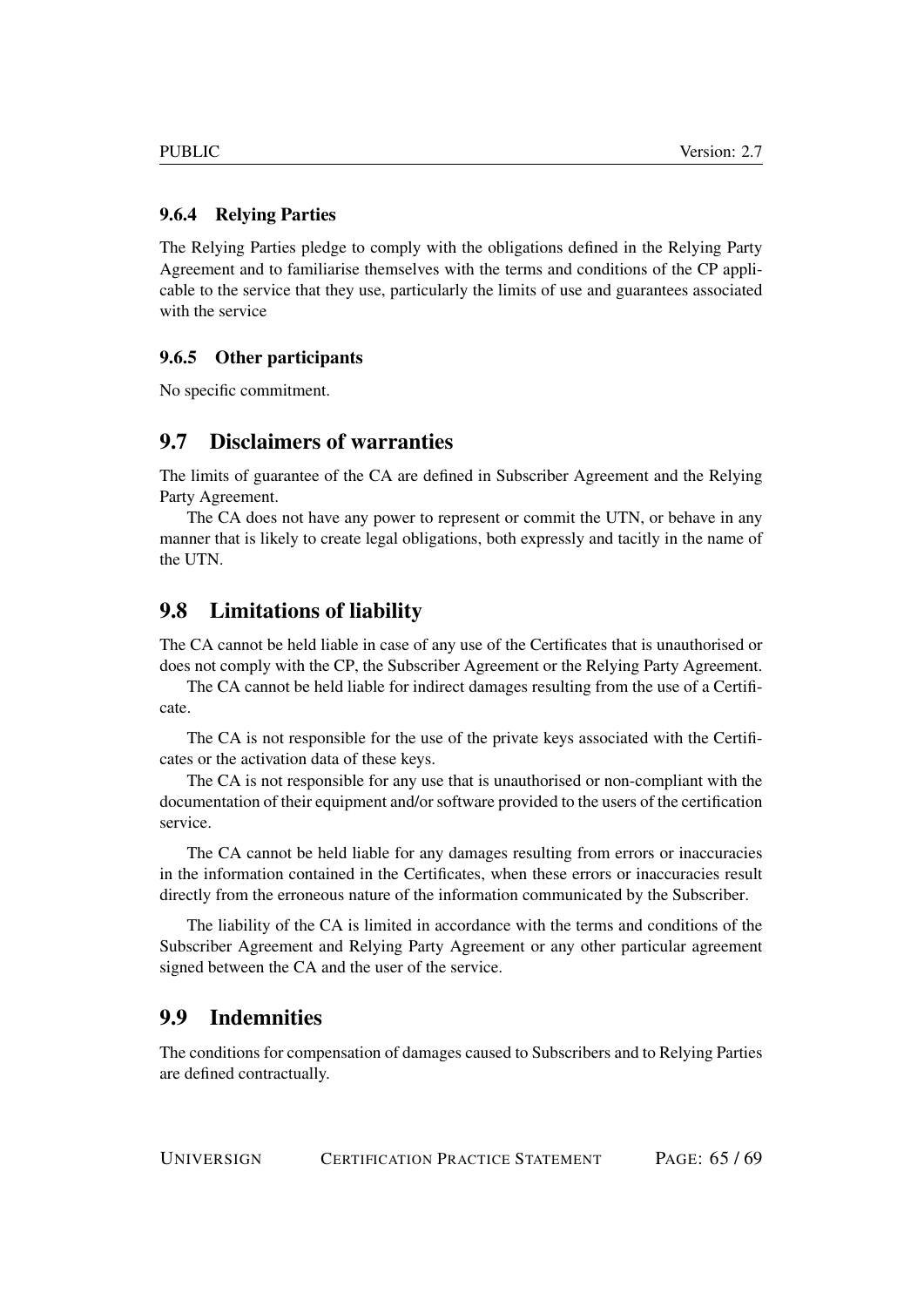### 9.6.4 Relying Parties

The Relying Parties pledge to comply with the obligations defined in the Relying Party Agreement and to familiarise themselves with the terms and conditions of the CP applicable to the service that they use, particularly the limits of use and guarantees associated with the service

### 9.6.5 Other participants

No specific commitment.

## 9.7 Disclaimers of warranties

The limits of guarantee of the CA are defined in Subscriber Agreement and the Relying Party Agreement.

The CA does not have any power to represent or commit the UTN, or behave in any manner that is likely to create legal obligations, both expressly and tacitly in the name of the UTN.

## 9.8 Limitations of liability

The CA cannot be held liable in case of any use of the Certificates that is unauthorised or does not comply with the CP, the Subscriber Agreement or the Relying Party Agreement.

The CA cannot be held liable for indirect damages resulting from the use of a Certificate.

The CA is not responsible for the use of the private keys associated with the Certificates or the activation data of these keys.

The CA is not responsible for any use that is unauthorised or non-compliant with the documentation of their equipment and/or software provided to the users of the certification service.

The CA cannot be held liable for any damages resulting from errors or inaccuracies in the information contained in the Certificates, when these errors or inaccuracies result directly from the erroneous nature of the information communicated by the Subscriber.

The liability of the CA is limited in accordance with the terms and conditions of the Subscriber Agreement and Relying Party Agreement or any other particular agreement signed between the CA and the user of the service.

## 9.9 Indemnities

The conditions for compensation of damages caused to Subscribers and to Relying Parties are defined contractually.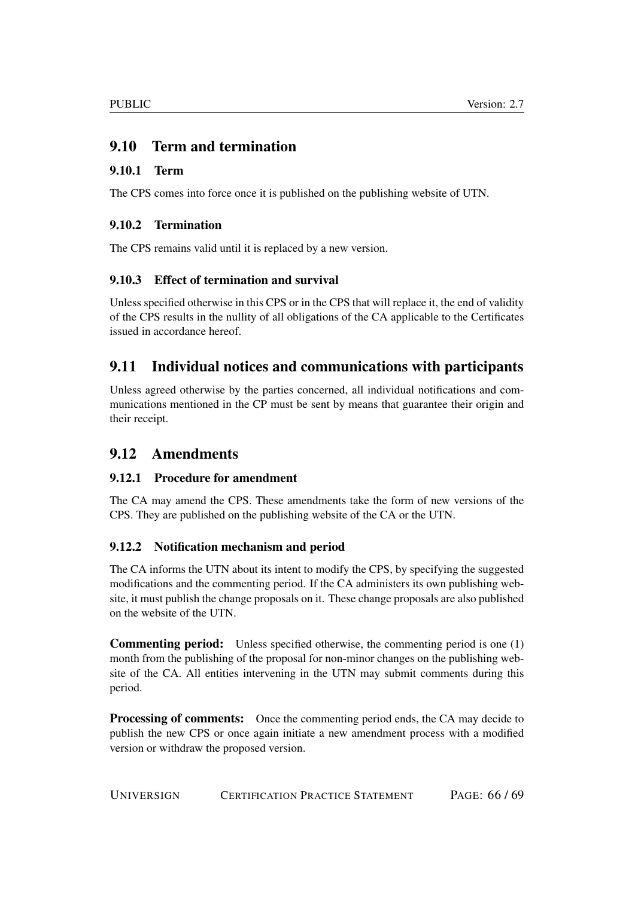## 9.10 Term and termination

### 9.10.1 Term

The CPS comes into force once it is published on the publishing website of UTN.

### 9.10.2 Termination

The CPS remains valid until it is replaced by a new version.

### 9.10.3 Effect of termination and survival

Unless specified otherwise in this CPS or in the CPS that will replace it, the end of validity of the CPS results in the nullity of all obligations of the CA applicable to the Certificates issued in accordance hereof.

## 9.11 Individual notices and communications with participants

Unless agreed otherwise by the parties concerned, all individual notifications and communications mentioned in the CP must be sent by means that guarantee their origin and their receipt.

## 9.12 Amendments

### 9.12.1 Procedure for amendment

The CA may amend the CPS. These amendments take the form of new versions of the CPS. They are published on the publishing website of the CA or the UTN.

### 9.12.2 Notification mechanism and period

The CA informs the UTN about its intent to modify the CPS, by specifying the suggested modifications and the commenting period. If the CA administers its own publishing website, it must publish the change proposals on it. These change proposals are also published on the website of the UTN.

**Commenting period:** Unless specified otherwise, the commenting period is one (1) month from the publishing of the proposal for non-minor changes on the publishing website of the CA. All entities intervening in the UTN may submit comments during this period.

**Processing of comments:** Once the commenting period ends, the CA may decide to publish the new CPS or once again initiate a new amendment process with a modified version or withdraw the proposed version.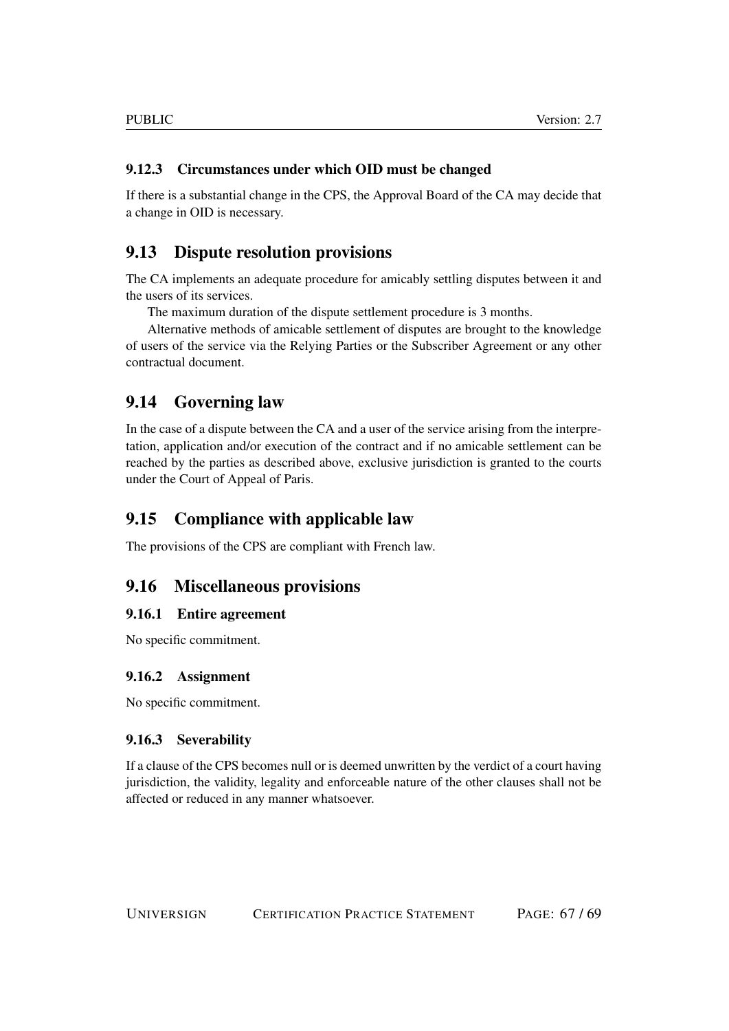#### 9.12.3 Circumstances under which OID must be changed

If there is a substantial change in the CPS, the Approval Board of the CA may decide that a change in OID is necessary.

## 9.13 Dispute resolution provisions

The CA implements an adequate procedure for amicably settling disputes between it and the users of its services.

The maximum duration of the dispute settlement procedure is 3 months.

Alternative methods of amicable settlement of disputes are brought to the knowledge of users of the service via the Relying Parties or the Subscriber Agreement or any other contractual document.

## 9.14 Governing law

In the case of a dispute between the CA and a user of the service arising from the interpretation, application and/or execution of the contract and if no amicable settlement can be reached by the parties as described above, exclusive jurisdiction is granted to the courts under the Court of Appeal of Paris.

## 9.15 Compliance with applicable law

The provisions of the CPS are compliant with French law.

## 9.16 Miscellaneous provisions

#### 9.16.1 Entire agreement

No specific commitment.

#### 9.16.2 Assignment

No specific commitment.

#### 9.16.3 Severability

If a clause of the CPS becomes null or is deemed unwritten by the verdict of a court having jurisdiction, the validity, legality and enforceable nature of the other clauses shall not be affected or reduced in any manner whatsoever.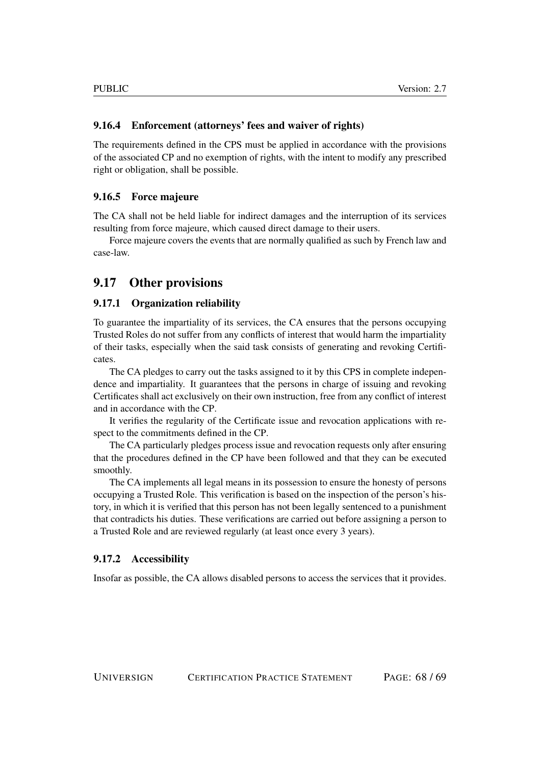### 9.16.4 Enforcement (attorneys' fees and waiver of rights)

The requirements defined in the CPS must be applied in accordance with the provisions of the associated CP and no exemption of rights, with the intent to modify any prescribed right or obligation, shall be possible.

### 9.16.5 Force majeure

The CA shall not be held liable for indirect damages and the interruption of its services resulting from force majeure, which caused direct damage to their users.

Force majeure covers the events that are normally qualified as such by French law and case-law.

## 9.17 Other provisions

### 9.17.1 Organization reliability

To guarantee the impartiality of its services, the CA ensures that the persons occupying Trusted Roles do not suffer from any conflicts of interest that would harm the impartiality of their tasks, especially when the said task consists of generating and revoking Certificates.

The CA pledges to carry out the tasks assigned to it by this CPS in complete independence and impartiality. It guarantees that the persons in charge of issuing and revoking Certificates shall act exclusively on their own instruction, free from any conflict of interest and in accordance with the CP.

It verifies the regularity of the Certificate issue and revocation applications with respect to the commitments defined in the CP.

The CA particularly pledges process issue and revocation requests only after ensuring that the procedures defined in the CP have been followed and that they can be executed smoothly.

The CA implements all legal means in its possession to ensure the honesty of persons occupying a Trusted Role. This verification is based on the inspection of the person's history, in which it is verified that this person has not been legally sentenced to a punishment that contradicts his duties. These verifications are carried out before assigning a person to a Trusted Role and are reviewed regularly (at least once every 3 years).

### 9.17.2 Accessibility

Insofar as possible, the CA allows disabled persons to access the services that it provides.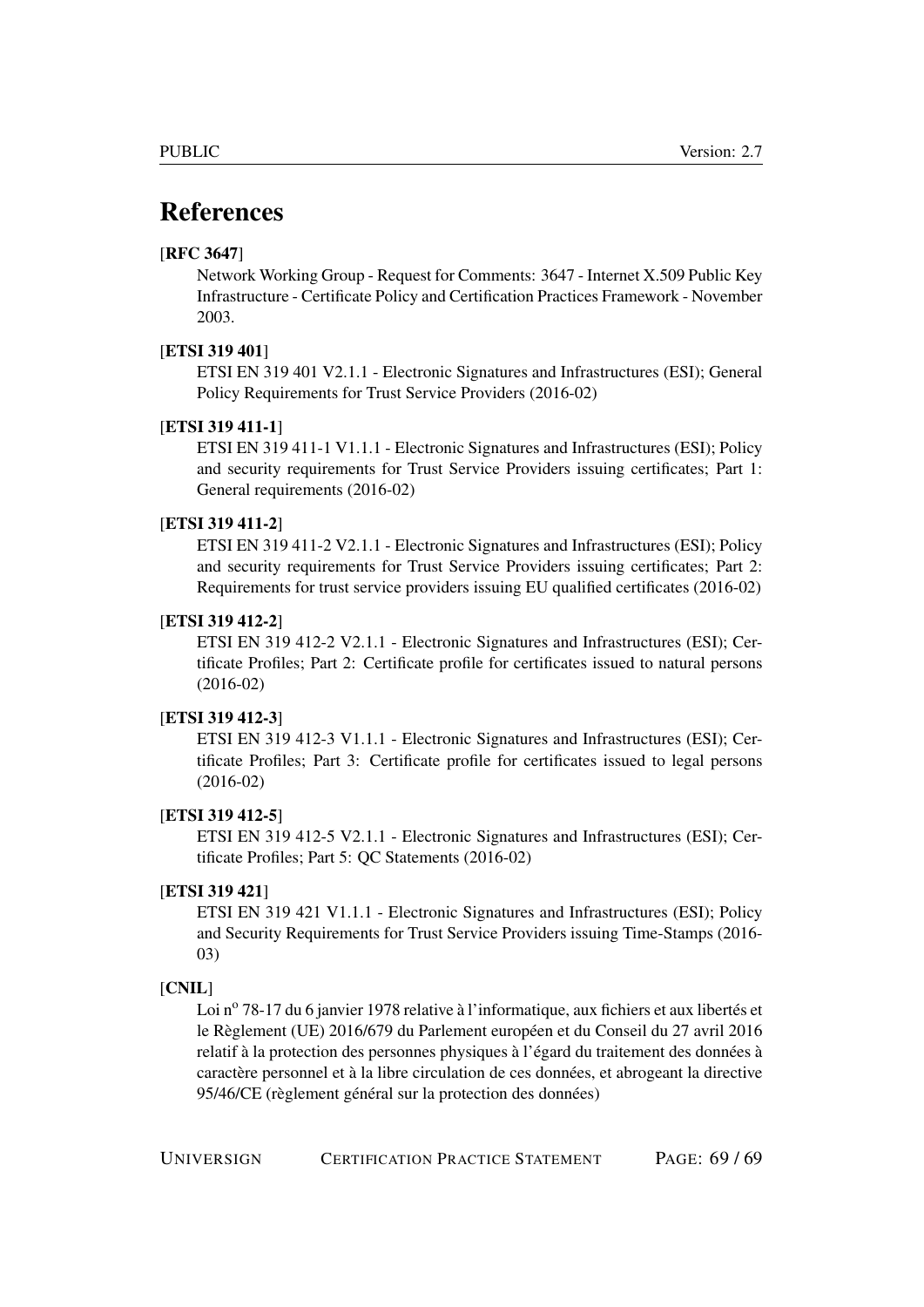# References

**[RFC 3647]**

Network Working Group - Request for Comments: 3647 - Internet X.509 Public Key Infrastructure - Certificate Policy and Certification Practices Framework - November 2003.

**[ETSI 319 401]**

ETSI EN 319 401 V2.1.1 - Electronic Signatures and Infrastructures (ESI); General Policy Requirements for Trust Service Providers (2016-02)

**[ETSI 319 411-1]**

ETSI EN 319 411-1 V1.1.1 - Electronic Signatures and Infrastructures (ESI); Policy and security requirements for Trust Service Providers issuing certificates; Part 1: General requirements (2016-02)

**[ETSI 319 411-2]**

ETSI EN 319 411-2 V2.1.1 - Electronic Signatures and Infrastructures (ESI); Policy and security requirements for Trust Service Providers issuing certificates; Part 2: Requirements for trust service providers issuing EU qualified certificates (2016-02)

**[ETSI 319 412-2]**

ETSI EN 319 412-2 V2.1.1 - Electronic Signatures and Infrastructures (ESI); Certificate Profiles; Part 2: Certificate profile for certificates issued to natural persons (2016-02)

**[ETSI 319 412-3]**

ETSI EN 319 412-3 V1.1.1 - Electronic Signatures and Infrastructures (ESI); Certificate Profiles; Part 3: Certificate profile for certificates issued to legal persons (2016-02)

**[ETSI 319 412-5]**

ETSI EN 319 412-5 V2.1.1 - Electronic Signatures and Infrastructures (ESI); Certificate Profiles; Part 5: QC Statements (2016-02)

**[ETSI 319 421]**

ETSI EN 319 421 V1.1.1 - Electronic Signatures and Infrastructures (ESI); Policy and Security Requirements for Trust Service Providers issuing Time-Stamps (2016-03)

**[CNIL]**

Loi n° 78-17 du 6 janvier 1978 relative à l'informatique, aux fichiers et aux libertés et le Règlement (UE) 2016/679 du Parlement européen et du Conseil du 27 avril 2016 relatif à la protection des personnes physiques à l'égard du traitement des données à caractère personnel et à la libre circulation de ces données, et abrogeant la directive 95/46/CE (règlement général sur la protection des données)